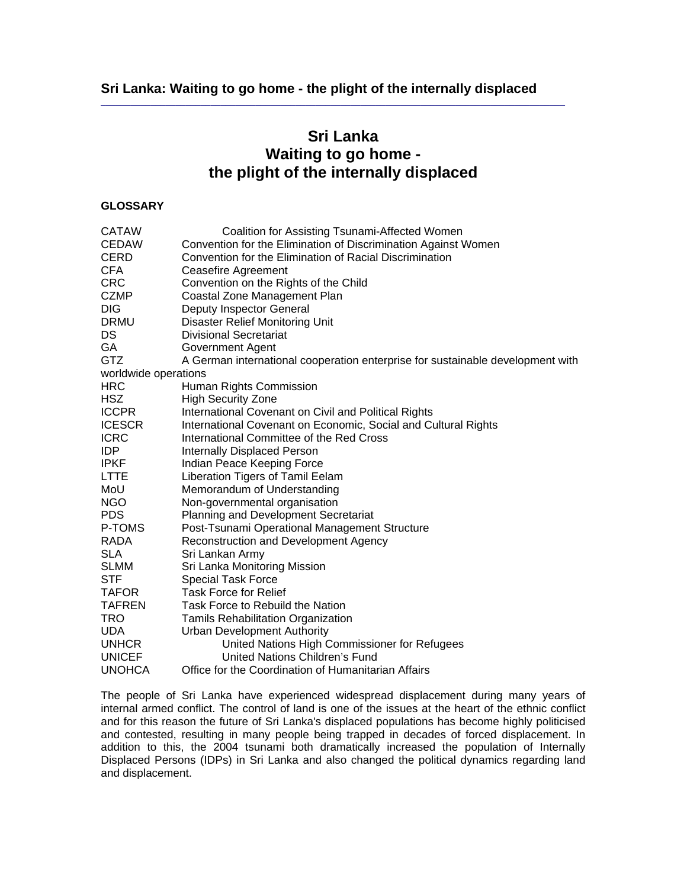**Sri Lanka: Waiting to go home - the plight of the internally displaced**

# Sri Lanka
# Waiting to go home -
# the plight of the internally displaced

**GLOSSARY**

| | |
|---|---|
| CATAW | Coalition for Assisting Tsunami-Affected Women |
| CEDAW | Convention for the Elimination of Discrimination Against Women |
| CERD | Convention for the Elimination of Racial Discrimination |
| CFA | Ceasefire Agreement |
| CRC | Convention on the Rights of the Child |
| CZMP | Coastal Zone Management Plan |
| DIG | Deputy Inspector General |
| DRMU | Disaster Relief Monitoring Unit |
| DS | Divisional Secretariat |
| GA | Government Agent |
| GTZ | A German international cooperation enterprise for sustainable development with worldwide operations |
| HRC | Human Rights Commission |
| HSZ | High Security Zone |
| ICCPR | International Covenant on Civil and Political Rights |
| ICESCR | International Covenant on Economic, Social and Cultural Rights |
| ICRC | International Committee of the Red Cross |
| IDP | Internally Displaced Person |
| IPKF | Indian Peace Keeping Force |
| LTTE | Liberation Tigers of Tamil Eelam |
| MoU | Memorandum of Understanding |
| NGO | Non-governmental organisation |
| PDS | Planning and Development Secretariat |
| P-TOMS | Post-Tsunami Operational Management Structure |
| RADA | Reconstruction and Development Agency |
| SLA | Sri Lankan Army |
| SLMM | Sri Lanka Monitoring Mission |
| STF | Special Task Force |
| TAFOR | Task Force for Relief |
| TAFREN | Task Force to Rebuild the Nation |
| TRO | Tamils Rehabilitation Organization |
| UDA | Urban Development Authority |
| UNHCR | United Nations High Commissioner for Refugees |
| UNICEF | United Nations Children's Fund |
| UNOHCA | Office for the Coordination of Humanitarian Affairs |

The people of Sri Lanka have experienced widespread displacement during many years of internal armed conflict. The control of land is one of the issues at the heart of the ethnic conflict and for this reason the future of Sri Lanka's displaced populations has become highly politicised and contested, resulting in many people being trapped in decades of forced displacement. In addition to this, the 2004 tsunami both dramatically increased the population of Internally Displaced Persons (IDPs) in Sri Lanka and also changed the political dynamics regarding land and displacement.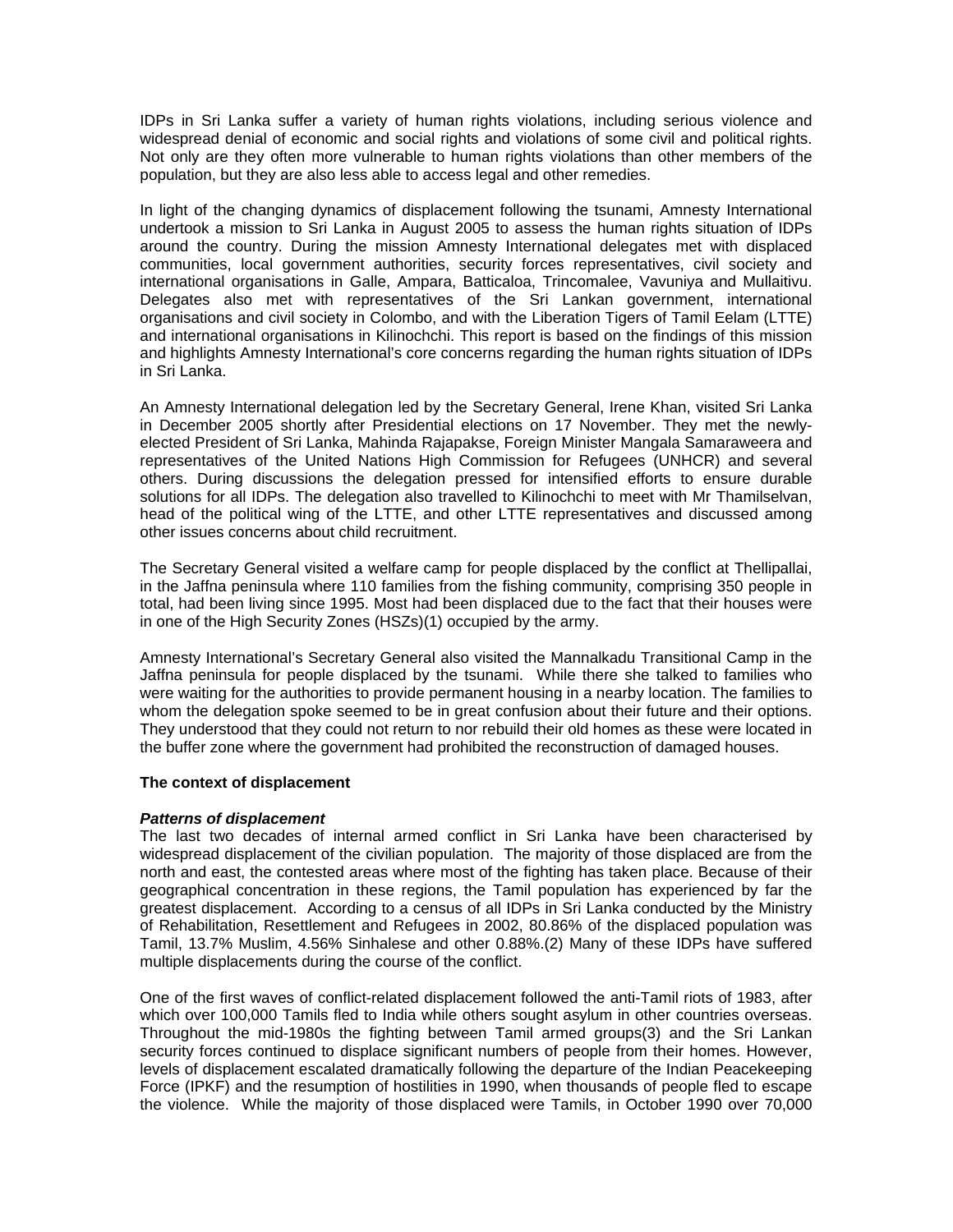IDPs in Sri Lanka suffer a variety of human rights violations, including serious violence and widespread denial of economic and social rights and violations of some civil and political rights. Not only are they often more vulnerable to human rights violations than other members of the population, but they are also less able to access legal and other remedies.

In light of the changing dynamics of displacement following the tsunami, Amnesty International undertook a mission to Sri Lanka in August 2005 to assess the human rights situation of IDPs around the country. During the mission Amnesty International delegates met with displaced communities, local government authorities, security forces representatives, civil society and international organisations in Galle, Ampara, Batticaloa, Trincomalee, Vavuniya and Mullaitivu. Delegates also met with representatives of the Sri Lankan government, international organisations and civil society in Colombo, and with the Liberation Tigers of Tamil Eelam (LTTE) and international organisations in Kilinochchi. This report is based on the findings of this mission and highlights Amnesty International's core concerns regarding the human rights situation of IDPs in Sri Lanka.

An Amnesty International delegation led by the Secretary General, Irene Khan, visited Sri Lanka in December 2005 shortly after Presidential elections on 17 November. They met the newly-elected President of Sri Lanka, Mahinda Rajapakse, Foreign Minister Mangala Samaraweera and representatives of the United Nations High Commission for Refugees (UNHCR) and several others. During discussions the delegation pressed for intensified efforts to ensure durable solutions for all IDPs. The delegation also travelled to Kilinochchi to meet with Mr Thamilselvan, head of the political wing of the LTTE, and other LTTE representatives and discussed among other issues concerns about child recruitment.

The Secretary General visited a welfare camp for people displaced by the conflict at Thellipallai, in the Jaffna peninsula where 110 families from the fishing community, comprising 350 people in total, had been living since 1995. Most had been displaced due to the fact that their houses were in one of the High Security Zones (HSZs)(1) occupied by the army.

Amnesty International's Secretary General also visited the Mannalkadu Transitional Camp in the Jaffna peninsula for people displaced by the tsunami. While there she talked to families who were waiting for the authorities to provide permanent housing in a nearby location. The families to whom the delegation spoke seemed to be in great confusion about their future and their options. They understood that they could not return to nor rebuild their old homes as these were located in the buffer zone where the government had prohibited the reconstruction of damaged houses.

## The context of displacement

### *Patterns of displacement*

The last two decades of internal armed conflict in Sri Lanka have been characterised by widespread displacement of the civilian population. The majority of those displaced are from the north and east, the contested areas where most of the fighting has taken place. Because of their geographical concentration in these regions, the Tamil population has experienced by far the greatest displacement. According to a census of all IDPs in Sri Lanka conducted by the Ministry of Rehabilitation, Resettlement and Refugees in 2002, 80.86% of the displaced population was Tamil, 13.7% Muslim, 4.56% Sinhalese and other 0.88%.(2) Many of these IDPs have suffered multiple displacements during the course of the conflict.

One of the first waves of conflict-related displacement followed the anti-Tamil riots of 1983, after which over 100,000 Tamils fled to India while others sought asylum in other countries overseas. Throughout the mid-1980s the fighting between Tamil armed groups(3) and the Sri Lankan security forces continued to displace significant numbers of people from their homes. However, levels of displacement escalated dramatically following the departure of the Indian Peacekeeping Force (IPKF) and the resumption of hostilities in 1990, when thousands of people fled to escape the violence. While the majority of those displaced were Tamils, in October 1990 over 70,000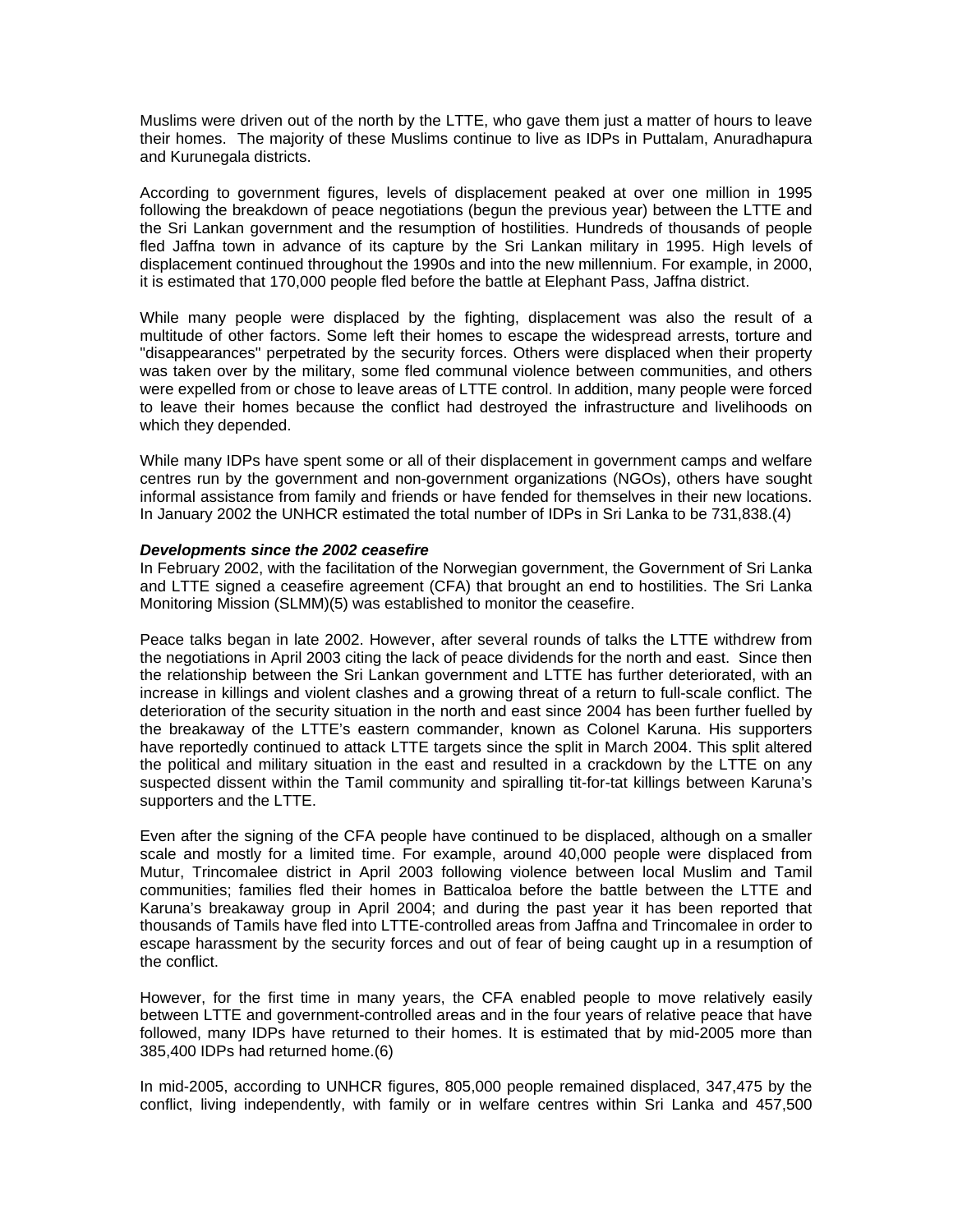Muslims were driven out of the north by the LTTE, who gave them just a matter of hours to leave their homes. The majority of these Muslims continue to live as IDPs in Puttalam, Anuradhapura and Kurunegala districts.

According to government figures, levels of displacement peaked at over one million in 1995 following the breakdown of peace negotiations (begun the previous year) between the LTTE and the Sri Lankan government and the resumption of hostilities. Hundreds of thousands of people fled Jaffna town in advance of its capture by the Sri Lankan military in 1995. High levels of displacement continued throughout the 1990s and into the new millennium. For example, in 2000, it is estimated that 170,000 people fled before the battle at Elephant Pass, Jaffna district.

While many people were displaced by the fighting, displacement was also the result of a multitude of other factors. Some left their homes to escape the widespread arrests, torture and "disappearances" perpetrated by the security forces. Others were displaced when their property was taken over by the military, some fled communal violence between communities, and others were expelled from or chose to leave areas of LTTE control. In addition, many people were forced to leave their homes because the conflict had destroyed the infrastructure and livelihoods on which they depended.

While many IDPs have spent some or all of their displacement in government camps and welfare centres run by the government and non-government organizations (NGOs), others have sought informal assistance from family and friends or have fended for themselves in their new locations. In January 2002 the UNHCR estimated the total number of IDPs in Sri Lanka to be 731,838.(4)

***Developments since the 2002 ceasefire***

In February 2002, with the facilitation of the Norwegian government, the Government of Sri Lanka and LTTE signed a ceasefire agreement (CFA) that brought an end to hostilities. The Sri Lanka Monitoring Mission (SLMM)(5) was established to monitor the ceasefire.

Peace talks began in late 2002. However, after several rounds of talks the LTTE withdrew from the negotiations in April 2003 citing the lack of peace dividends for the north and east. Since then the relationship between the Sri Lankan government and LTTE has further deteriorated, with an increase in killings and violent clashes and a growing threat of a return to full-scale conflict. The deterioration of the security situation in the north and east since 2004 has been further fuelled by the breakaway of the LTTE's eastern commander, known as Colonel Karuna. His supporters have reportedly continued to attack LTTE targets since the split in March 2004. This split altered the political and military situation in the east and resulted in a crackdown by the LTTE on any suspected dissent within the Tamil community and spiralling tit-for-tat killings between Karuna's supporters and the LTTE.

Even after the signing of the CFA people have continued to be displaced, although on a smaller scale and mostly for a limited time. For example, around 40,000 people were displaced from Mutur, Trincomalee district in April 2003 following violence between local Muslim and Tamil communities; families fled their homes in Batticaloa before the battle between the LTTE and Karuna's breakaway group in April 2004; and during the past year it has been reported that thousands of Tamils have fled into LTTE-controlled areas from Jaffna and Trincomalee in order to escape harassment by the security forces and out of fear of being caught up in a resumption of the conflict.

However, for the first time in many years, the CFA enabled people to move relatively easily between LTTE and government-controlled areas and in the four years of relative peace that have followed, many IDPs have returned to their homes. It is estimated that by mid-2005 more than 385,400 IDPs had returned home.(6)

In mid-2005, according to UNHCR figures, 805,000 people remained displaced, 347,475 by the conflict, living independently, with family or in welfare centres within Sri Lanka and 457,500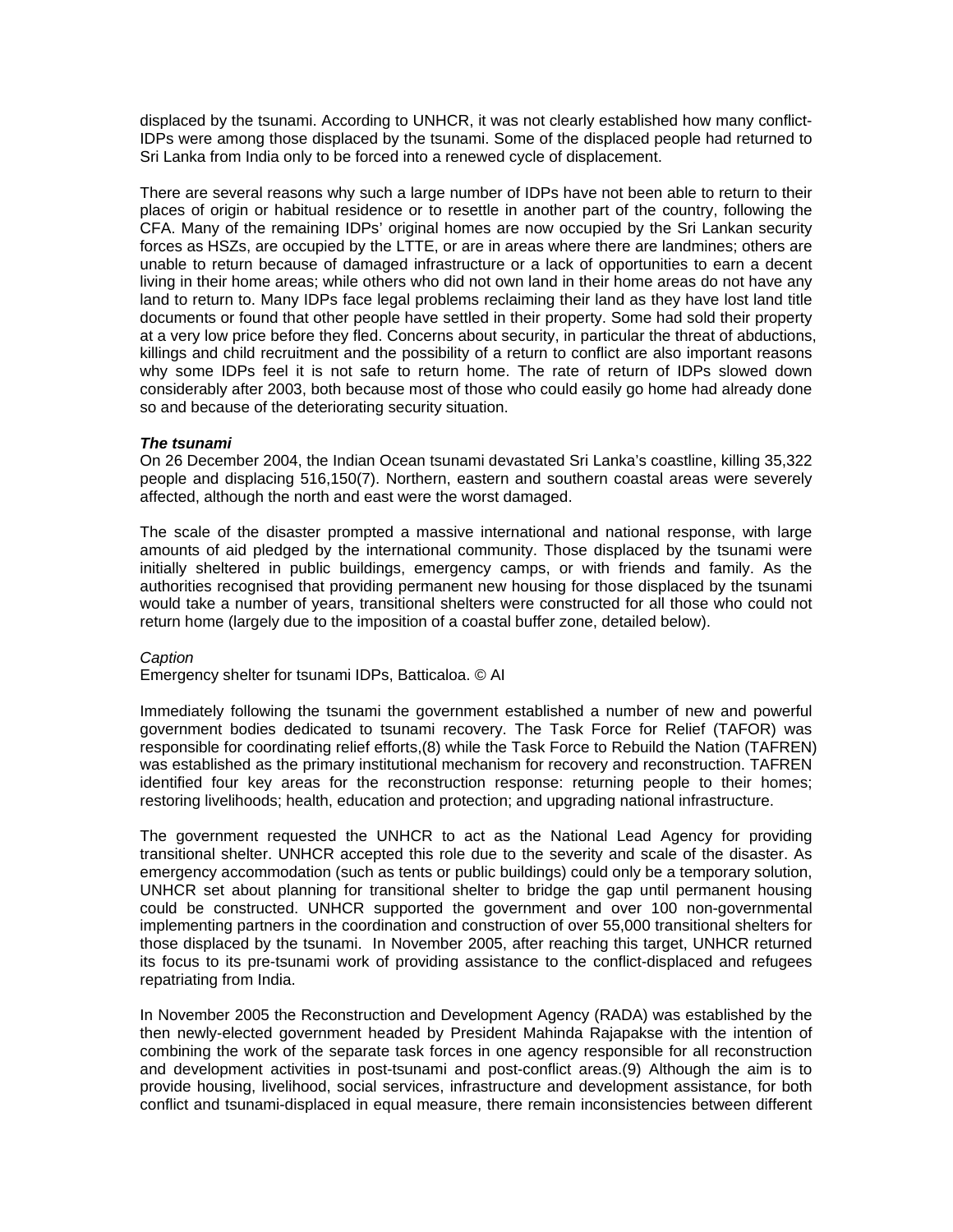displaced by the tsunami. According to UNHCR, it was not clearly established how many conflict-IDPs were among those displaced by the tsunami. Some of the displaced people had returned to Sri Lanka from India only to be forced into a renewed cycle of displacement.

There are several reasons why such a large number of IDPs have not been able to return to their places of origin or habitual residence or to resettle in another part of the country, following the CFA. Many of the remaining IDPs' original homes are now occupied by the Sri Lankan security forces as HSZs, are occupied by the LTTE, or are in areas where there are landmines; others are unable to return because of damaged infrastructure or a lack of opportunities to earn a decent living in their home areas; while others who did not own land in their home areas do not have any land to return to. Many IDPs face legal problems reclaiming their land as they have lost land title documents or found that other people have settled in their property. Some had sold their property at a very low price before they fled. Concerns about security, in particular the threat of abductions, killings and child recruitment and the possibility of a return to conflict are also important reasons why some IDPs feel it is not safe to return home. The rate of return of IDPs slowed down considerably after 2003, both because most of those who could easily go home had already done so and because of the deteriorating security situation.

***The tsunami***

On 26 December 2004, the Indian Ocean tsunami devastated Sri Lanka's coastline, killing 35,322 people and displacing 516,150(7). Northern, eastern and southern coastal areas were severely affected, although the north and east were the worst damaged.

The scale of the disaster prompted a massive international and national response, with large amounts of aid pledged by the international community. Those displaced by the tsunami were initially sheltered in public buildings, emergency camps, or with friends and family. As the authorities recognised that providing permanent new housing for those displaced by the tsunami would take a number of years, transitional shelters were constructed for all those who could not return home (largely due to the imposition of a coastal buffer zone, detailed below).

*Caption*

Emergency shelter for tsunami IDPs, Batticaloa. © AI

Immediately following the tsunami the government established a number of new and powerful government bodies dedicated to tsunami recovery. The Task Force for Relief (TAFOR) was responsible for coordinating relief efforts,(8) while the Task Force to Rebuild the Nation (TAFREN) was established as the primary institutional mechanism for recovery and reconstruction. TAFREN identified four key areas for the reconstruction response: returning people to their homes; restoring livelihoods; health, education and protection; and upgrading national infrastructure.

The government requested the UNHCR to act as the National Lead Agency for providing transitional shelter. UNHCR accepted this role due to the severity and scale of the disaster. As emergency accommodation (such as tents or public buildings) could only be a temporary solution, UNHCR set about planning for transitional shelter to bridge the gap until permanent housing could be constructed. UNHCR supported the government and over 100 non-governmental implementing partners in the coordination and construction of over 55,000 transitional shelters for those displaced by the tsunami. In November 2005, after reaching this target, UNHCR returned its focus to its pre-tsunami work of providing assistance to the conflict-displaced and refugees repatriating from India.

In November 2005 the Reconstruction and Development Agency (RADA) was established by the then newly-elected government headed by President Mahinda Rajapakse with the intention of combining the work of the separate task forces in one agency responsible for all reconstruction and development activities in post-tsunami and post-conflict areas.(9) Although the aim is to provide housing, livelihood, social services, infrastructure and development assistance, for both conflict and tsunami-displaced in equal measure, there remain inconsistencies between different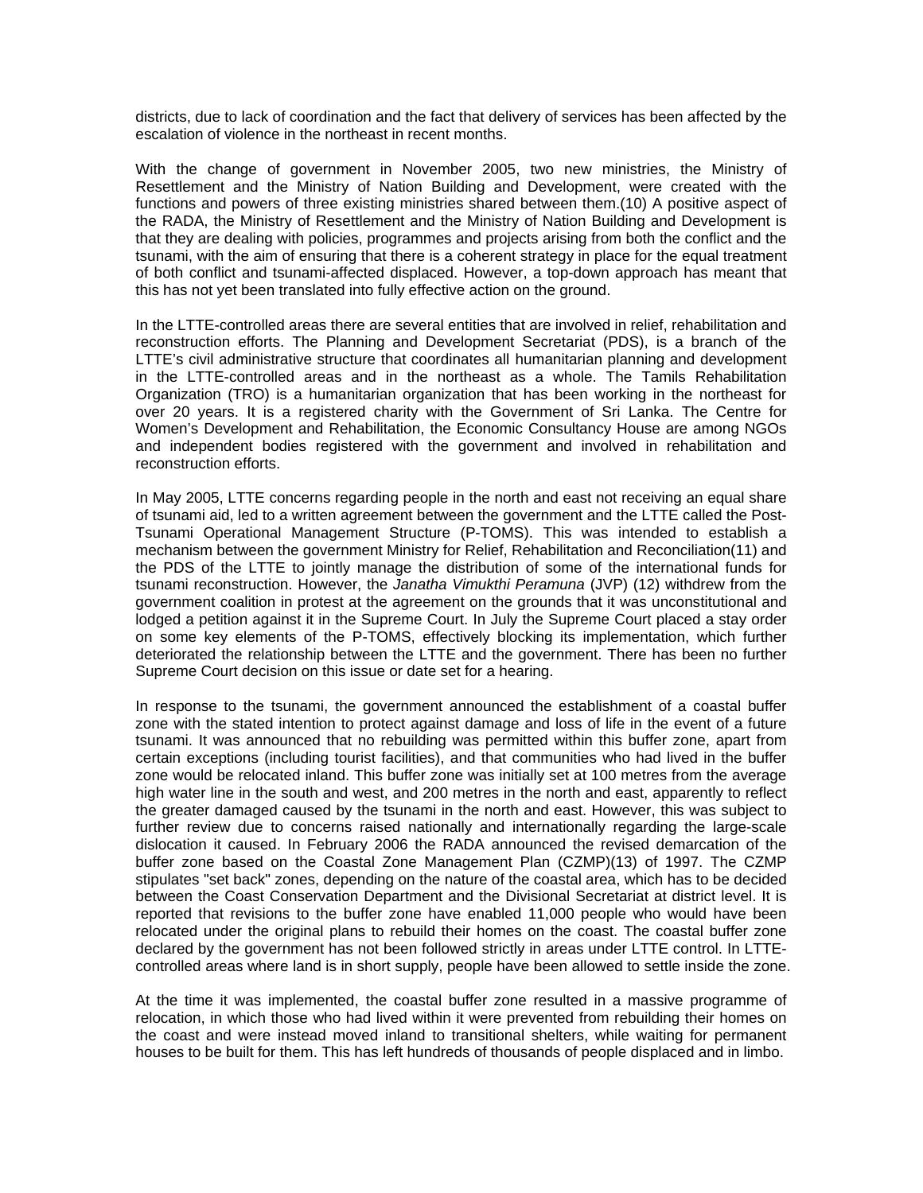districts, due to lack of coordination and the fact that delivery of services has been affected by the escalation of violence in the northeast in recent months.

With the change of government in November 2005, two new ministries, the Ministry of Resettlement and the Ministry of Nation Building and Development, were created with the functions and powers of three existing ministries shared between them.(10) A positive aspect of the RADA, the Ministry of Resettlement and the Ministry of Nation Building and Development is that they are dealing with policies, programmes and projects arising from both the conflict and the tsunami, with the aim of ensuring that there is a coherent strategy in place for the equal treatment of both conflict and tsunami-affected displaced. However, a top-down approach has meant that this has not yet been translated into fully effective action on the ground.

In the LTTE-controlled areas there are several entities that are involved in relief, rehabilitation and reconstruction efforts. The Planning and Development Secretariat (PDS), is a branch of the LTTE's civil administrative structure that coordinates all humanitarian planning and development in the LTTE-controlled areas and in the northeast as a whole. The Tamils Rehabilitation Organization (TRO) is a humanitarian organization that has been working in the northeast for over 20 years. It is a registered charity with the Government of Sri Lanka. The Centre for Women's Development and Rehabilitation, the Economic Consultancy House are among NGOs and independent bodies registered with the government and involved in rehabilitation and reconstruction efforts.

In May 2005, LTTE concerns regarding people in the north and east not receiving an equal share of tsunami aid, led to a written agreement between the government and the LTTE called the Post-Tsunami Operational Management Structure (P-TOMS). This was intended to establish a mechanism between the government Ministry for Relief, Rehabilitation and Reconciliation(11) and the PDS of the LTTE to jointly manage the distribution of some of the international funds for tsunami reconstruction. However, the *Janatha Vimukthi Peramuna* (JVP) (12) withdrew from the government coalition in protest at the agreement on the grounds that it was unconstitutional and lodged a petition against it in the Supreme Court. In July the Supreme Court placed a stay order on some key elements of the P-TOMS, effectively blocking its implementation, which further deteriorated the relationship between the LTTE and the government. There has been no further Supreme Court decision on this issue or date set for a hearing.

In response to the tsunami, the government announced the establishment of a coastal buffer zone with the stated intention to protect against damage and loss of life in the event of a future tsunami. It was announced that no rebuilding was permitted within this buffer zone, apart from certain exceptions (including tourist facilities), and that communities who had lived in the buffer zone would be relocated inland. This buffer zone was initially set at 100 metres from the average high water line in the south and west, and 200 metres in the north and east, apparently to reflect the greater damaged caused by the tsunami in the north and east. However, this was subject to further review due to concerns raised nationally and internationally regarding the large-scale dislocation it caused. In February 2006 the RADA announced the revised demarcation of the buffer zone based on the Coastal Zone Management Plan (CZMP)(13) of 1997. The CZMP stipulates "set back" zones, depending on the nature of the coastal area, which has to be decided between the Coast Conservation Department and the Divisional Secretariat at district level. It is reported that revisions to the buffer zone have enabled 11,000 people who would have been relocated under the original plans to rebuild their homes on the coast. The coastal buffer zone declared by the government has not been followed strictly in areas under LTTE control. In LTTE-controlled areas where land is in short supply, people have been allowed to settle inside the zone.

At the time it was implemented, the coastal buffer zone resulted in a massive programme of relocation, in which those who had lived within it were prevented from rebuilding their homes on the coast and were instead moved inland to transitional shelters, while waiting for permanent houses to be built for them. This has left hundreds of thousands of people displaced and in limbo.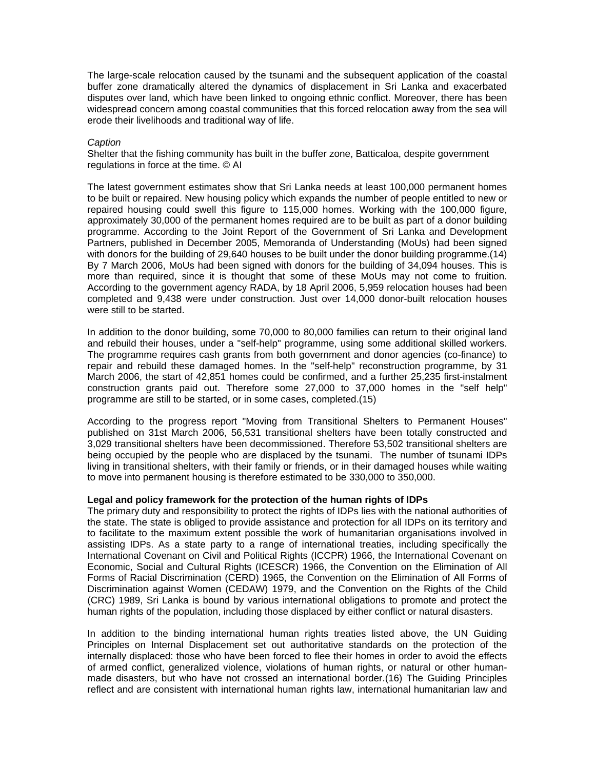The large-scale relocation caused by the tsunami and the subsequent application of the coastal buffer zone dramatically altered the dynamics of displacement in Sri Lanka and exacerbated disputes over land, which have been linked to ongoing ethnic conflict. Moreover, there has been widespread concern among coastal communities that this forced relocation away from the sea will erode their livelihoods and traditional way of life.

*Caption*

Shelter that the fishing community has built in the buffer zone, Batticaloa, despite government regulations in force at the time. © AI

The latest government estimates show that Sri Lanka needs at least 100,000 permanent homes to be built or repaired. New housing policy which expands the number of people entitled to new or repaired housing could swell this figure to 115,000 homes. Working with the 100,000 figure, approximately 30,000 of the permanent homes required are to be built as part of a donor building programme. According to the Joint Report of the Government of Sri Lanka and Development Partners, published in December 2005, Memoranda of Understanding (MoUs) had been signed with donors for the building of 29,640 houses to be built under the donor building programme.(14) By 7 March 2006, MoUs had been signed with donors for the building of 34,094 houses. This is more than required, since it is thought that some of these MoUs may not come to fruition. According to the government agency RADA, by 18 April 2006, 5,959 relocation houses had been completed and 9,438 were under construction. Just over 14,000 donor-built relocation houses were still to be started.

In addition to the donor building, some 70,000 to 80,000 families can return to their original land and rebuild their houses, under a "self-help" programme, using some additional skilled workers. The programme requires cash grants from both government and donor agencies (co-finance) to repair and rebuild these damaged homes. In the "self-help" reconstruction programme, by 31 March 2006, the start of 42,851 homes could be confirmed, and a further 25,235 first-instalment construction grants paid out. Therefore some 27,000 to 37,000 homes in the "self help" programme are still to be started, or in some cases, completed.(15)

According to the progress report "Moving from Transitional Shelters to Permanent Houses" published on 31st March 2006, 56,531 transitional shelters have been totally constructed and 3,029 transitional shelters have been decommissioned. Therefore 53,502 transitional shelters are being occupied by the people who are displaced by the tsunami. The number of tsunami IDPs living in transitional shelters, with their family or friends, or in their damaged houses while waiting to move into permanent housing is therefore estimated to be 330,000 to 350,000.

**Legal and policy framework for the protection of the human rights of IDPs**

The primary duty and responsibility to protect the rights of IDPs lies with the national authorities of the state. The state is obliged to provide assistance and protection for all IDPs on its territory and to facilitate to the maximum extent possible the work of humanitarian organisations involved in assisting IDPs. As a state party to a range of international treaties, including specifically the International Covenant on Civil and Political Rights (ICCPR) 1966, the International Covenant on Economic, Social and Cultural Rights (ICESCR) 1966, the Convention on the Elimination of All Forms of Racial Discrimination (CERD) 1965, the Convention on the Elimination of All Forms of Discrimination against Women (CEDAW) 1979, and the Convention on the Rights of the Child (CRC) 1989, Sri Lanka is bound by various international obligations to promote and protect the human rights of the population, including those displaced by either conflict or natural disasters.

In addition to the binding international human rights treaties listed above, the UN Guiding Principles on Internal Displacement set out authoritative standards on the protection of the internally displaced: those who have been forced to flee their homes in order to avoid the effects of armed conflict, generalized violence, violations of human rights, or natural or other human-made disasters, but who have not crossed an international border.(16) The Guiding Principles reflect and are consistent with international human rights law, international humanitarian law and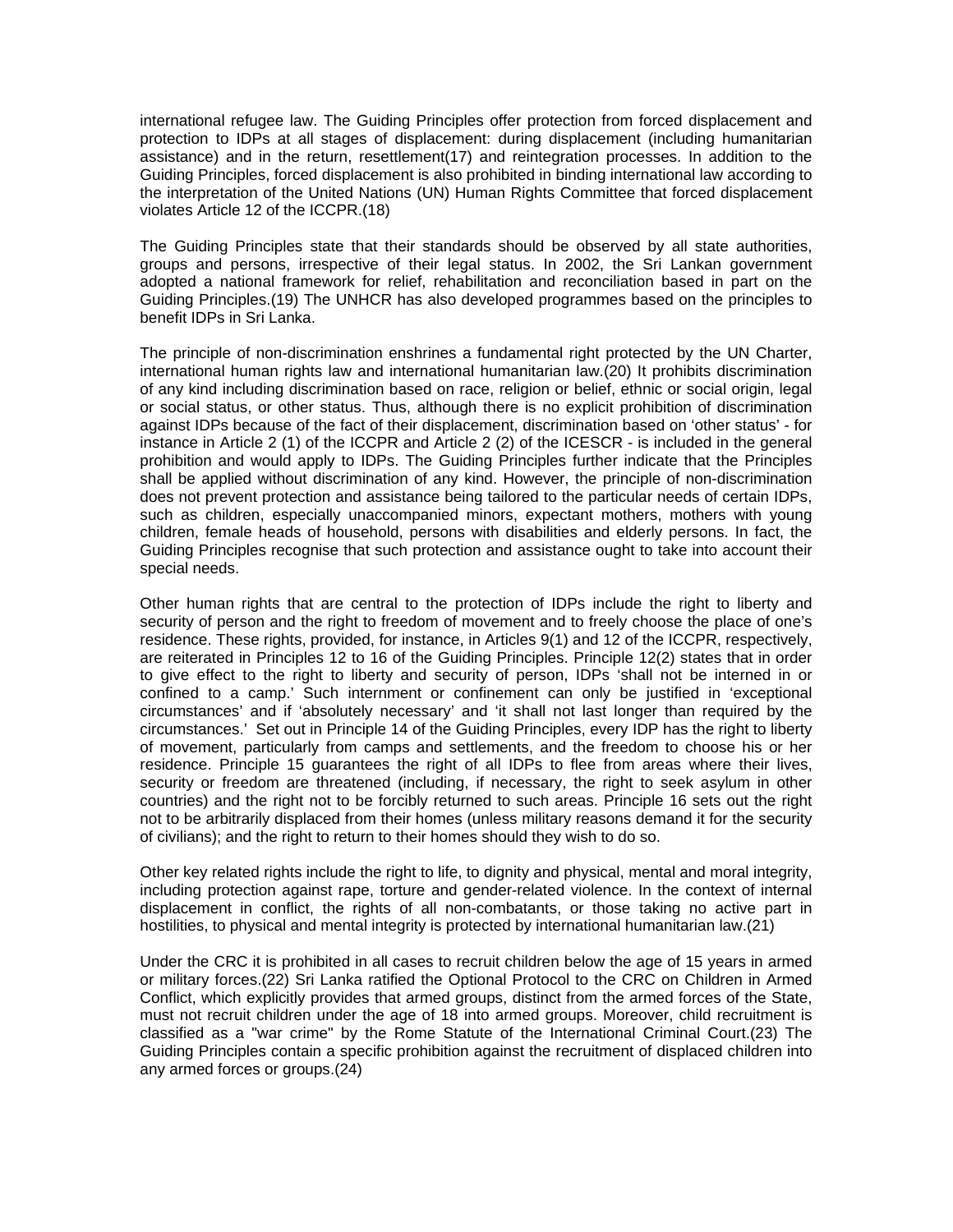international refugee law. The Guiding Principles offer protection from forced displacement and protection to IDPs at all stages of displacement: during displacement (including humanitarian assistance) and in the return, resettlement(17) and reintegration processes. In addition to the Guiding Principles, forced displacement is also prohibited in binding international law according to the interpretation of the United Nations (UN) Human Rights Committee that forced displacement violates Article 12 of the ICCPR.(18)

The Guiding Principles state that their standards should be observed by all state authorities, groups and persons, irrespective of their legal status. In 2002, the Sri Lankan government adopted a national framework for relief, rehabilitation and reconciliation based in part on the Guiding Principles.(19) The UNHCR has also developed programmes based on the principles to benefit IDPs in Sri Lanka.

The principle of non-discrimination enshrines a fundamental right protected by the UN Charter, international human rights law and international humanitarian law.(20) It prohibits discrimination of any kind including discrimination based on race, religion or belief, ethnic or social origin, legal or social status, or other status. Thus, although there is no explicit prohibition of discrimination against IDPs because of the fact of their displacement, discrimination based on 'other status' - for instance in Article 2 (1) of the ICCPR and Article 2 (2) of the ICESCR - is included in the general prohibition and would apply to IDPs. The Guiding Principles further indicate that the Principles shall be applied without discrimination of any kind. However, the principle of non-discrimination does not prevent protection and assistance being tailored to the particular needs of certain IDPs, such as children, especially unaccompanied minors, expectant mothers, mothers with young children, female heads of household, persons with disabilities and elderly persons. In fact, the Guiding Principles recognise that such protection and assistance ought to take into account their special needs.

Other human rights that are central to the protection of IDPs include the right to liberty and security of person and the right to freedom of movement and to freely choose the place of one's residence. These rights, provided, for instance, in Articles 9(1) and 12 of the ICCPR, respectively, are reiterated in Principles 12 to 16 of the Guiding Principles. Principle 12(2) states that in order to give effect to the right to liberty and security of person, IDPs 'shall not be interned in or confined to a camp.' Such internment or confinement can only be justified in 'exceptional circumstances' and if 'absolutely necessary' and 'it shall not last longer than required by the circumstances.' Set out in Principle 14 of the Guiding Principles, every IDP has the right to liberty of movement, particularly from camps and settlements, and the freedom to choose his or her residence. Principle 15 guarantees the right of all IDPs to flee from areas where their lives, security or freedom are threatened (including, if necessary, the right to seek asylum in other countries) and the right not to be forcibly returned to such areas. Principle 16 sets out the right not to be arbitrarily displaced from their homes (unless military reasons demand it for the security of civilians); and the right to return to their homes should they wish to do so.

Other key related rights include the right to life, to dignity and physical, mental and moral integrity, including protection against rape, torture and gender-related violence. In the context of internal displacement in conflict, the rights of all non-combatants, or those taking no active part in hostilities, to physical and mental integrity is protected by international humanitarian law.(21)

Under the CRC it is prohibited in all cases to recruit children below the age of 15 years in armed or military forces.(22) Sri Lanka ratified the Optional Protocol to the CRC on Children in Armed Conflict, which explicitly provides that armed groups, distinct from the armed forces of the State, must not recruit children under the age of 18 into armed groups. Moreover, child recruitment is classified as a "war crime" by the Rome Statute of the International Criminal Court.(23) The Guiding Principles contain a specific prohibition against the recruitment of displaced children into any armed forces or groups.(24)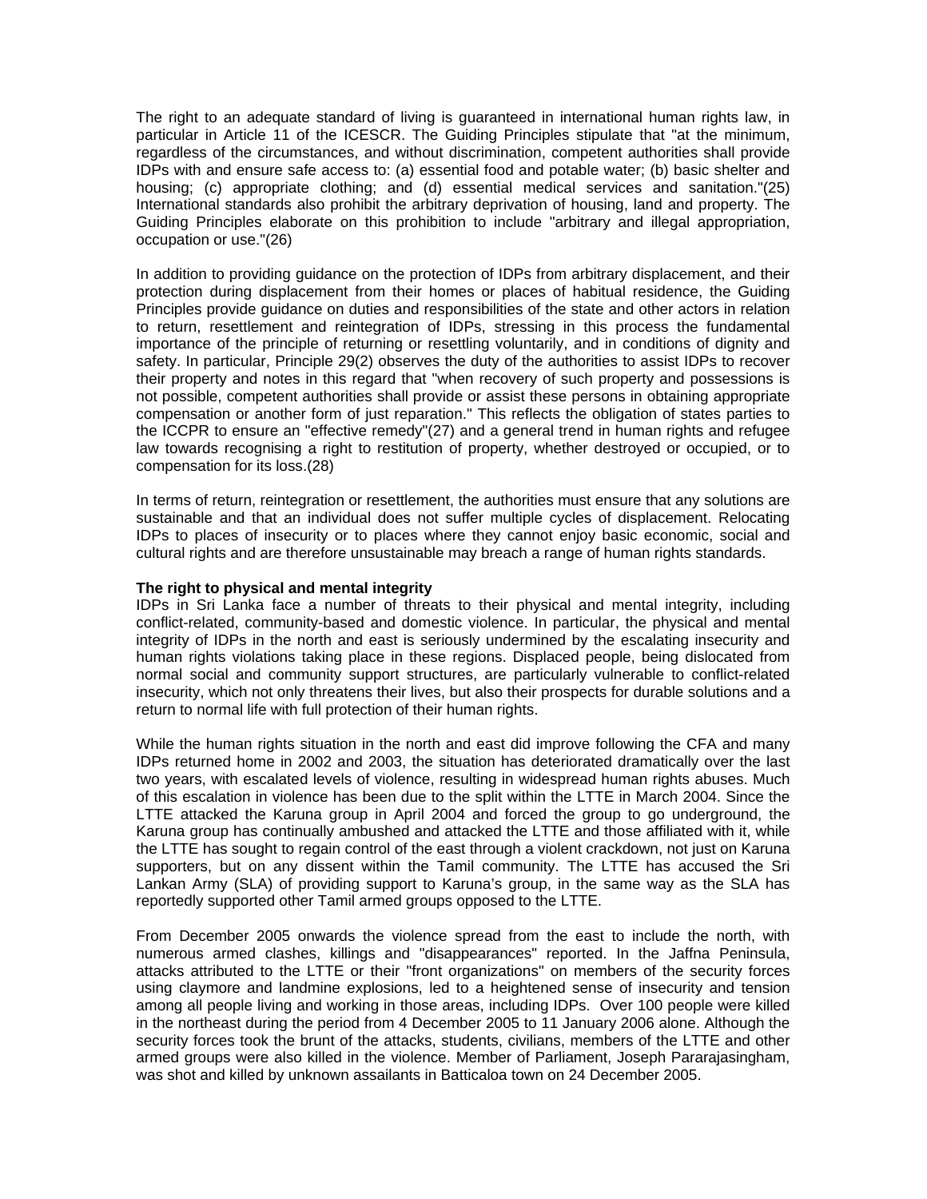The right to an adequate standard of living is guaranteed in international human rights law, in particular in Article 11 of the ICESCR. The Guiding Principles stipulate that "at the minimum, regardless of the circumstances, and without discrimination, competent authorities shall provide IDPs with and ensure safe access to: (a) essential food and potable water; (b) basic shelter and housing; (c) appropriate clothing; and (d) essential medical services and sanitation."(25) International standards also prohibit the arbitrary deprivation of housing, land and property. The Guiding Principles elaborate on this prohibition to include "arbitrary and illegal appropriation, occupation or use."(26)

In addition to providing guidance on the protection of IDPs from arbitrary displacement, and their protection during displacement from their homes or places of habitual residence, the Guiding Principles provide guidance on duties and responsibilities of the state and other actors in relation to return, resettlement and reintegration of IDPs, stressing in this process the fundamental importance of the principle of returning or resettling voluntarily, and in conditions of dignity and safety. In particular, Principle 29(2) observes the duty of the authorities to assist IDPs to recover their property and notes in this regard that "when recovery of such property and possessions is not possible, competent authorities shall provide or assist these persons in obtaining appropriate compensation or another form of just reparation." This reflects the obligation of states parties to the ICCPR to ensure an "effective remedy"(27) and a general trend in human rights and refugee law towards recognising a right to restitution of property, whether destroyed or occupied, or to compensation for its loss.(28)

In terms of return, reintegration or resettlement, the authorities must ensure that any solutions are sustainable and that an individual does not suffer multiple cycles of displacement. Relocating IDPs to places of insecurity or to places where they cannot enjoy basic economic, social and cultural rights and are therefore unsustainable may breach a range of human rights standards.

**The right to physical and mental integrity**

IDPs in Sri Lanka face a number of threats to their physical and mental integrity, including conflict-related, community-based and domestic violence. In particular, the physical and mental integrity of IDPs in the north and east is seriously undermined by the escalating insecurity and human rights violations taking place in these regions. Displaced people, being dislocated from normal social and community support structures, are particularly vulnerable to conflict-related insecurity, which not only threatens their lives, but also their prospects for durable solutions and a return to normal life with full protection of their human rights.

While the human rights situation in the north and east did improve following the CFA and many IDPs returned home in 2002 and 2003, the situation has deteriorated dramatically over the last two years, with escalated levels of violence, resulting in widespread human rights abuses. Much of this escalation in violence has been due to the split within the LTTE in March 2004. Since the LTTE attacked the Karuna group in April 2004 and forced the group to go underground, the Karuna group has continually ambushed and attacked the LTTE and those affiliated with it, while the LTTE has sought to regain control of the east through a violent crackdown, not just on Karuna supporters, but on any dissent within the Tamil community. The LTTE has accused the Sri Lankan Army (SLA) of providing support to Karuna's group, in the same way as the SLA has reportedly supported other Tamil armed groups opposed to the LTTE.

From December 2005 onwards the violence spread from the east to include the north, with numerous armed clashes, killings and "disappearances" reported. In the Jaffna Peninsula, attacks attributed to the LTTE or their "front organizations" on members of the security forces using claymore and landmine explosions, led to a heightened sense of insecurity and tension among all people living and working in those areas, including IDPs. Over 100 people were killed in the northeast during the period from 4 December 2005 to 11 January 2006 alone. Although the security forces took the brunt of the attacks, students, civilians, members of the LTTE and other armed groups were also killed in the violence. Member of Parliament, Joseph Pararajasingham, was shot and killed by unknown assailants in Batticaloa town on 24 December 2005.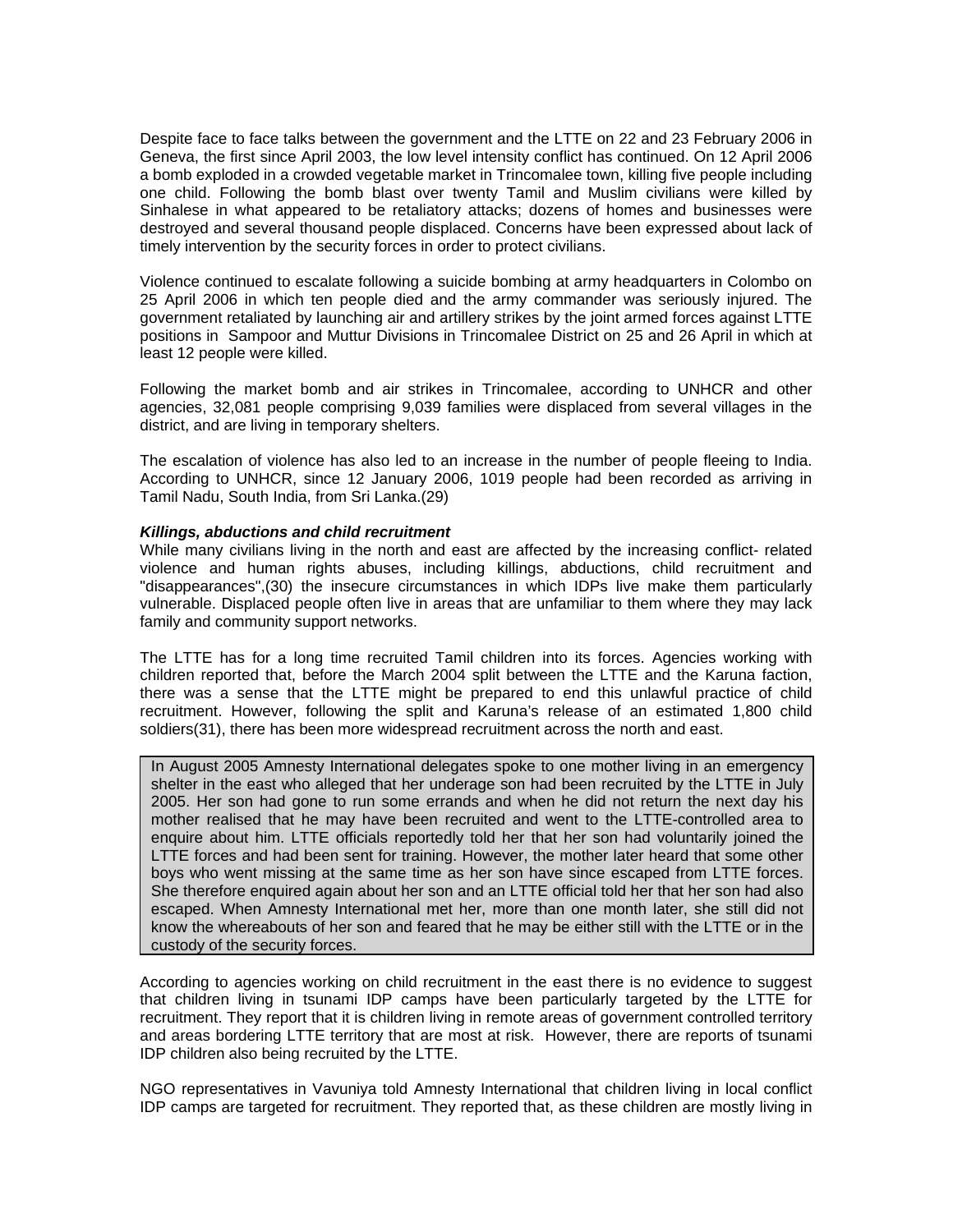Despite face to face talks between the government and the LTTE on 22 and 23 February 2006 in Geneva, the first since April 2003, the low level intensity conflict has continued. On 12 April 2006 a bomb exploded in a crowded vegetable market in Trincomalee town, killing five people including one child. Following the bomb blast over twenty Tamil and Muslim civilians were killed by Sinhalese in what appeared to be retaliatory attacks; dozens of homes and businesses were destroyed and several thousand people displaced. Concerns have been expressed about lack of timely intervention by the security forces in order to protect civilians.

Violence continued to escalate following a suicide bombing at army headquarters in Colombo on 25 April 2006 in which ten people died and the army commander was seriously injured. The government retaliated by launching air and artillery strikes by the joint armed forces against LTTE positions in Sampoor and Muttur Divisions in Trincomalee District on 25 and 26 April in which at least 12 people were killed.

Following the market bomb and air strikes in Trincomalee, according to UNHCR and other agencies, 32,081 people comprising 9,039 families were displaced from several villages in the district, and are living in temporary shelters.

The escalation of violence has also led to an increase in the number of people fleeing to India. According to UNHCR, since 12 January 2006, 1019 people had been recorded as arriving in Tamil Nadu, South India, from Sri Lanka.(29)

***Killings, abductions and child recruitment***

While many civilians living in the north and east are affected by the increasing conflict- related violence and human rights abuses, including killings, abductions, child recruitment and "disappearances",(30) the insecure circumstances in which IDPs live make them particularly vulnerable. Displaced people often live in areas that are unfamiliar to them where they may lack family and community support networks.

The LTTE has for a long time recruited Tamil children into its forces. Agencies working with children reported that, before the March 2004 split between the LTTE and the Karuna faction, there was a sense that the LTTE might be prepared to end this unlawful practice of child recruitment. However, following the split and Karuna's release of an estimated 1,800 child soldiers(31), there has been more widespread recruitment across the north and east.

> In August 2005 Amnesty International delegates spoke to one mother living in an emergency shelter in the east who alleged that her underage son had been recruited by the LTTE in July 2005. Her son had gone to run some errands and when he did not return the next day his mother realised that he may have been recruited and went to the LTTE-controlled area to enquire about him. LTTE officials reportedly told her that her son had voluntarily joined the LTTE forces and had been sent for training. However, the mother later heard that some other boys who went missing at the same time as her son have since escaped from LTTE forces. She therefore enquired again about her son and an LTTE official told her that her son had also escaped. When Amnesty International met her, more than one month later, she still did not know the whereabouts of her son and feared that he may be either still with the LTTE or in the custody of the security forces.

According to agencies working on child recruitment in the east there is no evidence to suggest that children living in tsunami IDP camps have been particularly targeted by the LTTE for recruitment. They report that it is children living in remote areas of government controlled territory and areas bordering LTTE territory that are most at risk. However, there are reports of tsunami IDP children also being recruited by the LTTE.

NGO representatives in Vavuniya told Amnesty International that children living in local conflict IDP camps are targeted for recruitment. They reported that, as these children are mostly living in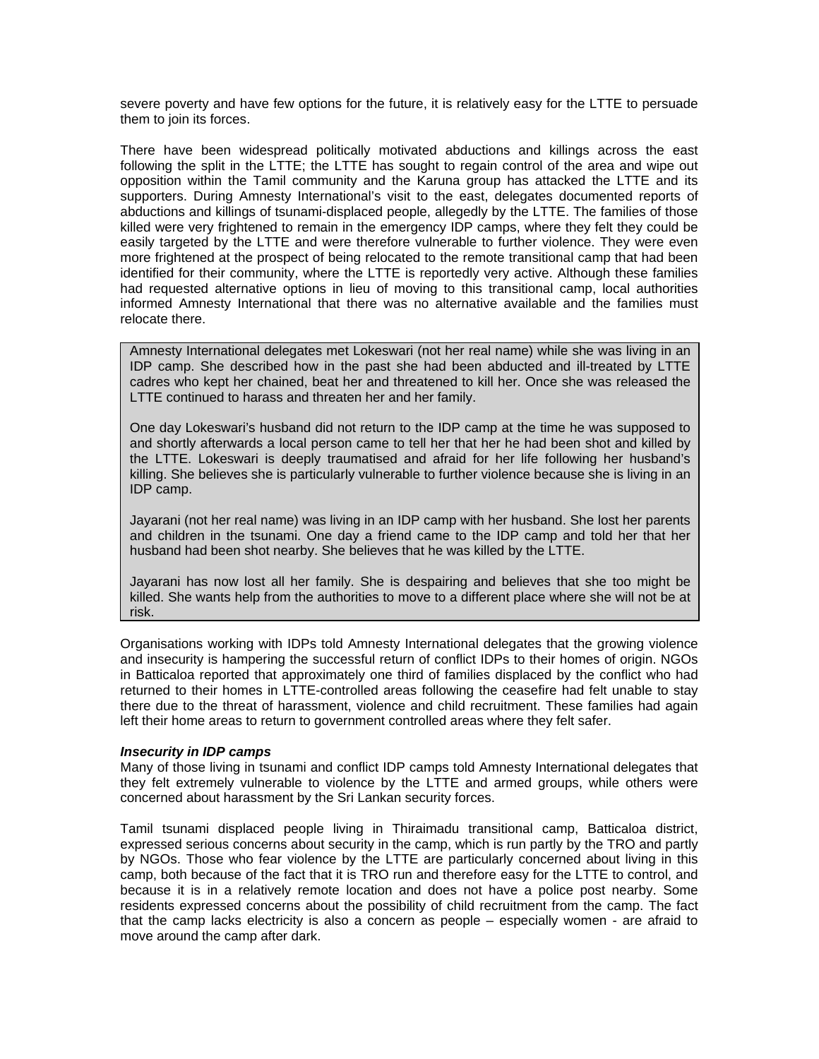severe poverty and have few options for the future, it is relatively easy for the LTTE to persuade them to join its forces.

There have been widespread politically motivated abductions and killings across the east following the split in the LTTE; the LTTE has sought to regain control of the area and wipe out opposition within the Tamil community and the Karuna group has attacked the LTTE and its supporters. During Amnesty International's visit to the east, delegates documented reports of abductions and killings of tsunami-displaced people, allegedly by the LTTE. The families of those killed were very frightened to remain in the emergency IDP camps, where they felt they could be easily targeted by the LTTE and were therefore vulnerable to further violence. They were even more frightened at the prospect of being relocated to the remote transitional camp that had been identified for their community, where the LTTE is reportedly very active. Although these families had requested alternative options in lieu of moving to this transitional camp, local authorities informed Amnesty International that there was no alternative available and the families must relocate there.

> Amnesty International delegates met Lokeswari (not her real name) while she was living in an IDP camp. She described how in the past she had been abducted and ill-treated by LTTE cadres who kept her chained, beat her and threatened to kill her. Once she was released the LTTE continued to harass and threaten her and her family.
>
> One day Lokeswari's husband did not return to the IDP camp at the time he was supposed to and shortly afterwards a local person came to tell her that her he had been shot and killed by the LTTE. Lokeswari is deeply traumatised and afraid for her life following her husband's killing. She believes she is particularly vulnerable to further violence because she is living in an IDP camp.
>
> Jayarani (not her real name) was living in an IDP camp with her husband. She lost her parents and children in the tsunami. One day a friend came to the IDP camp and told her that her husband had been shot nearby. She believes that he was killed by the LTTE.
>
> Jayarani has now lost all her family. She is despairing and believes that she too might be killed. She wants help from the authorities to move to a different place where she will not be at risk.

Organisations working with IDPs told Amnesty International delegates that the growing violence and insecurity is hampering the successful return of conflict IDPs to their homes of origin. NGOs in Batticaloa reported that approximately one third of families displaced by the conflict who had returned to their homes in LTTE-controlled areas following the ceasefire had felt unable to stay there due to the threat of harassment, violence and child recruitment. These families had again left their home areas to return to government controlled areas where they felt safer.

***Insecurity in IDP camps***

Many of those living in tsunami and conflict IDP camps told Amnesty International delegates that they felt extremely vulnerable to violence by the LTTE and armed groups, while others were concerned about harassment by the Sri Lankan security forces.

Tamil tsunami displaced people living in Thiraimadu transitional camp, Batticaloa district, expressed serious concerns about security in the camp, which is run partly by the TRO and partly by NGOs. Those who fear violence by the LTTE are particularly concerned about living in this camp, both because of the fact that it is TRO run and therefore easy for the LTTE to control, and because it is in a relatively remote location and does not have a police post nearby. Some residents expressed concerns about the possibility of child recruitment from the camp. The fact that the camp lacks electricity is also a concern as people – especially women - are afraid to move around the camp after dark.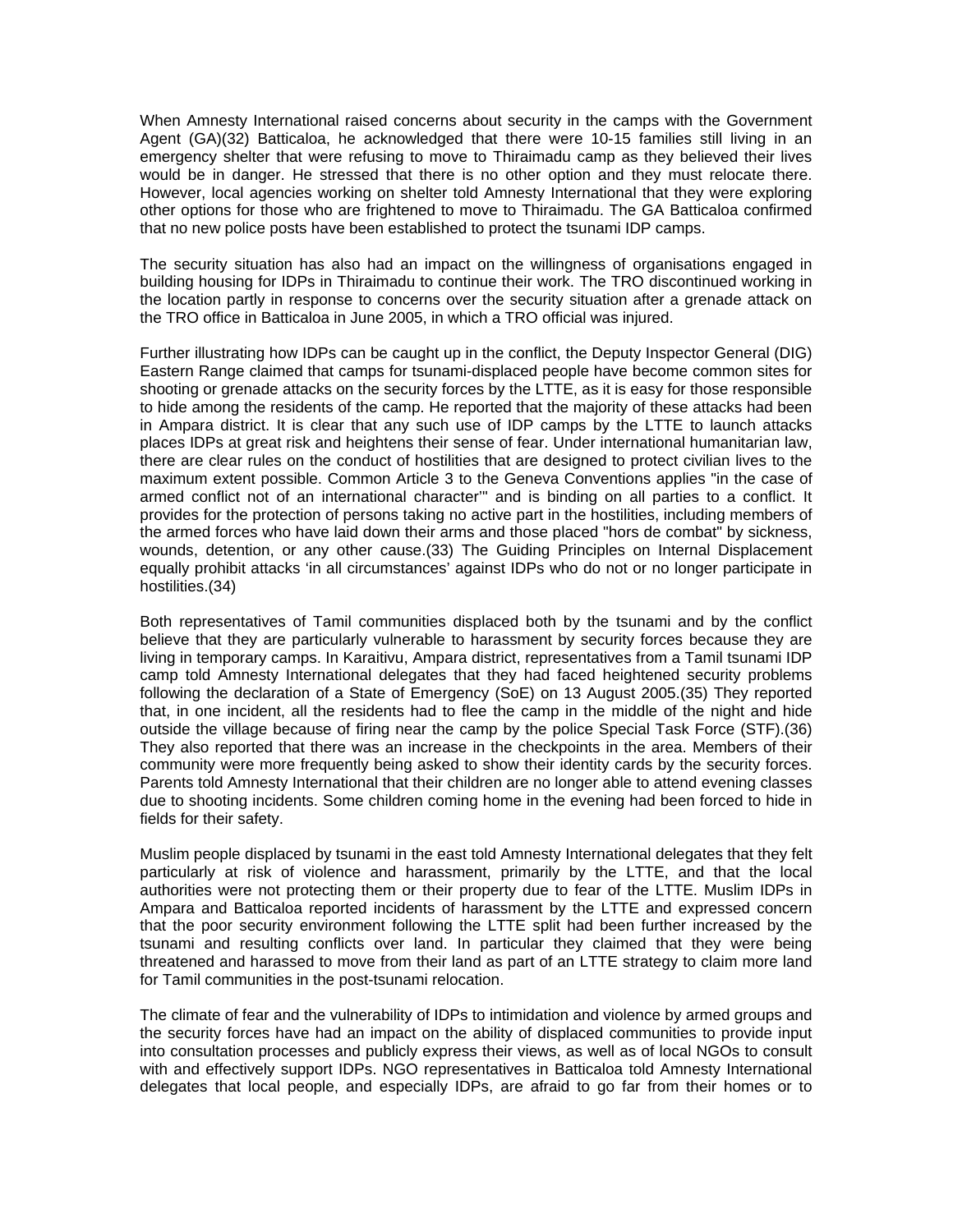When Amnesty International raised concerns about security in the camps with the Government Agent (GA)(32) Batticaloa, he acknowledged that there were 10-15 families still living in an emergency shelter that were refusing to move to Thiraimadu camp as they believed their lives would be in danger. He stressed that there is no other option and they must relocate there. However, local agencies working on shelter told Amnesty International that they were exploring other options for those who are frightened to move to Thiraimadu. The GA Batticaloa confirmed that no new police posts have been established to protect the tsunami IDP camps.

The security situation has also had an impact on the willingness of organisations engaged in building housing for IDPs in Thiraimadu to continue their work. The TRO discontinued working in the location partly in response to concerns over the security situation after a grenade attack on the TRO office in Batticaloa in June 2005, in which a TRO official was injured.

Further illustrating how IDPs can be caught up in the conflict, the Deputy Inspector General (DIG) Eastern Range claimed that camps for tsunami-displaced people have become common sites for shooting or grenade attacks on the security forces by the LTTE, as it is easy for those responsible to hide among the residents of the camp. He reported that the majority of these attacks had been in Ampara district. It is clear that any such use of IDP camps by the LTTE to launch attacks places IDPs at great risk and heightens their sense of fear. Under international humanitarian law, there are clear rules on the conduct of hostilities that are designed to protect civilian lives to the maximum extent possible. Common Article 3 to the Geneva Conventions applies "in the case of armed conflict not of an international character'" and is binding on all parties to a conflict. It provides for the protection of persons taking no active part in the hostilities, including members of the armed forces who have laid down their arms and those placed "hors de combat" by sickness, wounds, detention, or any other cause.(33) The Guiding Principles on Internal Displacement equally prohibit attacks 'in all circumstances' against IDPs who do not or no longer participate in hostilities.(34)

Both representatives of Tamil communities displaced both by the tsunami and by the conflict believe that they are particularly vulnerable to harassment by security forces because they are living in temporary camps. In Karaitivu, Ampara district, representatives from a Tamil tsunami IDP camp told Amnesty International delegates that they had faced heightened security problems following the declaration of a State of Emergency (SoE) on 13 August 2005.(35) They reported that, in one incident, all the residents had to flee the camp in the middle of the night and hide outside the village because of firing near the camp by the police Special Task Force (STF).(36) They also reported that there was an increase in the checkpoints in the area. Members of their community were more frequently being asked to show their identity cards by the security forces. Parents told Amnesty International that their children are no longer able to attend evening classes due to shooting incidents. Some children coming home in the evening had been forced to hide in fields for their safety.

Muslim people displaced by tsunami in the east told Amnesty International delegates that they felt particularly at risk of violence and harassment, primarily by the LTTE, and that the local authorities were not protecting them or their property due to fear of the LTTE. Muslim IDPs in Ampara and Batticaloa reported incidents of harassment by the LTTE and expressed concern that the poor security environment following the LTTE split had been further increased by the tsunami and resulting conflicts over land. In particular they claimed that they were being threatened and harassed to move from their land as part of an LTTE strategy to claim more land for Tamil communities in the post-tsunami relocation.

The climate of fear and the vulnerability of IDPs to intimidation and violence by armed groups and the security forces have had an impact on the ability of displaced communities to provide input into consultation processes and publicly express their views, as well as of local NGOs to consult with and effectively support IDPs. NGO representatives in Batticaloa told Amnesty International delegates that local people, and especially IDPs, are afraid to go far from their homes or to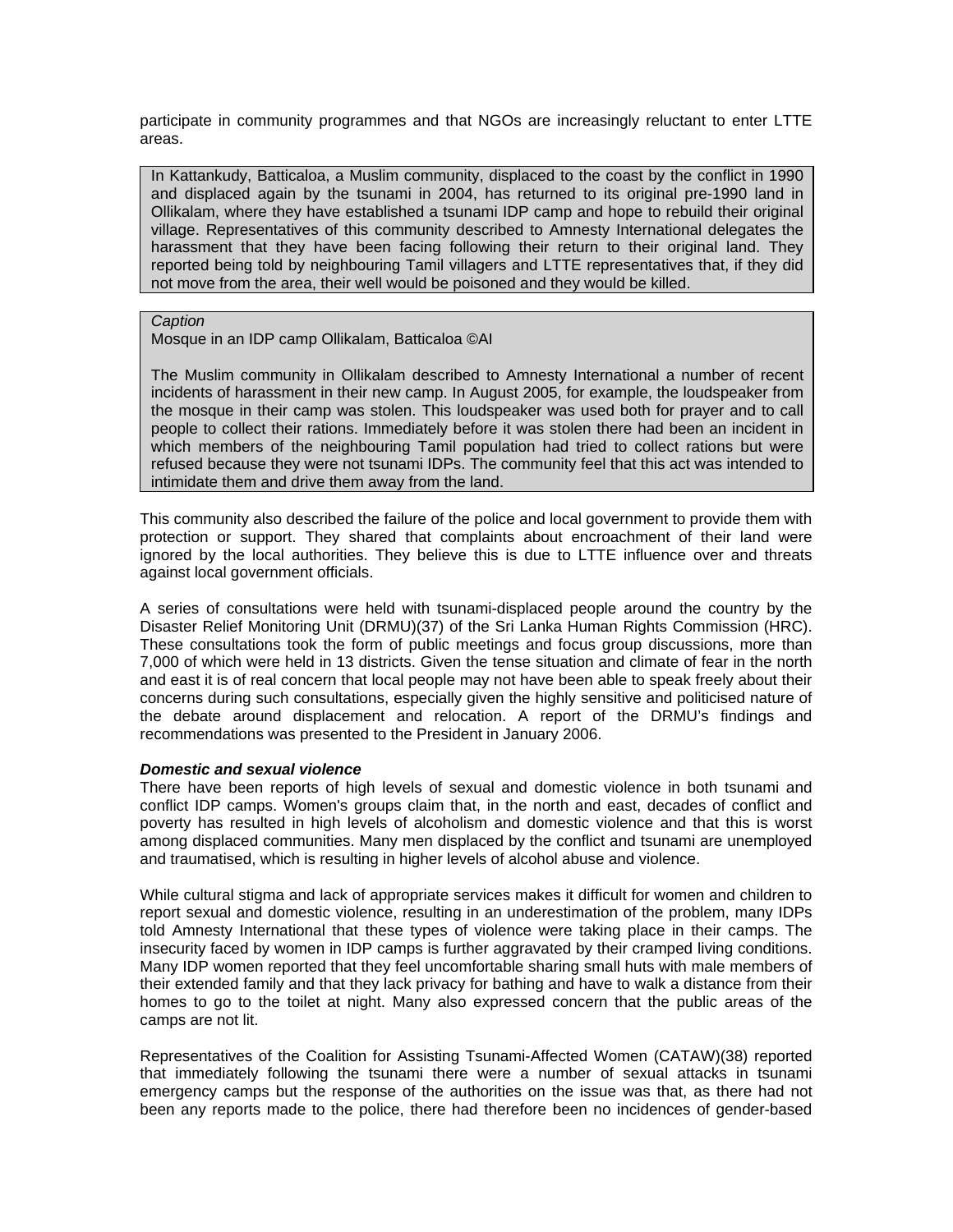participate in community programmes and that NGOs are increasingly reluctant to enter LTTE areas.

> In Kattankudy, Batticaloa, a Muslim community, displaced to the coast by the conflict in 1990 and displaced again by the tsunami in 2004, has returned to its original pre-1990 land in Ollikalam, where they have established a tsunami IDP camp and hope to rebuild their original village. Representatives of this community described to Amnesty International delegates the harassment that they have been facing following their return to their original land. They reported being told by neighbouring Tamil villagers and LTTE representatives that, if they did not move from the area, their well would be poisoned and they would be killed.

> *Caption*
> Mosque in an IDP camp Ollikalam, Batticaloa ©AI
>
> The Muslim community in Ollikalam described to Amnesty International a number of recent incidents of harassment in their new camp. In August 2005, for example, the loudspeaker from the mosque in their camp was stolen. This loudspeaker was used both for prayer and to call people to collect their rations. Immediately before it was stolen there had been an incident in which members of the neighbouring Tamil population had tried to collect rations but were refused because they were not tsunami IDPs. The community feel that this act was intended to intimidate them and drive them away from the land.

This community also described the failure of the police and local government to provide them with protection or support. They shared that complaints about encroachment of their land were ignored by the local authorities. They believe this is due to LTTE influence over and threats against local government officials.

A series of consultations were held with tsunami-displaced people around the country by the Disaster Relief Monitoring Unit (DRMU)(37) of the Sri Lanka Human Rights Commission (HRC). These consultations took the form of public meetings and focus group discussions, more than 7,000 of which were held in 13 districts. Given the tense situation and climate of fear in the north and east it is of real concern that local people may not have been able to speak freely about their concerns during such consultations, especially given the highly sensitive and politicised nature of the debate around displacement and relocation. A report of the DRMU's findings and recommendations was presented to the President in January 2006.

***Domestic and sexual violence***

There have been reports of high levels of sexual and domestic violence in both tsunami and conflict IDP camps. Women's groups claim that, in the north and east, decades of conflict and poverty has resulted in high levels of alcoholism and domestic violence and that this is worst among displaced communities. Many men displaced by the conflict and tsunami are unemployed and traumatised, which is resulting in higher levels of alcohol abuse and violence.

While cultural stigma and lack of appropriate services makes it difficult for women and children to report sexual and domestic violence, resulting in an underestimation of the problem, many IDPs told Amnesty International that these types of violence were taking place in their camps. The insecurity faced by women in IDP camps is further aggravated by their cramped living conditions. Many IDP women reported that they feel uncomfortable sharing small huts with male members of their extended family and that they lack privacy for bathing and have to walk a distance from their homes to go to the toilet at night. Many also expressed concern that the public areas of the camps are not lit.

Representatives of the Coalition for Assisting Tsunami-Affected Women (CATAW)(38) reported that immediately following the tsunami there were a number of sexual attacks in tsunami emergency camps but the response of the authorities on the issue was that, as there had not been any reports made to the police, there had therefore been no incidences of gender-based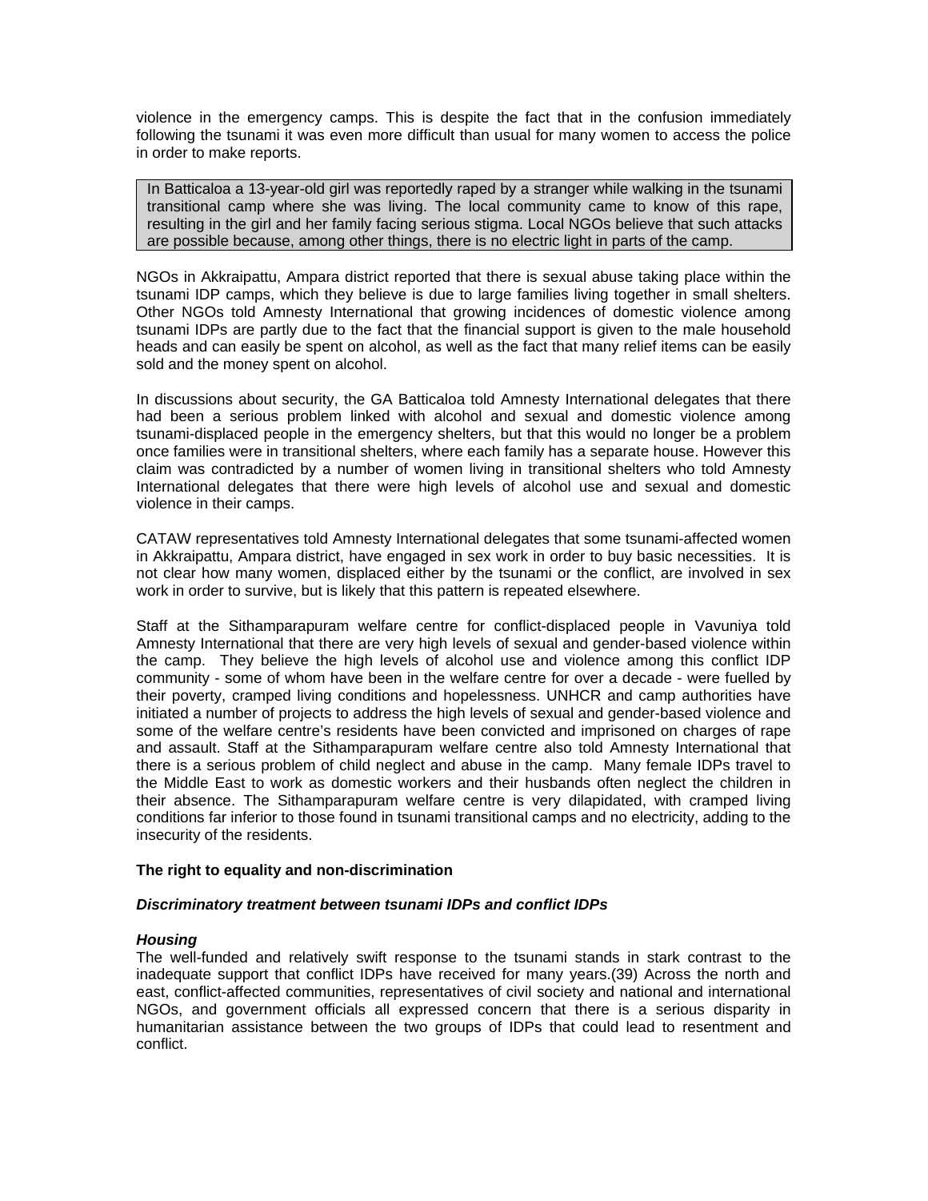violence in the emergency camps. This is despite the fact that in the confusion immediately following the tsunami it was even more difficult than usual for many women to access the police in order to make reports.

> In Batticaloa a 13-year-old girl was reportedly raped by a stranger while walking in the tsunami transitional camp where she was living. The local community came to know of this rape, resulting in the girl and her family facing serious stigma. Local NGOs believe that such attacks are possible because, among other things, there is no electric light in parts of the camp.

NGOs in Akkraipattu, Ampara district reported that there is sexual abuse taking place within the tsunami IDP camps, which they believe is due to large families living together in small shelters. Other NGOs told Amnesty International that growing incidences of domestic violence among tsunami IDPs are partly due to the fact that the financial support is given to the male household heads and can easily be spent on alcohol, as well as the fact that many relief items can be easily sold and the money spent on alcohol.

In discussions about security, the GA Batticaloa told Amnesty International delegates that there had been a serious problem linked with alcohol and sexual and domestic violence among tsunami-displaced people in the emergency shelters, but that this would no longer be a problem once families were in transitional shelters, where each family has a separate house. However this claim was contradicted by a number of women living in transitional shelters who told Amnesty International delegates that there were high levels of alcohol use and sexual and domestic violence in their camps.

CATAW representatives told Amnesty International delegates that some tsunami-affected women in Akkraipattu, Ampara district, have engaged in sex work in order to buy basic necessities. It is not clear how many women, displaced either by the tsunami or the conflict, are involved in sex work in order to survive, but is likely that this pattern is repeated elsewhere.

Staff at the Sithamparapuram welfare centre for conflict-displaced people in Vavuniya told Amnesty International that there are very high levels of sexual and gender-based violence within the camp. They believe the high levels of alcohol use and violence among this conflict IDP community - some of whom have been in the welfare centre for over a decade - were fuelled by their poverty, cramped living conditions and hopelessness. UNHCR and camp authorities have initiated a number of projects to address the high levels of sexual and gender-based violence and some of the welfare centre's residents have been convicted and imprisoned on charges of rape and assault. Staff at the Sithamparapuram welfare centre also told Amnesty International that there is a serious problem of child neglect and abuse in the camp. Many female IDPs travel to the Middle East to work as domestic workers and their husbands often neglect the children in their absence. The Sithamparapuram welfare centre is very dilapidated, with cramped living conditions far inferior to those found in tsunami transitional camps and no electricity, adding to the insecurity of the residents.

**The right to equality and non-discrimination**

***Discriminatory treatment between tsunami IDPs and conflict IDPs***

***Housing***

The well-funded and relatively swift response to the tsunami stands in stark contrast to the inadequate support that conflict IDPs have received for many years.(39) Across the north and east, conflict-affected communities, representatives of civil society and national and international NGOs, and government officials all expressed concern that there is a serious disparity in humanitarian assistance between the two groups of IDPs that could lead to resentment and conflict.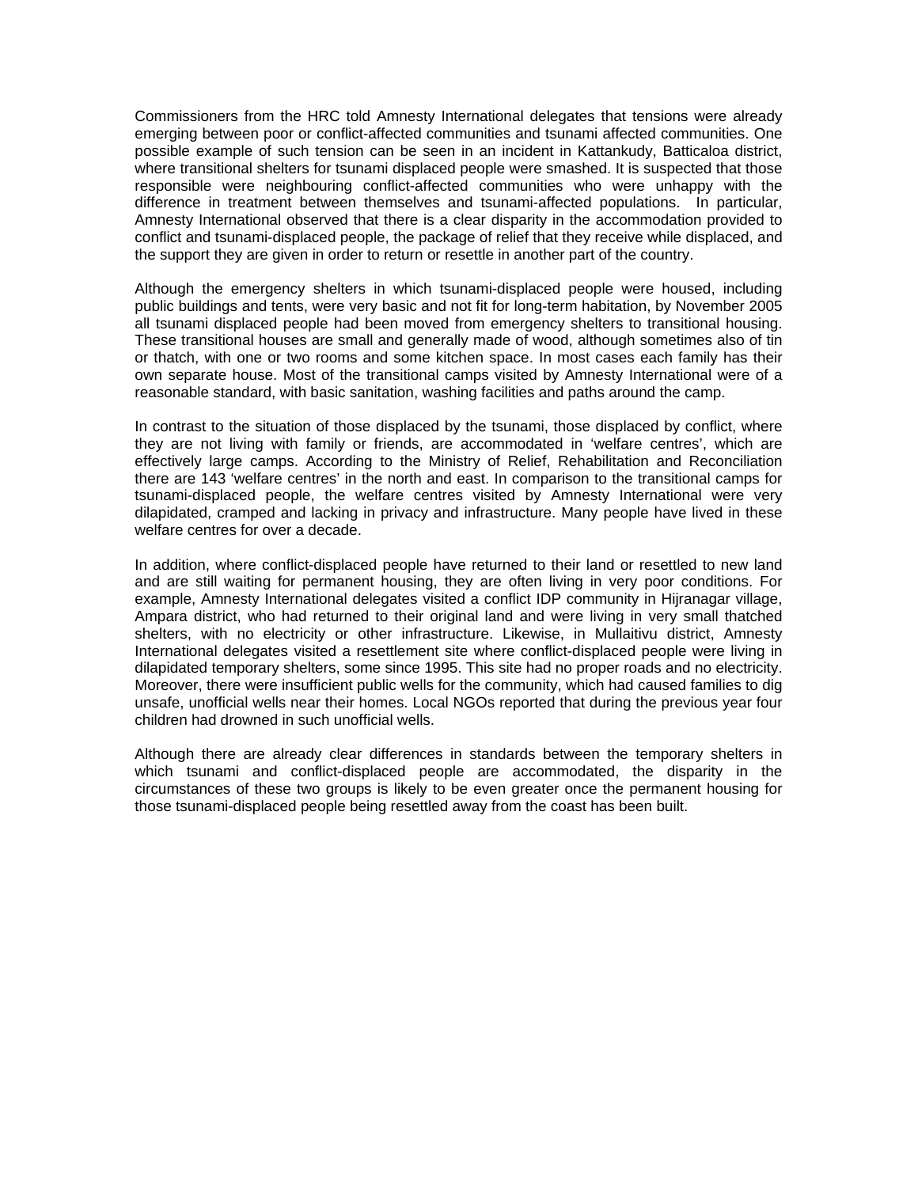Commissioners from the HRC told Amnesty International delegates that tensions were already emerging between poor or conflict-affected communities and tsunami affected communities. One possible example of such tension can be seen in an incident in Kattankudy, Batticaloa district, where transitional shelters for tsunami displaced people were smashed. It is suspected that those responsible were neighbouring conflict-affected communities who were unhappy with the difference in treatment between themselves and tsunami-affected populations. In particular, Amnesty International observed that there is a clear disparity in the accommodation provided to conflict and tsunami-displaced people, the package of relief that they receive while displaced, and the support they are given in order to return or resettle in another part of the country.

Although the emergency shelters in which tsunami-displaced people were housed, including public buildings and tents, were very basic and not fit for long-term habitation, by November 2005 all tsunami displaced people had been moved from emergency shelters to transitional housing. These transitional houses are small and generally made of wood, although sometimes also of tin or thatch, with one or two rooms and some kitchen space. In most cases each family has their own separate house. Most of the transitional camps visited by Amnesty International were of a reasonable standard, with basic sanitation, washing facilities and paths around the camp.

In contrast to the situation of those displaced by the tsunami, those displaced by conflict, where they are not living with family or friends, are accommodated in 'welfare centres', which are effectively large camps. According to the Ministry of Relief, Rehabilitation and Reconciliation there are 143 'welfare centres' in the north and east. In comparison to the transitional camps for tsunami-displaced people, the welfare centres visited by Amnesty International were very dilapidated, cramped and lacking in privacy and infrastructure. Many people have lived in these welfare centres for over a decade.

In addition, where conflict-displaced people have returned to their land or resettled to new land and are still waiting for permanent housing, they are often living in very poor conditions. For example, Amnesty International delegates visited a conflict IDP community in Hijranagar village, Ampara district, who had returned to their original land and were living in very small thatched shelters, with no electricity or other infrastructure. Likewise, in Mullaitivu district, Amnesty International delegates visited a resettlement site where conflict-displaced people were living in dilapidated temporary shelters, some since 1995. This site had no proper roads and no electricity. Moreover, there were insufficient public wells for the community, which had caused families to dig unsafe, unofficial wells near their homes. Local NGOs reported that during the previous year four children had drowned in such unofficial wells.

Although there are already clear differences in standards between the temporary shelters in which tsunami and conflict-displaced people are accommodated, the disparity in the circumstances of these two groups is likely to be even greater once the permanent housing for those tsunami-displaced people being resettled away from the coast has been built.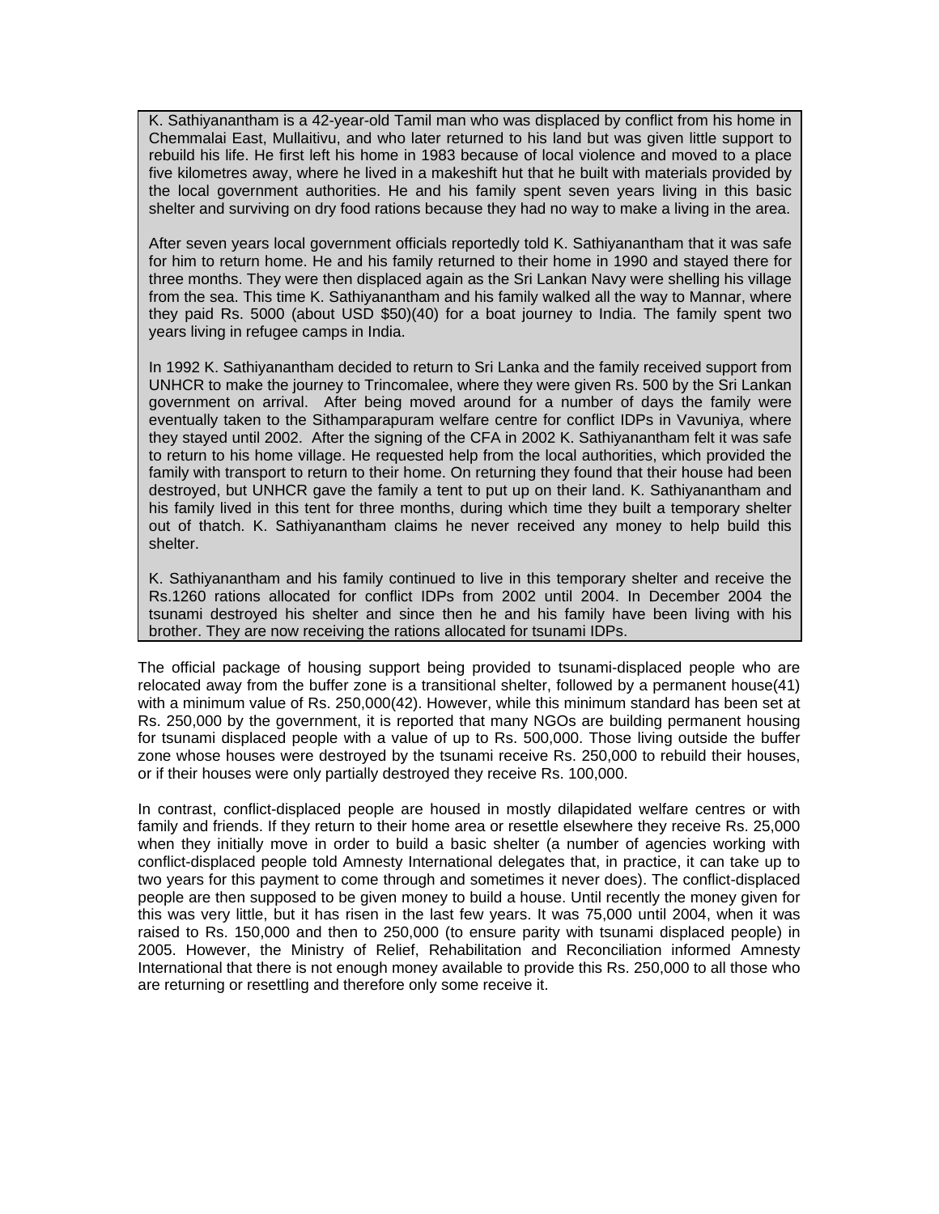> K. Sathiyanantham is a 42-year-old Tamil man who was displaced by conflict from his home in Chemmalai East, Mullaitivu, and who later returned to his land but was given little support to rebuild his life. He first left his home in 1983 because of local violence and moved to a place five kilometres away, where he lived in a makeshift hut that he built with materials provided by the local government authorities. He and his family spent seven years living in this basic shelter and surviving on dry food rations because they had no way to make a living in the area.
>
> After seven years local government officials reportedly told K. Sathiyanantham that it was safe for him to return home. He and his family returned to their home in 1990 and stayed there for three months. They were then displaced again as the Sri Lankan Navy were shelling his village from the sea. This time K. Sathiyanantham and his family walked all the way to Mannar, where they paid Rs. 5000 (about USD $50)(40) for a boat journey to India. The family spent two years living in refugee camps in India.
>
> In 1992 K. Sathiyanantham decided to return to Sri Lanka and the family received support from UNHCR to make the journey to Trincomalee, where they were given Rs. 500 by the Sri Lankan government on arrival. After being moved around for a number of days the family were eventually taken to the Sithamparapuram welfare centre for conflict IDPs in Vavuniya, where they stayed until 2002. After the signing of the CFA in 2002 K. Sathiyanantham felt it was safe to return to his home village. He requested help from the local authorities, which provided the family with transport to return to their home. On returning they found that their house had been destroyed, but UNHCR gave the family a tent to put up on their land. K. Sathiyanantham and his family lived in this tent for three months, during which time they built a temporary shelter out of thatch. K. Sathiyanantham claims he never received any money to help build this shelter.
>
> K. Sathiyanantham and his family continued to live in this temporary shelter and receive the Rs.1260 rations allocated for conflict IDPs from 2002 until 2004. In December 2004 the tsunami destroyed his shelter and since then he and his family have been living with his brother. They are now receiving the rations allocated for tsunami IDPs.

The official package of housing support being provided to tsunami-displaced people who are relocated away from the buffer zone is a transitional shelter, followed by a permanent house(41) with a minimum value of Rs. 250,000(42). However, while this minimum standard has been set at Rs. 250,000 by the government, it is reported that many NGOs are building permanent housing for tsunami displaced people with a value of up to Rs. 500,000. Those living outside the buffer zone whose houses were destroyed by the tsunami receive Rs. 250,000 to rebuild their houses, or if their houses were only partially destroyed they receive Rs. 100,000.

In contrast, conflict-displaced people are housed in mostly dilapidated welfare centres or with family and friends. If they return to their home area or resettle elsewhere they receive Rs. 25,000 when they initially move in order to build a basic shelter (a number of agencies working with conflict-displaced people told Amnesty International delegates that, in practice, it can take up to two years for this payment to come through and sometimes it never does). The conflict-displaced people are then supposed to be given money to build a house. Until recently the money given for this was very little, but it has risen in the last few years. It was 75,000 until 2004, when it was raised to Rs. 150,000 and then to 250,000 (to ensure parity with tsunami displaced people) in 2005. However, the Ministry of Relief, Rehabilitation and Reconciliation informed Amnesty International that there is not enough money available to provide this Rs. 250,000 to all those who are returning or resettling and therefore only some receive it.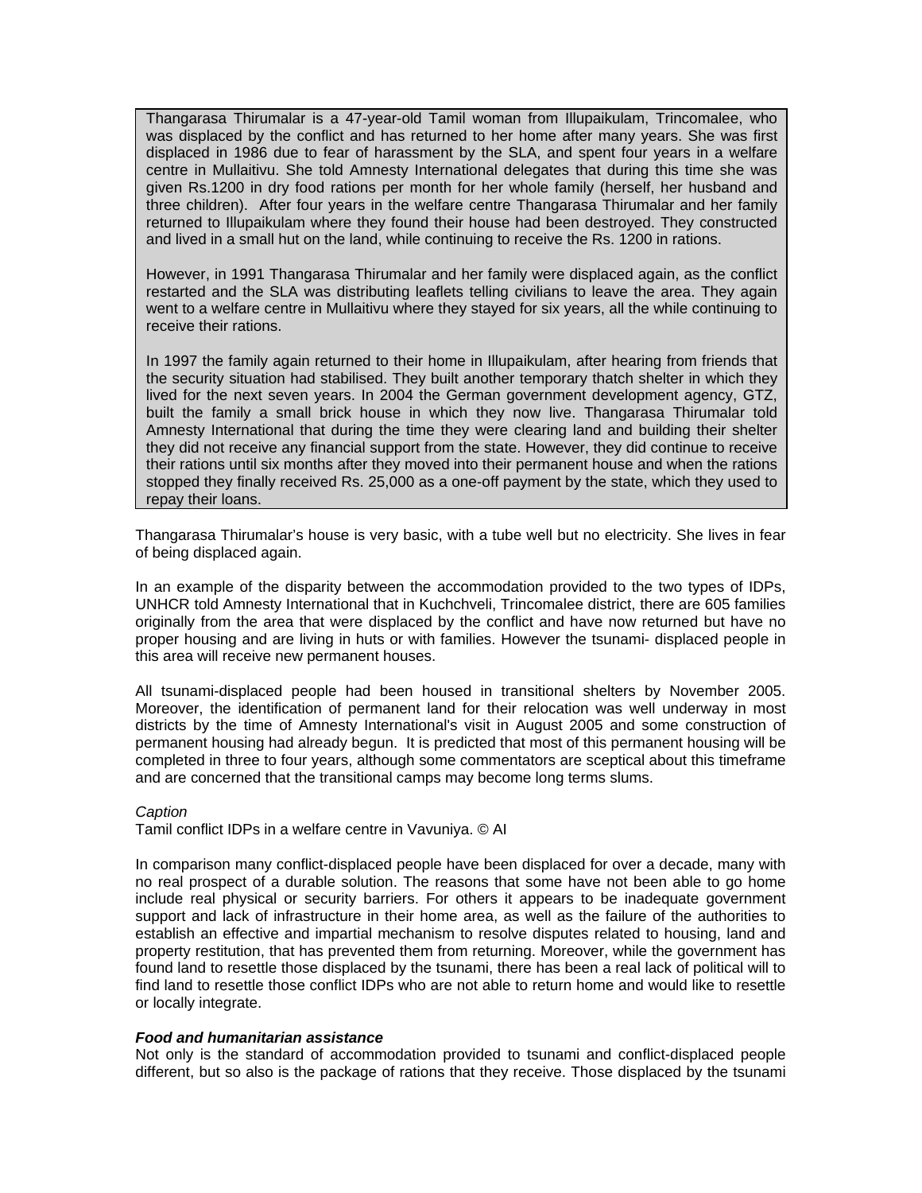Thangarasa Thirumalar is a 47-year-old Tamil woman from Illupaikulam, Trincomalee, who was displaced by the conflict and has returned to her home after many years. She was first displaced in 1986 due to fear of harassment by the SLA, and spent four years in a welfare centre in Mullaitivu. She told Amnesty International delegates that during this time she was given Rs.1200 in dry food rations per month for her whole family (herself, her husband and three children). After four years in the welfare centre Thangarasa Thirumalar and her family returned to Illupaikulam where they found their house had been destroyed. They constructed and lived in a small hut on the land, while continuing to receive the Rs. 1200 in rations.

However, in 1991 Thangarasa Thirumalar and her family were displaced again, as the conflict restarted and the SLA was distributing leaflets telling civilians to leave the area. They again went to a welfare centre in Mullaitivu where they stayed for six years, all the while continuing to receive their rations.

In 1997 the family again returned to their home in Illupaikulam, after hearing from friends that the security situation had stabilised. They built another temporary thatch shelter in which they lived for the next seven years. In 2004 the German government development agency, GTZ, built the family a small brick house in which they now live. Thangarasa Thirumalar told Amnesty International that during the time they were clearing land and building their shelter they did not receive any financial support from the state. However, they did continue to receive their rations until six months after they moved into their permanent house and when the rations stopped they finally received Rs. 25,000 as a one-off payment by the state, which they used to repay their loans.

Thangarasa Thirumalar's house is very basic, with a tube well but no electricity. She lives in fear of being displaced again.

In an example of the disparity between the accommodation provided to the two types of IDPs, UNHCR told Amnesty International that in Kuchchveli, Trincomalee district, there are 605 families originally from the area that were displaced by the conflict and have now returned but have no proper housing and are living in huts or with families. However the tsunami- displaced people in this area will receive new permanent houses.

All tsunami-displaced people had been housed in transitional shelters by November 2005. Moreover, the identification of permanent land for their relocation was well underway in most districts by the time of Amnesty International's visit in August 2005 and some construction of permanent housing had already begun. It is predicted that most of this permanent housing will be completed in three to four years, although some commentators are sceptical about this timeframe and are concerned that the transitional camps may become long terms slums.

*Caption*

Tamil conflict IDPs in a welfare centre in Vavuniya. © AI

In comparison many conflict-displaced people have been displaced for over a decade, many with no real prospect of a durable solution. The reasons that some have not been able to go home include real physical or security barriers. For others it appears to be inadequate government support and lack of infrastructure in their home area, as well as the failure of the authorities to establish an effective and impartial mechanism to resolve disputes related to housing, land and property restitution, that has prevented them from returning. Moreover, while the government has found land to resettle those displaced by the tsunami, there has been a real lack of political will to find land to resettle those conflict IDPs who are not able to return home and would like to resettle or locally integrate.

***Food and humanitarian assistance***

Not only is the standard of accommodation provided to tsunami and conflict-displaced people different, but so also is the package of rations that they receive. Those displaced by the tsunami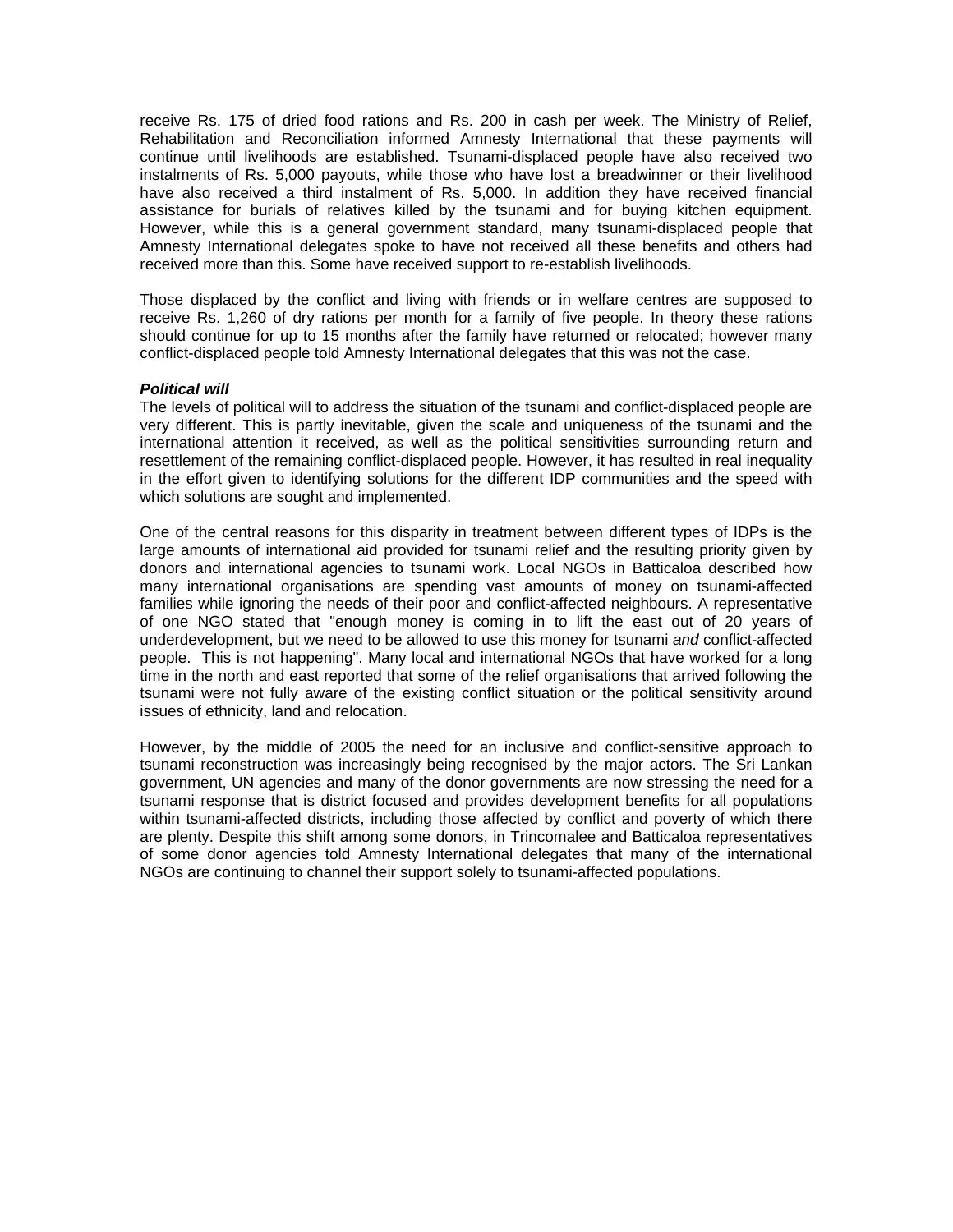receive Rs. 175 of dried food rations and Rs. 200 in cash per week. The Ministry of Relief, Rehabilitation and Reconciliation informed Amnesty International that these payments will continue until livelihoods are established. Tsunami-displaced people have also received two instalments of Rs. 5,000 payouts, while those who have lost a breadwinner or their livelihood have also received a third instalment of Rs. 5,000. In addition they have received financial assistance for burials of relatives killed by the tsunami and for buying kitchen equipment. However, while this is a general government standard, many tsunami-displaced people that Amnesty International delegates spoke to have not received all these benefits and others had received more than this. Some have received support to re-establish livelihoods.

Those displaced by the conflict and living with friends or in welfare centres are supposed to receive Rs. 1,260 of dry rations per month for a family of five people. In theory these rations should continue for up to 15 months after the family have returned or relocated; however many conflict-displaced people told Amnesty International delegates that this was not the case.

***Political will***

The levels of political will to address the situation of the tsunami and conflict-displaced people are very different. This is partly inevitable, given the scale and uniqueness of the tsunami and the international attention it received, as well as the political sensitivities surrounding return and resettlement of the remaining conflict-displaced people. However, it has resulted in real inequality in the effort given to identifying solutions for the different IDP communities and the speed with which solutions are sought and implemented.

One of the central reasons for this disparity in treatment between different types of IDPs is the large amounts of international aid provided for tsunami relief and the resulting priority given by donors and international agencies to tsunami work. Local NGOs in Batticaloa described how many international organisations are spending vast amounts of money on tsunami-affected families while ignoring the needs of their poor and conflict-affected neighbours. A representative of one NGO stated that "enough money is coming in to lift the east out of 20 years of underdevelopment, but we need to be allowed to use this money for tsunami *and* conflict-affected people. This is not happening". Many local and international NGOs that have worked for a long time in the north and east reported that some of the relief organisations that arrived following the tsunami were not fully aware of the existing conflict situation or the political sensitivity around issues of ethnicity, land and relocation.

However, by the middle of 2005 the need for an inclusive and conflict-sensitive approach to tsunami reconstruction was increasingly being recognised by the major actors. The Sri Lankan government, UN agencies and many of the donor governments are now stressing the need for a tsunami response that is district focused and provides development benefits for all populations within tsunami-affected districts, including those affected by conflict and poverty of which there are plenty. Despite this shift among some donors, in Trincomalee and Batticaloa representatives of some donor agencies told Amnesty International delegates that many of the international NGOs are continuing to channel their support solely to tsunami-affected populations.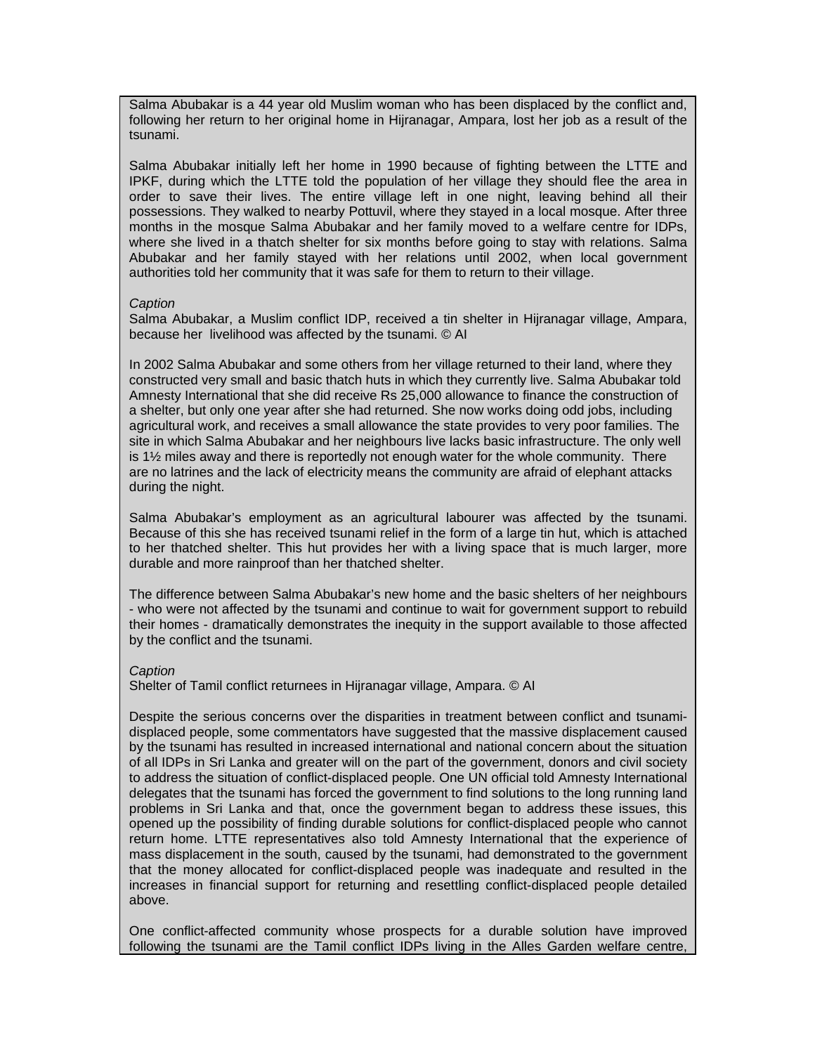Salma Abubakar is a 44 year old Muslim woman who has been displaced by the conflict and, following her return to her original home in Hijranagar, Ampara, lost her job as a result of the tsunami.

Salma Abubakar initially left her home in 1990 because of fighting between the LTTE and IPKF, during which the LTTE told the population of her village they should flee the area in order to save their lives. The entire village left in one night, leaving behind all their possessions. They walked to nearby Pottuvil, where they stayed in a local mosque. After three months in the mosque Salma Abubakar and her family moved to a welfare centre for IDPs, where she lived in a thatch shelter for six months before going to stay with relations. Salma Abubakar and her family stayed with her relations until 2002, when local government authorities told her community that it was safe for them to return to their village.

*Caption*
Salma Abubakar, a Muslim conflict IDP, received a tin shelter in Hijranagar village, Ampara, because her livelihood was affected by the tsunami. © AI

In 2002 Salma Abubakar and some others from her village returned to their land, where they constructed very small and basic thatch huts in which they currently live. Salma Abubakar told Amnesty International that she did receive Rs 25,000 allowance to finance the construction of a shelter, but only one year after she had returned. She now works doing odd jobs, including agricultural work, and receives a small allowance the state provides to very poor families. The site in which Salma Abubakar and her neighbours live lacks basic infrastructure. The only well is 1½ miles away and there is reportedly not enough water for the whole community. There are no latrines and the lack of electricity means the community are afraid of elephant attacks during the night.

Salma Abubakar's employment as an agricultural labourer was affected by the tsunami. Because of this she has received tsunami relief in the form of a large tin hut, which is attached to her thatched shelter. This hut provides her with a living space that is much larger, more durable and more rainproof than her thatched shelter.

The difference between Salma Abubakar's new home and the basic shelters of her neighbours - who were not affected by the tsunami and continue to wait for government support to rebuild their homes - dramatically demonstrates the inequity in the support available to those affected by the conflict and the tsunami.

*Caption*
Shelter of Tamil conflict returnees in Hijranagar village, Ampara. © AI

Despite the serious concerns over the disparities in treatment between conflict and tsunami-displaced people, some commentators have suggested that the massive displacement caused by the tsunami has resulted in increased international and national concern about the situation of all IDPs in Sri Lanka and greater will on the part of the government, donors and civil society to address the situation of conflict-displaced people. One UN official told Amnesty International delegates that the tsunami has forced the government to find solutions to the long running land problems in Sri Lanka and that, once the government began to address these issues, this opened up the possibility of finding durable solutions for conflict-displaced people who cannot return home. LTTE representatives also told Amnesty International that the experience of mass displacement in the south, caused by the tsunami, had demonstrated to the government that the money allocated for conflict-displaced people was inadequate and resulted in the increases in financial support for returning and resettling conflict-displaced people detailed above.

One conflict-affected community whose prospects for a durable solution have improved following the tsunami are the Tamil conflict IDPs living in the Alles Garden welfare centre,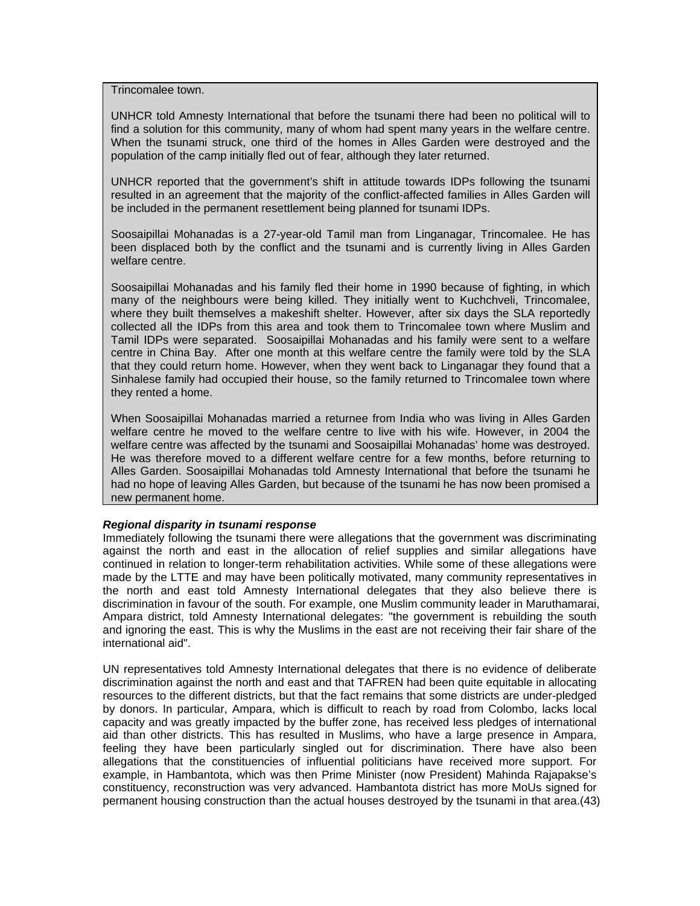Trincomalee town.

UNHCR told Amnesty International that before the tsunami there had been no political will to find a solution for this community, many of whom had spent many years in the welfare centre. When the tsunami struck, one third of the homes in Alles Garden were destroyed and the population of the camp initially fled out of fear, although they later returned.

UNHCR reported that the government's shift in attitude towards IDPs following the tsunami resulted in an agreement that the majority of the conflict-affected families in Alles Garden will be included in the permanent resettlement being planned for tsunami IDPs.

Soosaipillai Mohanadas is a 27-year-old Tamil man from Linganagar, Trincomalee. He has been displaced both by the conflict and the tsunami and is currently living in Alles Garden welfare centre.

Soosaipillai Mohanadas and his family fled their home in 1990 because of fighting, in which many of the neighbours were being killed. They initially went to Kuchchveli, Trincomalee, where they built themselves a makeshift shelter. However, after six days the SLA reportedly collected all the IDPs from this area and took them to Trincomalee town where Muslim and Tamil IDPs were separated. Soosaipillai Mohanadas and his family were sent to a welfare centre in China Bay. After one month at this welfare centre the family were told by the SLA that they could return home. However, when they went back to Linganagar they found that a Sinhalese family had occupied their house, so the family returned to Trincomalee town where they rented a home.

When Soosaipillai Mohanadas married a returnee from India who was living in Alles Garden welfare centre he moved to the welfare centre to live with his wife. However, in 2004 the welfare centre was affected by the tsunami and Soosaipillai Mohanadas' home was destroyed. He was therefore moved to a different welfare centre for a few months, before returning to Alles Garden. Soosaipillai Mohanadas told Amnesty International that before the tsunami he had no hope of leaving Alles Garden, but because of the tsunami he has now been promised a new permanent home.

***Regional disparity in tsunami response***

Immediately following the tsunami there were allegations that the government was discriminating against the north and east in the allocation of relief supplies and similar allegations have continued in relation to longer-term rehabilitation activities. While some of these allegations were made by the LTTE and may have been politically motivated, many community representatives in the north and east told Amnesty International delegates that they also believe there is discrimination in favour of the south. For example, one Muslim community leader in Maruthamarai, Ampara district, told Amnesty International delegates: "the government is rebuilding the south and ignoring the east. This is why the Muslims in the east are not receiving their fair share of the international aid".

UN representatives told Amnesty International delegates that there is no evidence of deliberate discrimination against the north and east and that TAFREN had been quite equitable in allocating resources to the different districts, but that the fact remains that some districts are under-pledged by donors. In particular, Ampara, which is difficult to reach by road from Colombo, lacks local capacity and was greatly impacted by the buffer zone, has received less pledges of international aid than other districts. This has resulted in Muslims, who have a large presence in Ampara, feeling they have been particularly singled out for discrimination. There have also been allegations that the constituencies of influential politicians have received more support. For example, in Hambantota, which was then Prime Minister (now President) Mahinda Rajapakse's constituency, reconstruction was very advanced. Hambantota district has more MoUs signed for permanent housing construction than the actual houses destroyed by the tsunami in that area.(43)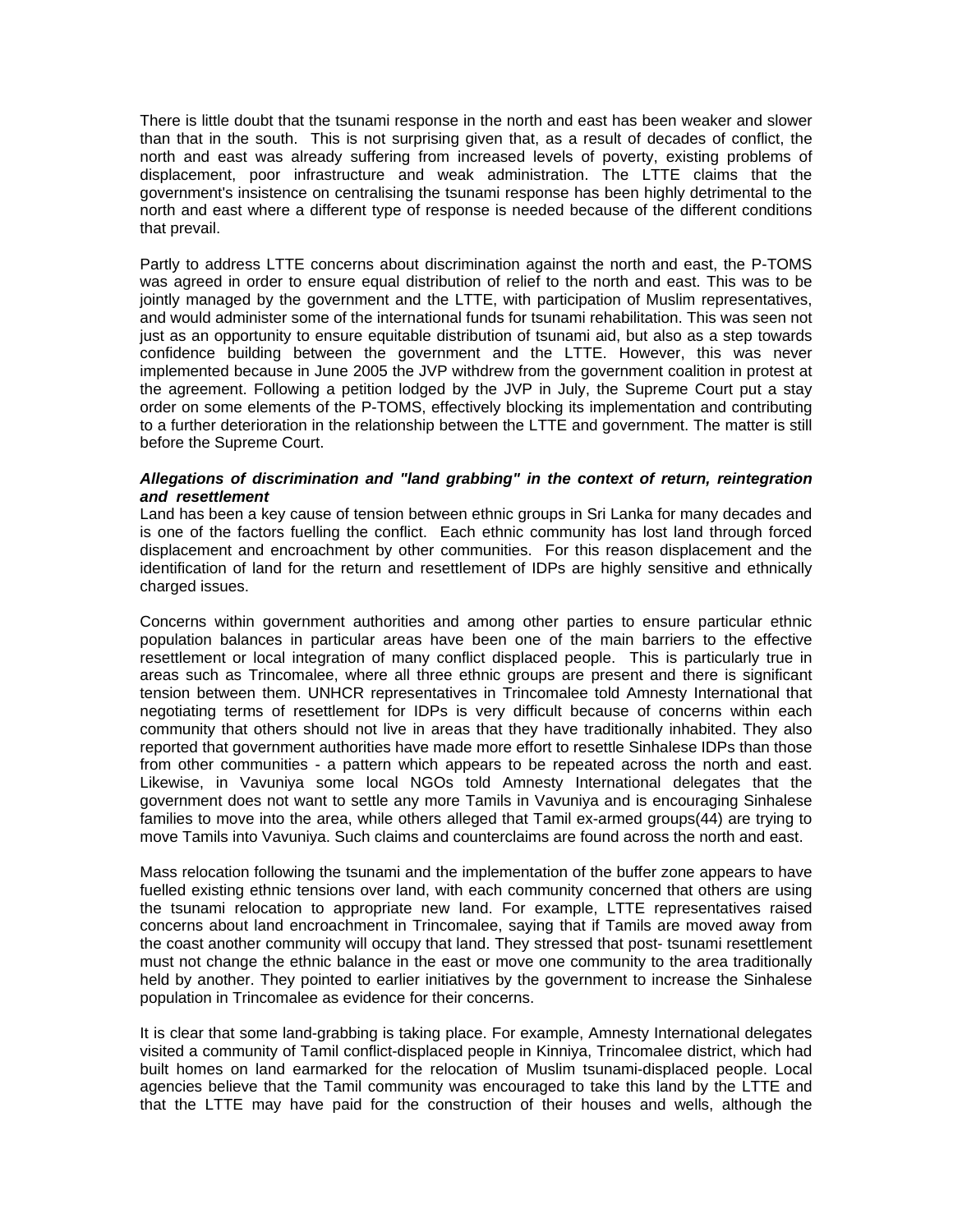There is little doubt that the tsunami response in the north and east has been weaker and slower than that in the south. This is not surprising given that, as a result of decades of conflict, the north and east was already suffering from increased levels of poverty, existing problems of displacement, poor infrastructure and weak administration. The LTTE claims that the government's insistence on centralising the tsunami response has been highly detrimental to the north and east where a different type of response is needed because of the different conditions that prevail.

Partly to address LTTE concerns about discrimination against the north and east, the P-TOMS was agreed in order to ensure equal distribution of relief to the north and east. This was to be jointly managed by the government and the LTTE, with participation of Muslim representatives, and would administer some of the international funds for tsunami rehabilitation. This was seen not just as an opportunity to ensure equitable distribution of tsunami aid, but also as a step towards confidence building between the government and the LTTE. However, this was never implemented because in June 2005 the JVP withdrew from the government coalition in protest at the agreement. Following a petition lodged by the JVP in July, the Supreme Court put a stay order on some elements of the P-TOMS, effectively blocking its implementation and contributing to a further deterioration in the relationship between the LTTE and government. The matter is still before the Supreme Court.

***Allegations of discrimination and "land grabbing" in the context of return, reintegration and resettlement***

Land has been a key cause of tension between ethnic groups in Sri Lanka for many decades and is one of the factors fuelling the conflict. Each ethnic community has lost land through forced displacement and encroachment by other communities. For this reason displacement and the identification of land for the return and resettlement of IDPs are highly sensitive and ethnically charged issues.

Concerns within government authorities and among other parties to ensure particular ethnic population balances in particular areas have been one of the main barriers to the effective resettlement or local integration of many conflict displaced people. This is particularly true in areas such as Trincomalee, where all three ethnic groups are present and there is significant tension between them. UNHCR representatives in Trincomalee told Amnesty International that negotiating terms of resettlement for IDPs is very difficult because of concerns within each community that others should not live in areas that they have traditionally inhabited. They also reported that government authorities have made more effort to resettle Sinhalese IDPs than those from other communities - a pattern which appears to be repeated across the north and east. Likewise, in Vavuniya some local NGOs told Amnesty International delegates that the government does not want to settle any more Tamils in Vavuniya and is encouraging Sinhalese families to move into the area, while others alleged that Tamil ex-armed groups(44) are trying to move Tamils into Vavuniya. Such claims and counterclaims are found across the north and east.

Mass relocation following the tsunami and the implementation of the buffer zone appears to have fuelled existing ethnic tensions over land, with each community concerned that others are using the tsunami relocation to appropriate new land. For example, LTTE representatives raised concerns about land encroachment in Trincomalee, saying that if Tamils are moved away from the coast another community will occupy that land. They stressed that post- tsunami resettlement must not change the ethnic balance in the east or move one community to the area traditionally held by another. They pointed to earlier initiatives by the government to increase the Sinhalese population in Trincomalee as evidence for their concerns.

It is clear that some land-grabbing is taking place. For example, Amnesty International delegates visited a community of Tamil conflict-displaced people in Kinniya, Trincomalee district, which had built homes on land earmarked for the relocation of Muslim tsunami-displaced people. Local agencies believe that the Tamil community was encouraged to take this land by the LTTE and that the LTTE may have paid for the construction of their houses and wells, although the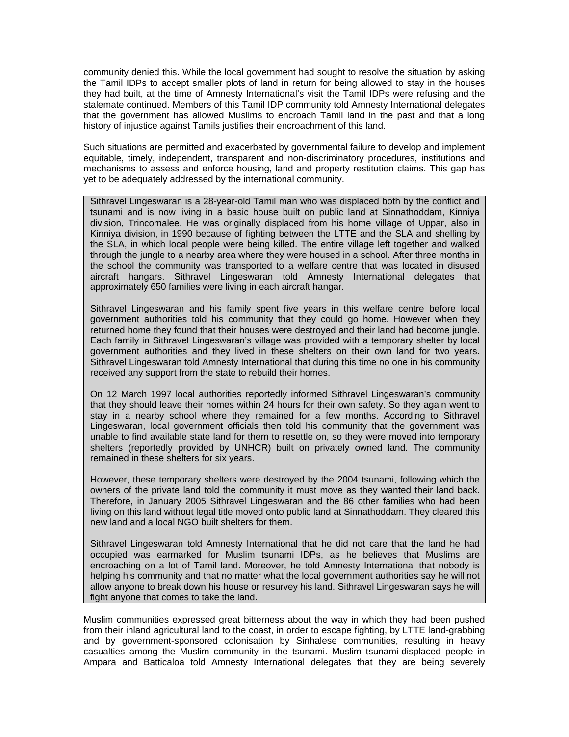community denied this. While the local government had sought to resolve the situation by asking the Tamil IDPs to accept smaller plots of land in return for being allowed to stay in the houses they had built, at the time of Amnesty International's visit the Tamil IDPs were refusing and the stalemate continued. Members of this Tamil IDP community told Amnesty International delegates that the government has allowed Muslims to encroach Tamil land in the past and that a long history of injustice against Tamils justifies their encroachment of this land.

Such situations are permitted and exacerbated by governmental failure to develop and implement equitable, timely, independent, transparent and non-discriminatory procedures, institutions and mechanisms to assess and enforce housing, land and property restitution claims. This gap has yet to be adequately addressed by the international community.

> Sithravel Lingeswaran is a 28-year-old Tamil man who was displaced both by the conflict and tsunami and is now living in a basic house built on public land at Sinnathoddam, Kinniya division, Trincomalee. He was originally displaced from his home village of Uppar, also in Kinniya division, in 1990 because of fighting between the LTTE and the SLA and shelling by the SLA, in which local people were being killed. The entire village left together and walked through the jungle to a nearby area where they were housed in a school. After three months in the school the community was transported to a welfare centre that was located in disused aircraft hangars. Sithravel Lingeswaran told Amnesty International delegates that approximately 650 families were living in each aircraft hangar.
>
> Sithravel Lingeswaran and his family spent five years in this welfare centre before local government authorities told his community that they could go home. However when they returned home they found that their houses were destroyed and their land had become jungle. Each family in Sithravel Lingeswaran's village was provided with a temporary shelter by local government authorities and they lived in these shelters on their own land for two years. Sithravel Lingeswaran told Amnesty International that during this time no one in his community received any support from the state to rebuild their homes.
>
> On 12 March 1997 local authorities reportedly informed Sithravel Lingeswaran's community that they should leave their homes within 24 hours for their own safety. So they again went to stay in a nearby school where they remained for a few months. According to Sithravel Lingeswaran, local government officials then told his community that the government was unable to find available state land for them to resettle on, so they were moved into temporary shelters (reportedly provided by UNHCR) built on privately owned land. The community remained in these shelters for six years.
>
> However, these temporary shelters were destroyed by the 2004 tsunami, following which the owners of the private land told the community it must move as they wanted their land back. Therefore, in January 2005 Sithravel Lingeswaran and the 86 other families who had been living on this land without legal title moved onto public land at Sinnathoddam. They cleared this new land and a local NGO built shelters for them.
>
> Sithravel Lingeswaran told Amnesty International that he did not care that the land he had occupied was earmarked for Muslim tsunami IDPs, as he believes that Muslims are encroaching on a lot of Tamil land. Moreover, he told Amnesty International that nobody is helping his community and that no matter what the local government authorities say he will not allow anyone to break down his house or resurvey his land. Sithravel Lingeswaran says he will fight anyone that comes to take the land.

Muslim communities expressed great bitterness about the way in which they had been pushed from their inland agricultural land to the coast, in order to escape fighting, by LTTE land-grabbing and by government-sponsored colonisation by Sinhalese communities, resulting in heavy casualties among the Muslim community in the tsunami. Muslim tsunami-displaced people in Ampara and Batticaloa told Amnesty International delegates that they are being severely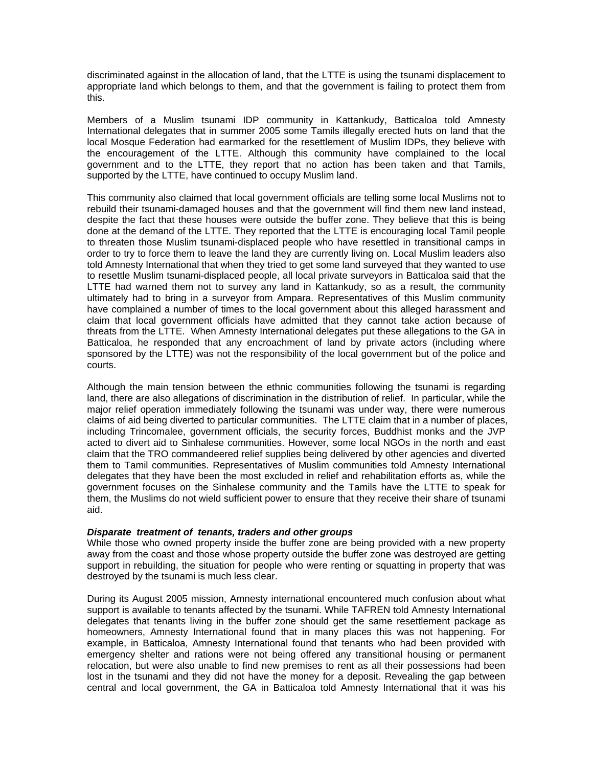discriminated against in the allocation of land, that the LTTE is using the tsunami displacement to appropriate land which belongs to them, and that the government is failing to protect them from this.

Members of a Muslim tsunami IDP community in Kattankudy, Batticaloa told Amnesty International delegates that in summer 2005 some Tamils illegally erected huts on land that the local Mosque Federation had earmarked for the resettlement of Muslim IDPs, they believe with the encouragement of the LTTE. Although this community have complained to the local government and to the LTTE, they report that no action has been taken and that Tamils, supported by the LTTE, have continued to occupy Muslim land.

This community also claimed that local government officials are telling some local Muslims not to rebuild their tsunami-damaged houses and that the government will find them new land instead, despite the fact that these houses were outside the buffer zone. They believe that this is being done at the demand of the LTTE. They reported that the LTTE is encouraging local Tamil people to threaten those Muslim tsunami-displaced people who have resettled in transitional camps in order to try to force them to leave the land they are currently living on. Local Muslim leaders also told Amnesty International that when they tried to get some land surveyed that they wanted to use to resettle Muslim tsunami-displaced people, all local private surveyors in Batticaloa said that the LTTE had warned them not to survey any land in Kattankudy, so as a result, the community ultimately had to bring in a surveyor from Ampara. Representatives of this Muslim community have complained a number of times to the local government about this alleged harassment and claim that local government officials have admitted that they cannot take action because of threats from the LTTE. When Amnesty International delegates put these allegations to the GA in Batticaloa, he responded that any encroachment of land by private actors (including where sponsored by the LTTE) was not the responsibility of the local government but of the police and courts.

Although the main tension between the ethnic communities following the tsunami is regarding land, there are also allegations of discrimination in the distribution of relief. In particular, while the major relief operation immediately following the tsunami was under way, there were numerous claims of aid being diverted to particular communities. The LTTE claim that in a number of places, including Trincomalee, government officials, the security forces, Buddhist monks and the JVP acted to divert aid to Sinhalese communities. However, some local NGOs in the north and east claim that the TRO commandeered relief supplies being delivered by other agencies and diverted them to Tamil communities. Representatives of Muslim communities told Amnesty International delegates that they have been the most excluded in relief and rehabilitation efforts as, while the government focuses on the Sinhalese community and the Tamils have the LTTE to speak for them, the Muslims do not wield sufficient power to ensure that they receive their share of tsunami aid.

***Disparate treatment of tenants, traders and other groups***

While those who owned property inside the buffer zone are being provided with a new property away from the coast and those whose property outside the buffer zone was destroyed are getting support in rebuilding, the situation for people who were renting or squatting in property that was destroyed by the tsunami is much less clear.

During its August 2005 mission, Amnesty international encountered much confusion about what support is available to tenants affected by the tsunami. While TAFREN told Amnesty International delegates that tenants living in the buffer zone should get the same resettlement package as homeowners, Amnesty International found that in many places this was not happening. For example, in Batticaloa, Amnesty International found that tenants who had been provided with emergency shelter and rations were not being offered any transitional housing or permanent relocation, but were also unable to find new premises to rent as all their possessions had been lost in the tsunami and they did not have the money for a deposit. Revealing the gap between central and local government, the GA in Batticaloa told Amnesty International that it was his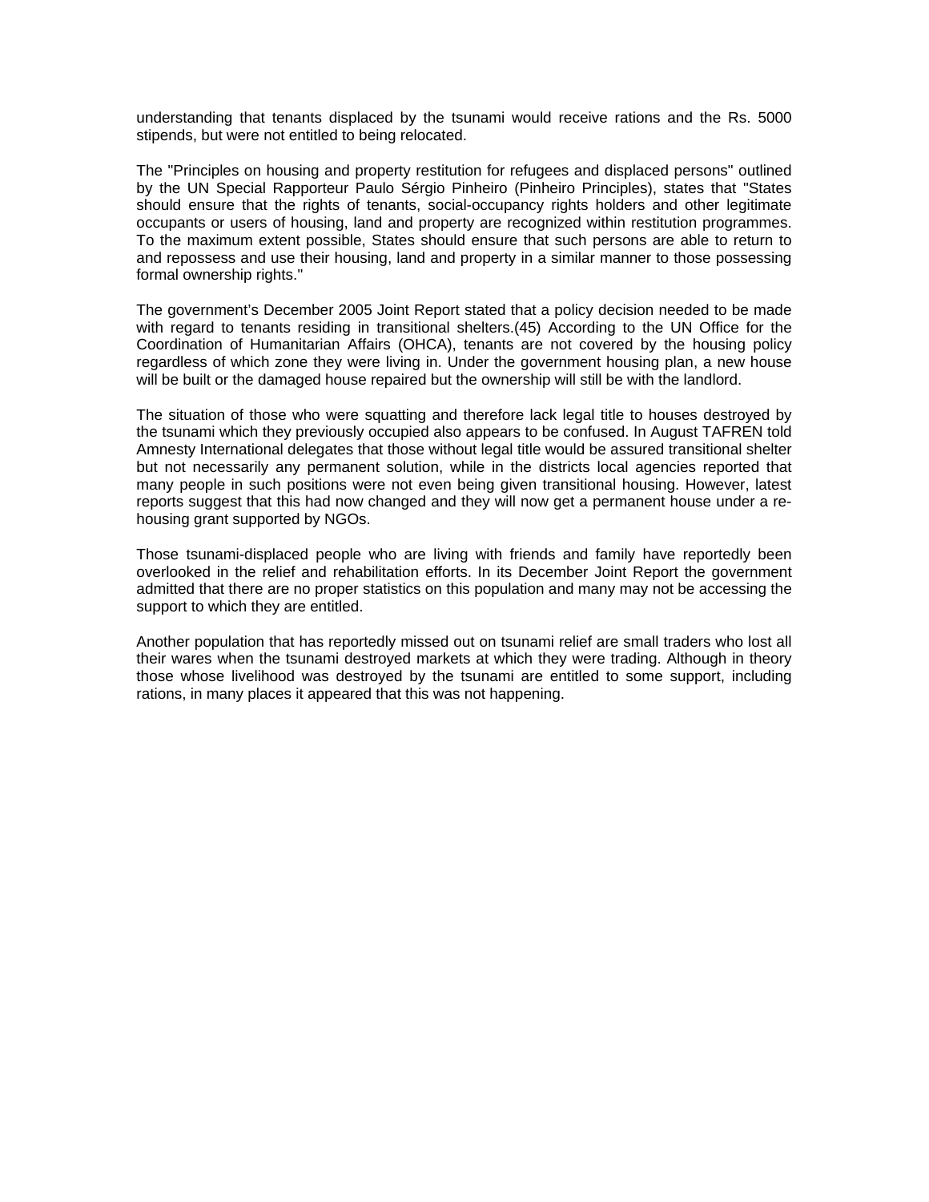understanding that tenants displaced by the tsunami would receive rations and the Rs. 5000 stipends, but were not entitled to being relocated.

The "Principles on housing and property restitution for refugees and displaced persons" outlined by the UN Special Rapporteur Paulo Sérgio Pinheiro (Pinheiro Principles), states that "States should ensure that the rights of tenants, social-occupancy rights holders and other legitimate occupants or users of housing, land and property are recognized within restitution programmes. To the maximum extent possible, States should ensure that such persons are able to return to and repossess and use their housing, land and property in a similar manner to those possessing formal ownership rights."

The government's December 2005 Joint Report stated that a policy decision needed to be made with regard to tenants residing in transitional shelters.(45) According to the UN Office for the Coordination of Humanitarian Affairs (OHCA), tenants are not covered by the housing policy regardless of which zone they were living in. Under the government housing plan, a new house will be built or the damaged house repaired but the ownership will still be with the landlord.

The situation of those who were squatting and therefore lack legal title to houses destroyed by the tsunami which they previously occupied also appears to be confused. In August TAFREN told Amnesty International delegates that those without legal title would be assured transitional shelter but not necessarily any permanent solution, while in the districts local agencies reported that many people in such positions were not even being given transitional housing. However, latest reports suggest that this had now changed and they will now get a permanent house under a re-housing grant supported by NGOs.

Those tsunami-displaced people who are living with friends and family have reportedly been overlooked in the relief and rehabilitation efforts. In its December Joint Report the government admitted that there are no proper statistics on this population and many may not be accessing the support to which they are entitled.

Another population that has reportedly missed out on tsunami relief are small traders who lost all their wares when the tsunami destroyed markets at which they were trading. Although in theory those whose livelihood was destroyed by the tsunami are entitled to some support, including rations, in many places it appeared that this was not happening.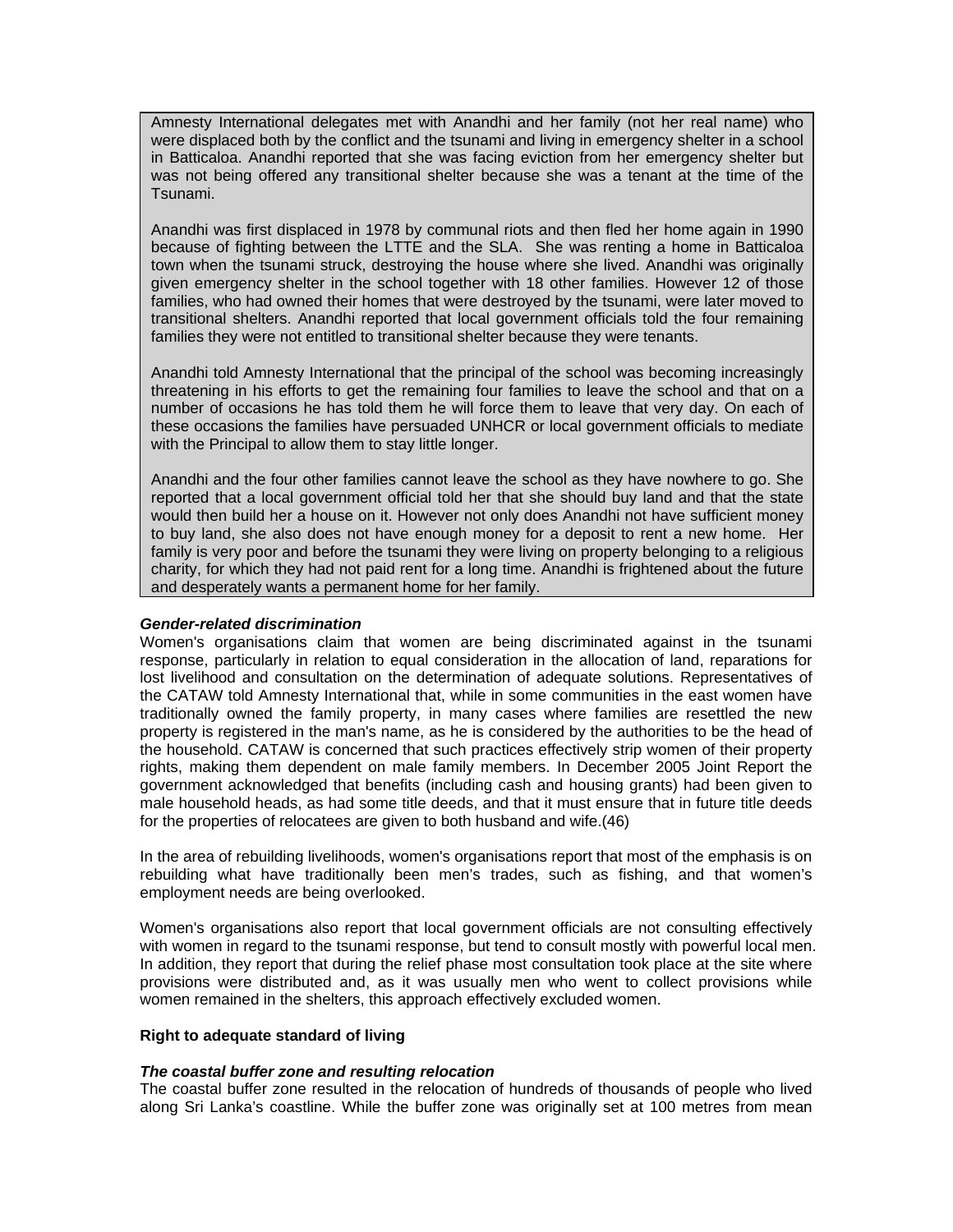> Amnesty International delegates met with Anandhi and her family (not her real name) who were displaced both by the conflict and the tsunami and living in emergency shelter in a school in Batticaloa. Anandhi reported that she was facing eviction from her emergency shelter but was not being offered any transitional shelter because she was a tenant at the time of the Tsunami.
>
> Anandhi was first displaced in 1978 by communal riots and then fled her home again in 1990 because of fighting between the LTTE and the SLA. She was renting a home in Batticaloa town when the tsunami struck, destroying the house where she lived. Anandhi was originally given emergency shelter in the school together with 18 other families. However 12 of those families, who had owned their homes that were destroyed by the tsunami, were later moved to transitional shelters. Anandhi reported that local government officials told the four remaining families they were not entitled to transitional shelter because they were tenants.
>
> Anandhi told Amnesty International that the principal of the school was becoming increasingly threatening in his efforts to get the remaining four families to leave the school and that on a number of occasions he has told them he will force them to leave that very day. On each of these occasions the families have persuaded UNHCR or local government officials to mediate with the Principal to allow them to stay little longer.
>
> Anandhi and the four other families cannot leave the school as they have nowhere to go. She reported that a local government official told her that she should buy land and that the state would then build her a house on it. However not only does Anandhi not have sufficient money to buy land, she also does not have enough money for a deposit to rent a new home. Her family is very poor and before the tsunami they were living on property belonging to a religious charity, for which they had not paid rent for a long time. Anandhi is frightened about the future and desperately wants a permanent home for her family.

#### *Gender-related discrimination*

Women's organisations claim that women are being discriminated against in the tsunami response, particularly in relation to equal consideration in the allocation of land, reparations for lost livelihood and consultation on the determination of adequate solutions. Representatives of the CATAW told Amnesty International that, while in some communities in the east women have traditionally owned the family property, in many cases where families are resettled the new property is registered in the man's name, as he is considered by the authorities to be the head of the household. CATAW is concerned that such practices effectively strip women of their property rights, making them dependent on male family members. In December 2005 Joint Report the government acknowledged that benefits (including cash and housing grants) had been given to male household heads, as had some title deeds, and that it must ensure that in future title deeds for the properties of relocatees are given to both husband and wife.(46)

In the area of rebuilding livelihoods, women's organisations report that most of the emphasis is on rebuilding what have traditionally been men's trades, such as fishing, and that women's employment needs are being overlooked.

Women's organisations also report that local government officials are not consulting effectively with women in regard to the tsunami response, but tend to consult mostly with powerful local men. In addition, they report that during the relief phase most consultation took place at the site where provisions were distributed and, as it was usually men who went to collect provisions while women remained in the shelters, this approach effectively excluded women.

### Right to adequate standard of living

#### *The coastal buffer zone and resulting relocation*

The coastal buffer zone resulted in the relocation of hundreds of thousands of people who lived along Sri Lanka's coastline. While the buffer zone was originally set at 100 metres from mean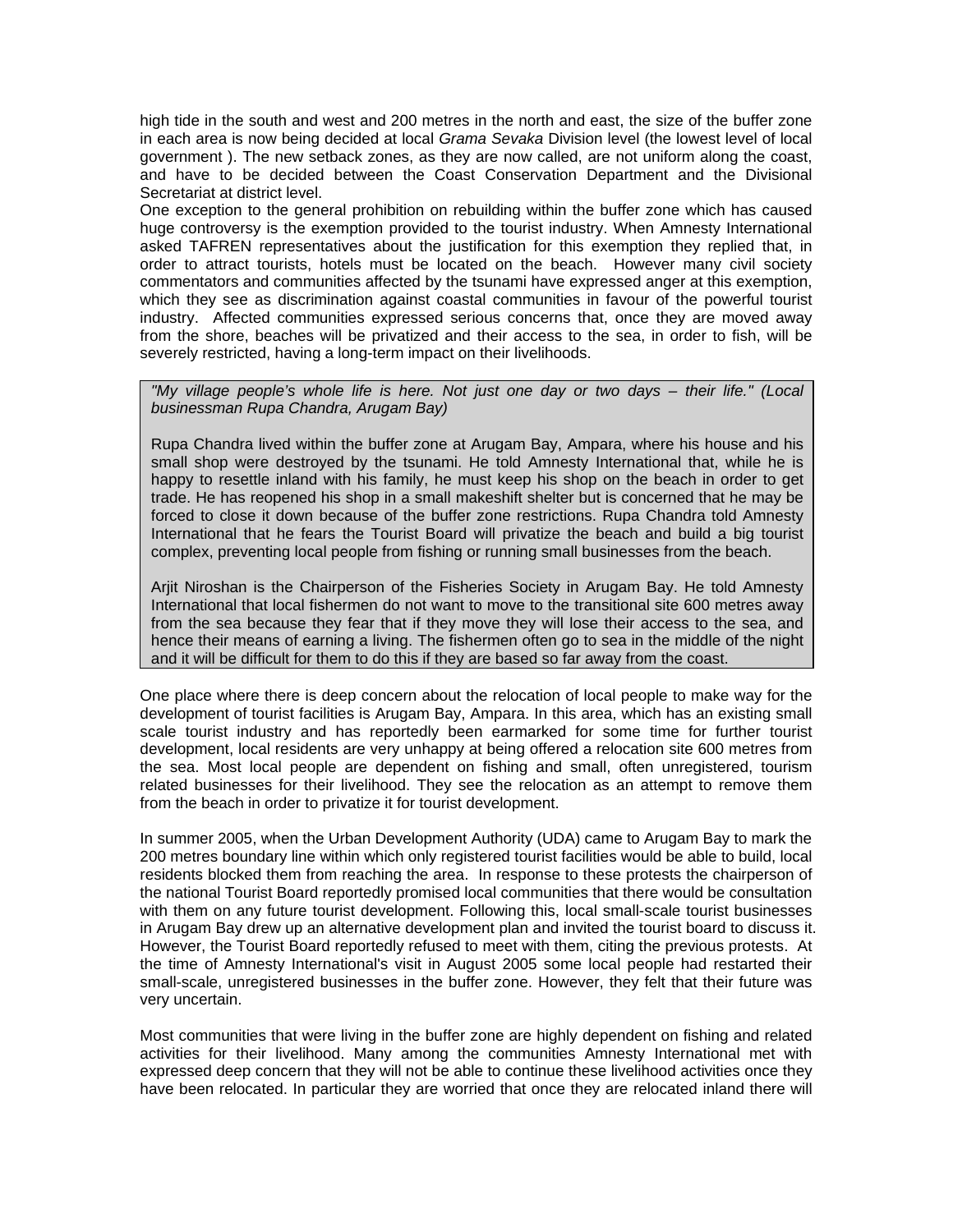high tide in the south and west and 200 metres in the north and east, the size of the buffer zone in each area is now being decided at local *Grama Sevaka* Division level (the lowest level of local government ). The new setback zones, as they are now called, are not uniform along the coast, and have to be decided between the Coast Conservation Department and the Divisional Secretariat at district level.

One exception to the general prohibition on rebuilding within the buffer zone which has caused huge controversy is the exemption provided to the tourist industry. When Amnesty International asked TAFREN representatives about the justification for this exemption they replied that, in order to attract tourists, hotels must be located on the beach. However many civil society commentators and communities affected by the tsunami have expressed anger at this exemption, which they see as discrimination against coastal communities in favour of the powerful tourist industry. Affected communities expressed serious concerns that, once they are moved away from the shore, beaches will be privatized and their access to the sea, in order to fish, will be severely restricted, having a long-term impact on their livelihoods.

> *"My village people's whole life is here. Not just one day or two days – their life." (Local businessman Rupa Chandra, Arugam Bay)*
>
> Rupa Chandra lived within the buffer zone at Arugam Bay, Ampara, where his house and his small shop were destroyed by the tsunami. He told Amnesty International that, while he is happy to resettle inland with his family, he must keep his shop on the beach in order to get trade. He has reopened his shop in a small makeshift shelter but is concerned that he may be forced to close it down because of the buffer zone restrictions. Rupa Chandra told Amnesty International that he fears the Tourist Board will privatize the beach and build a big tourist complex, preventing local people from fishing or running small businesses from the beach.
>
> Arjit Niroshan is the Chairperson of the Fisheries Society in Arugam Bay. He told Amnesty International that local fishermen do not want to move to the transitional site 600 metres away from the sea because they fear that if they move they will lose their access to the sea, and hence their means of earning a living. The fishermen often go to sea in the middle of the night and it will be difficult for them to do this if they are based so far away from the coast.

One place where there is deep concern about the relocation of local people to make way for the development of tourist facilities is Arugam Bay, Ampara. In this area, which has an existing small scale tourist industry and has reportedly been earmarked for some time for further tourist development, local residents are very unhappy at being offered a relocation site 600 metres from the sea. Most local people are dependent on fishing and small, often unregistered, tourism related businesses for their livelihood. They see the relocation as an attempt to remove them from the beach in order to privatize it for tourist development.

In summer 2005, when the Urban Development Authority (UDA) came to Arugam Bay to mark the 200 metres boundary line within which only registered tourist facilities would be able to build, local residents blocked them from reaching the area. In response to these protests the chairperson of the national Tourist Board reportedly promised local communities that there would be consultation with them on any future tourist development. Following this, local small-scale tourist businesses in Arugam Bay drew up an alternative development plan and invited the tourist board to discuss it. However, the Tourist Board reportedly refused to meet with them, citing the previous protests. At the time of Amnesty International's visit in August 2005 some local people had restarted their small-scale, unregistered businesses in the buffer zone. However, they felt that their future was very uncertain.

Most communities that were living in the buffer zone are highly dependent on fishing and related activities for their livelihood. Many among the communities Amnesty International met with expressed deep concern that they will not be able to continue these livelihood activities once they have been relocated. In particular they are worried that once they are relocated inland there will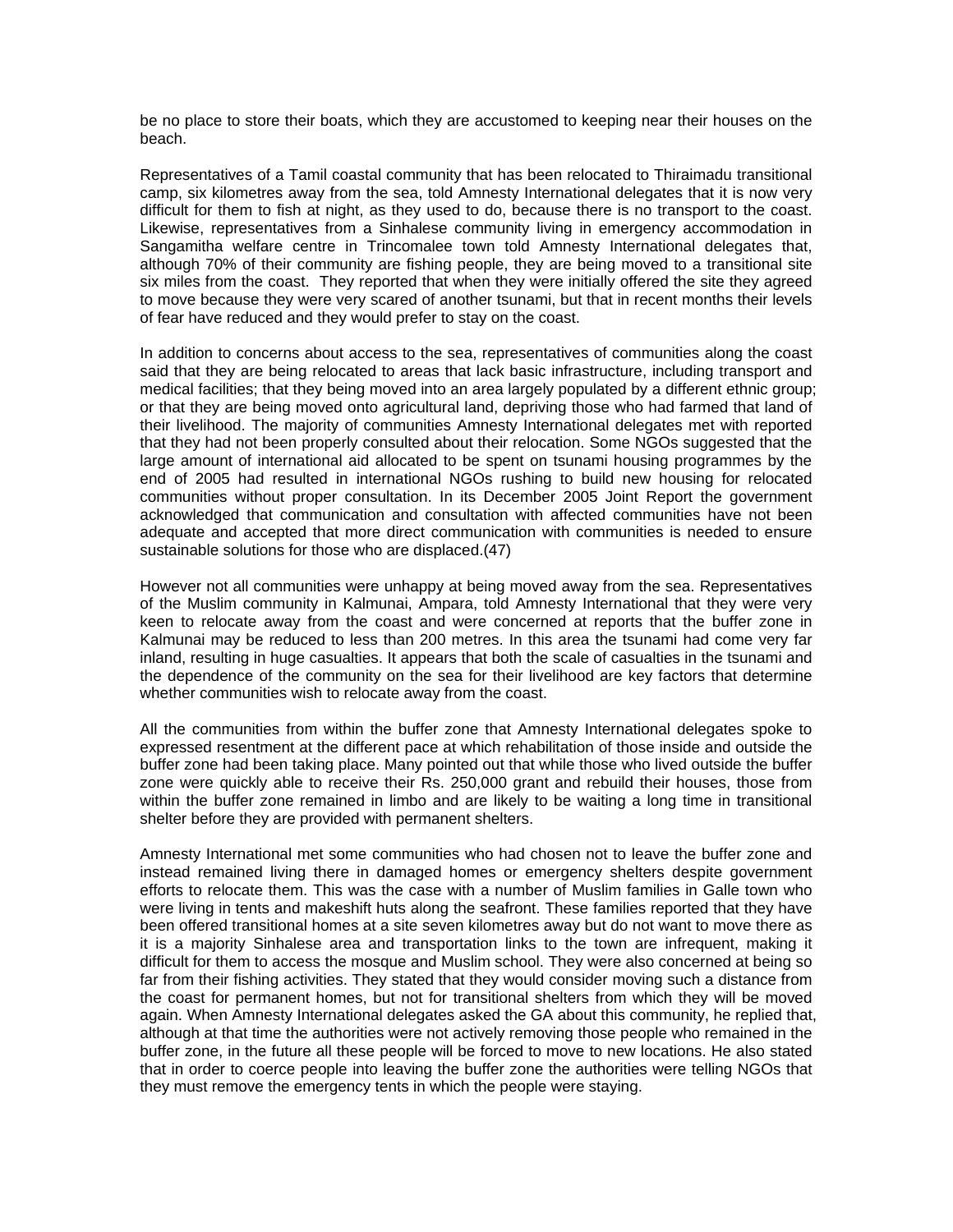be no place to store their boats, which they are accustomed to keeping near their houses on the beach.

Representatives of a Tamil coastal community that has been relocated to Thiraimadu transitional camp, six kilometres away from the sea, told Amnesty International delegates that it is now very difficult for them to fish at night, as they used to do, because there is no transport to the coast. Likewise, representatives from a Sinhalese community living in emergency accommodation in Sangamitha welfare centre in Trincomalee town told Amnesty International delegates that, although 70% of their community are fishing people, they are being moved to a transitional site six miles from the coast. They reported that when they were initially offered the site they agreed to move because they were very scared of another tsunami, but that in recent months their levels of fear have reduced and they would prefer to stay on the coast.

In addition to concerns about access to the sea, representatives of communities along the coast said that they are being relocated to areas that lack basic infrastructure, including transport and medical facilities; that they being moved into an area largely populated by a different ethnic group; or that they are being moved onto agricultural land, depriving those who had farmed that land of their livelihood. The majority of communities Amnesty International delegates met with reported that they had not been properly consulted about their relocation. Some NGOs suggested that the large amount of international aid allocated to be spent on tsunami housing programmes by the end of 2005 had resulted in international NGOs rushing to build new housing for relocated communities without proper consultation. In its December 2005 Joint Report the government acknowledged that communication and consultation with affected communities have not been adequate and accepted that more direct communication with communities is needed to ensure sustainable solutions for those who are displaced.(47)

However not all communities were unhappy at being moved away from the sea. Representatives of the Muslim community in Kalmunai, Ampara, told Amnesty International that they were very keen to relocate away from the coast and were concerned at reports that the buffer zone in Kalmunai may be reduced to less than 200 metres. In this area the tsunami had come very far inland, resulting in huge casualties. It appears that both the scale of casualties in the tsunami and the dependence of the community on the sea for their livelihood are key factors that determine whether communities wish to relocate away from the coast.

All the communities from within the buffer zone that Amnesty International delegates spoke to expressed resentment at the different pace at which rehabilitation of those inside and outside the buffer zone had been taking place. Many pointed out that while those who lived outside the buffer zone were quickly able to receive their Rs. 250,000 grant and rebuild their houses, those from within the buffer zone remained in limbo and are likely to be waiting a long time in transitional shelter before they are provided with permanent shelters.

Amnesty International met some communities who had chosen not to leave the buffer zone and instead remained living there in damaged homes or emergency shelters despite government efforts to relocate them. This was the case with a number of Muslim families in Galle town who were living in tents and makeshift huts along the seafront. These families reported that they have been offered transitional homes at a site seven kilometres away but do not want to move there as it is a majority Sinhalese area and transportation links to the town are infrequent, making it difficult for them to access the mosque and Muslim school. They were also concerned at being so far from their fishing activities. They stated that they would consider moving such a distance from the coast for permanent homes, but not for transitional shelters from which they will be moved again. When Amnesty International delegates asked the GA about this community, he replied that, although at that time the authorities were not actively removing those people who remained in the buffer zone, in the future all these people will be forced to move to new locations. He also stated that in order to coerce people into leaving the buffer zone the authorities were telling NGOs that they must remove the emergency tents in which the people were staying.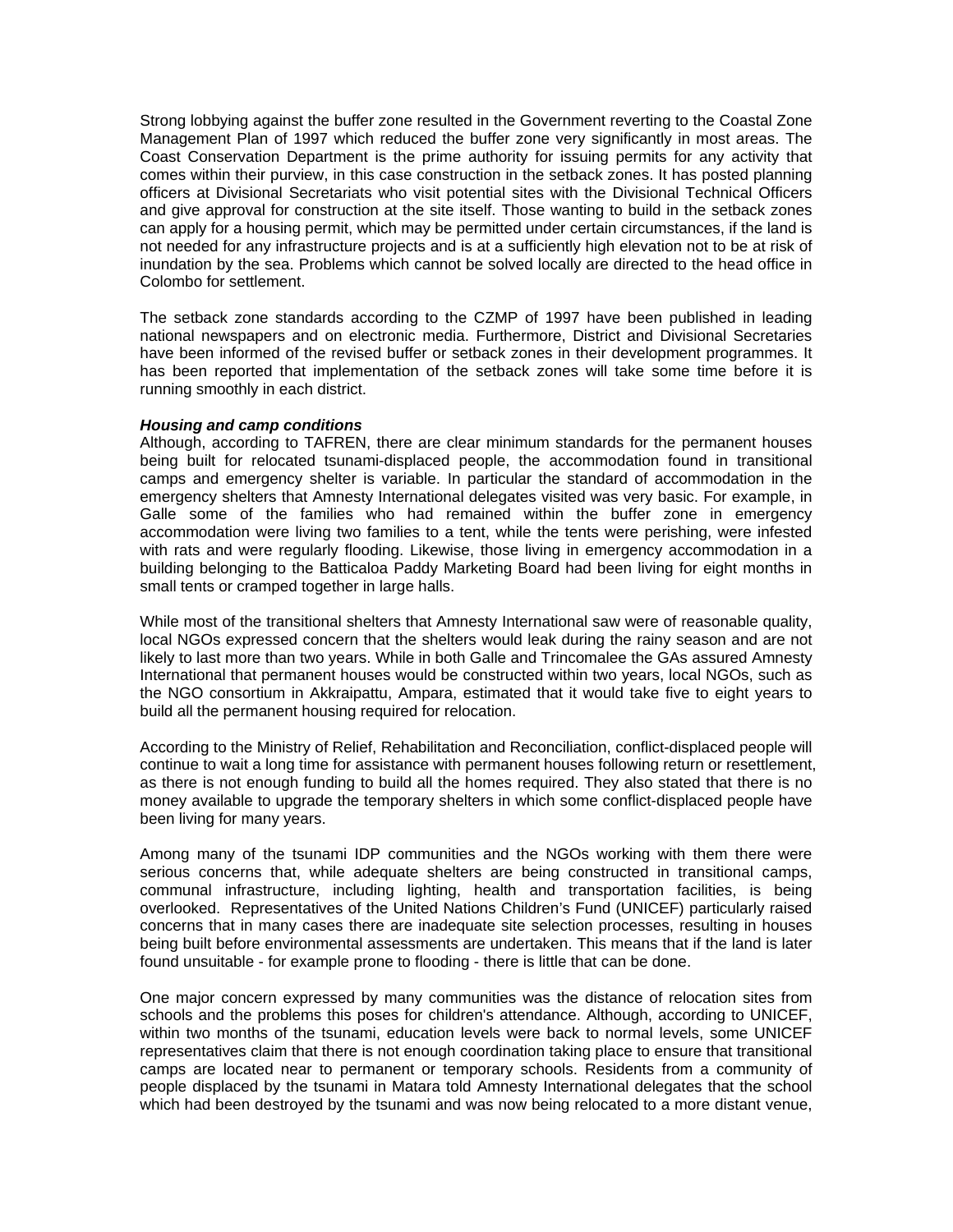Strong lobbying against the buffer zone resulted in the Government reverting to the Coastal Zone Management Plan of 1997 which reduced the buffer zone very significantly in most areas. The Coast Conservation Department is the prime authority for issuing permits for any activity that comes within their purview, in this case construction in the setback zones. It has posted planning officers at Divisional Secretariats who visit potential sites with the Divisional Technical Officers and give approval for construction at the site itself. Those wanting to build in the setback zones can apply for a housing permit, which may be permitted under certain circumstances, if the land is not needed for any infrastructure projects and is at a sufficiently high elevation not to be at risk of inundation by the sea. Problems which cannot be solved locally are directed to the head office in Colombo for settlement.

The setback zone standards according to the CZMP of 1997 have been published in leading national newspapers and on electronic media. Furthermore, District and Divisional Secretaries have been informed of the revised buffer or setback zones in their development programmes. It has been reported that implementation of the setback zones will take some time before it is running smoothly in each district.

***Housing and camp conditions***

Although, according to TAFREN, there are clear minimum standards for the permanent houses being built for relocated tsunami-displaced people, the accommodation found in transitional camps and emergency shelter is variable. In particular the standard of accommodation in the emergency shelters that Amnesty International delegates visited was very basic. For example, in Galle some of the families who had remained within the buffer zone in emergency accommodation were living two families to a tent, while the tents were perishing, were infested with rats and were regularly flooding. Likewise, those living in emergency accommodation in a building belonging to the Batticaloa Paddy Marketing Board had been living for eight months in small tents or cramped together in large halls.

While most of the transitional shelters that Amnesty International saw were of reasonable quality, local NGOs expressed concern that the shelters would leak during the rainy season and are not likely to last more than two years. While in both Galle and Trincomalee the GAs assured Amnesty International that permanent houses would be constructed within two years, local NGOs, such as the NGO consortium in Akkraipattu, Ampara, estimated that it would take five to eight years to build all the permanent housing required for relocation.

According to the Ministry of Relief, Rehabilitation and Reconciliation, conflict-displaced people will continue to wait a long time for assistance with permanent houses following return or resettlement, as there is not enough funding to build all the homes required. They also stated that there is no money available to upgrade the temporary shelters in which some conflict-displaced people have been living for many years.

Among many of the tsunami IDP communities and the NGOs working with them there were serious concerns that, while adequate shelters are being constructed in transitional camps, communal infrastructure, including lighting, health and transportation facilities, is being overlooked. Representatives of the United Nations Children's Fund (UNICEF) particularly raised concerns that in many cases there are inadequate site selection processes, resulting in houses being built before environmental assessments are undertaken. This means that if the land is later found unsuitable - for example prone to flooding - there is little that can be done.

One major concern expressed by many communities was the distance of relocation sites from schools and the problems this poses for children's attendance. Although, according to UNICEF, within two months of the tsunami, education levels were back to normal levels, some UNICEF representatives claim that there is not enough coordination taking place to ensure that transitional camps are located near to permanent or temporary schools. Residents from a community of people displaced by the tsunami in Matara told Amnesty International delegates that the school which had been destroyed by the tsunami and was now being relocated to a more distant venue,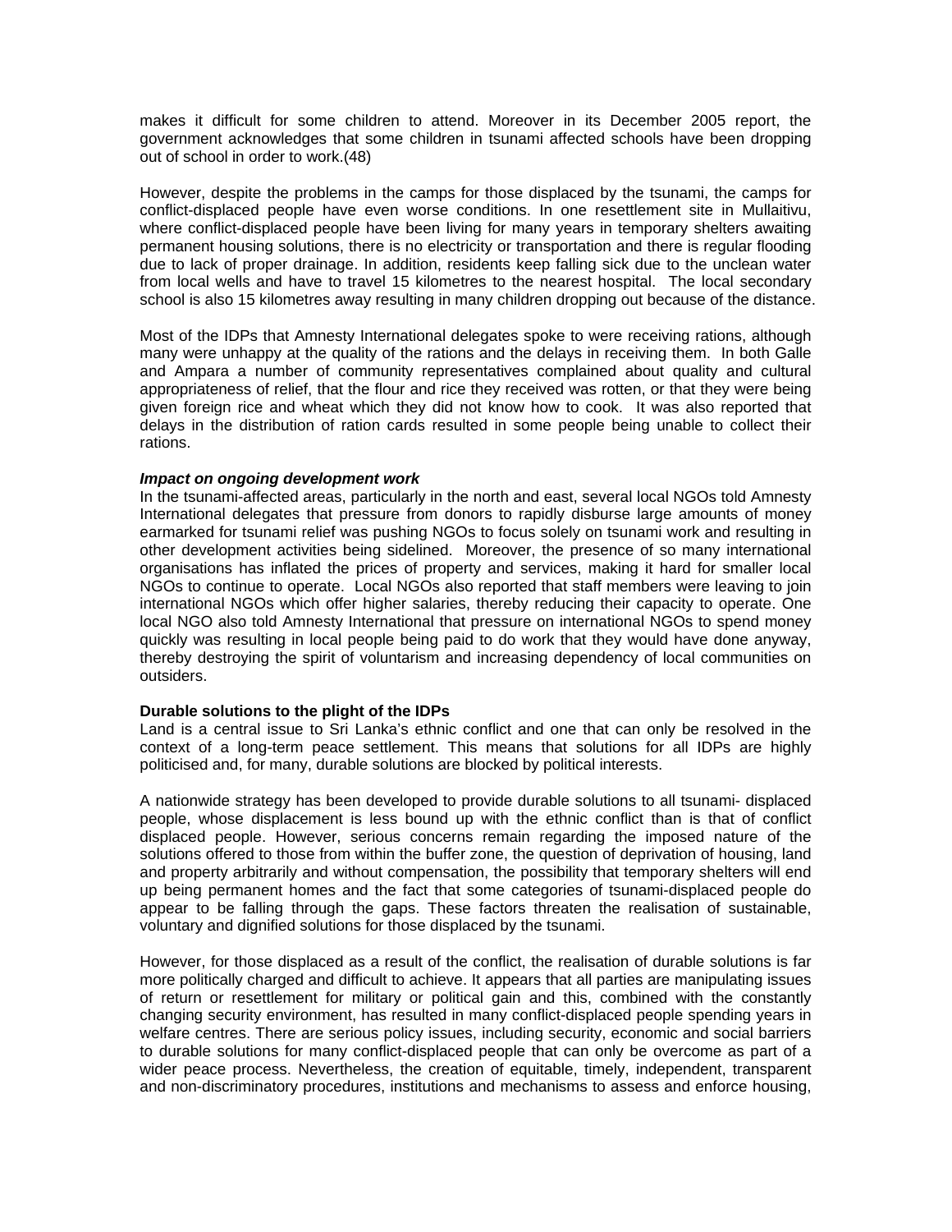makes it difficult for some children to attend. Moreover in its December 2005 report, the government acknowledges that some children in tsunami affected schools have been dropping out of school in order to work.(48)

However, despite the problems in the camps for those displaced by the tsunami, the camps for conflict-displaced people have even worse conditions. In one resettlement site in Mullaitivu, where conflict-displaced people have been living for many years in temporary shelters awaiting permanent housing solutions, there is no electricity or transportation and there is regular flooding due to lack of proper drainage. In addition, residents keep falling sick due to the unclean water from local wells and have to travel 15 kilometres to the nearest hospital. The local secondary school is also 15 kilometres away resulting in many children dropping out because of the distance.

Most of the IDPs that Amnesty International delegates spoke to were receiving rations, although many were unhappy at the quality of the rations and the delays in receiving them. In both Galle and Ampara a number of community representatives complained about quality and cultural appropriateness of relief, that the flour and rice they received was rotten, or that they were being given foreign rice and wheat which they did not know how to cook. It was also reported that delays in the distribution of ration cards resulted in some people being unable to collect their rations.

***Impact on ongoing development work***

In the tsunami-affected areas, particularly in the north and east, several local NGOs told Amnesty International delegates that pressure from donors to rapidly disburse large amounts of money earmarked for tsunami relief was pushing NGOs to focus solely on tsunami work and resulting in other development activities being sidelined. Moreover, the presence of so many international organisations has inflated the prices of property and services, making it hard for smaller local NGOs to continue to operate. Local NGOs also reported that staff members were leaving to join international NGOs which offer higher salaries, thereby reducing their capacity to operate. One local NGO also told Amnesty International that pressure on international NGOs to spend money quickly was resulting in local people being paid to do work that they would have done anyway, thereby destroying the spirit of voluntarism and increasing dependency of local communities on outsiders.

**Durable solutions to the plight of the IDPs**

Land is a central issue to Sri Lanka's ethnic conflict and one that can only be resolved in the context of a long-term peace settlement. This means that solutions for all IDPs are highly politicised and, for many, durable solutions are blocked by political interests.

A nationwide strategy has been developed to provide durable solutions to all tsunami- displaced people, whose displacement is less bound up with the ethnic conflict than is that of conflict displaced people. However, serious concerns remain regarding the imposed nature of the solutions offered to those from within the buffer zone, the question of deprivation of housing, land and property arbitrarily and without compensation, the possibility that temporary shelters will end up being permanent homes and the fact that some categories of tsunami-displaced people do appear to be falling through the gaps. These factors threaten the realisation of sustainable, voluntary and dignified solutions for those displaced by the tsunami.

However, for those displaced as a result of the conflict, the realisation of durable solutions is far more politically charged and difficult to achieve. It appears that all parties are manipulating issues of return or resettlement for military or political gain and this, combined with the constantly changing security environment, has resulted in many conflict-displaced people spending years in welfare centres. There are serious policy issues, including security, economic and social barriers to durable solutions for many conflict-displaced people that can only be overcome as part of a wider peace process. Nevertheless, the creation of equitable, timely, independent, transparent and non-discriminatory procedures, institutions and mechanisms to assess and enforce housing,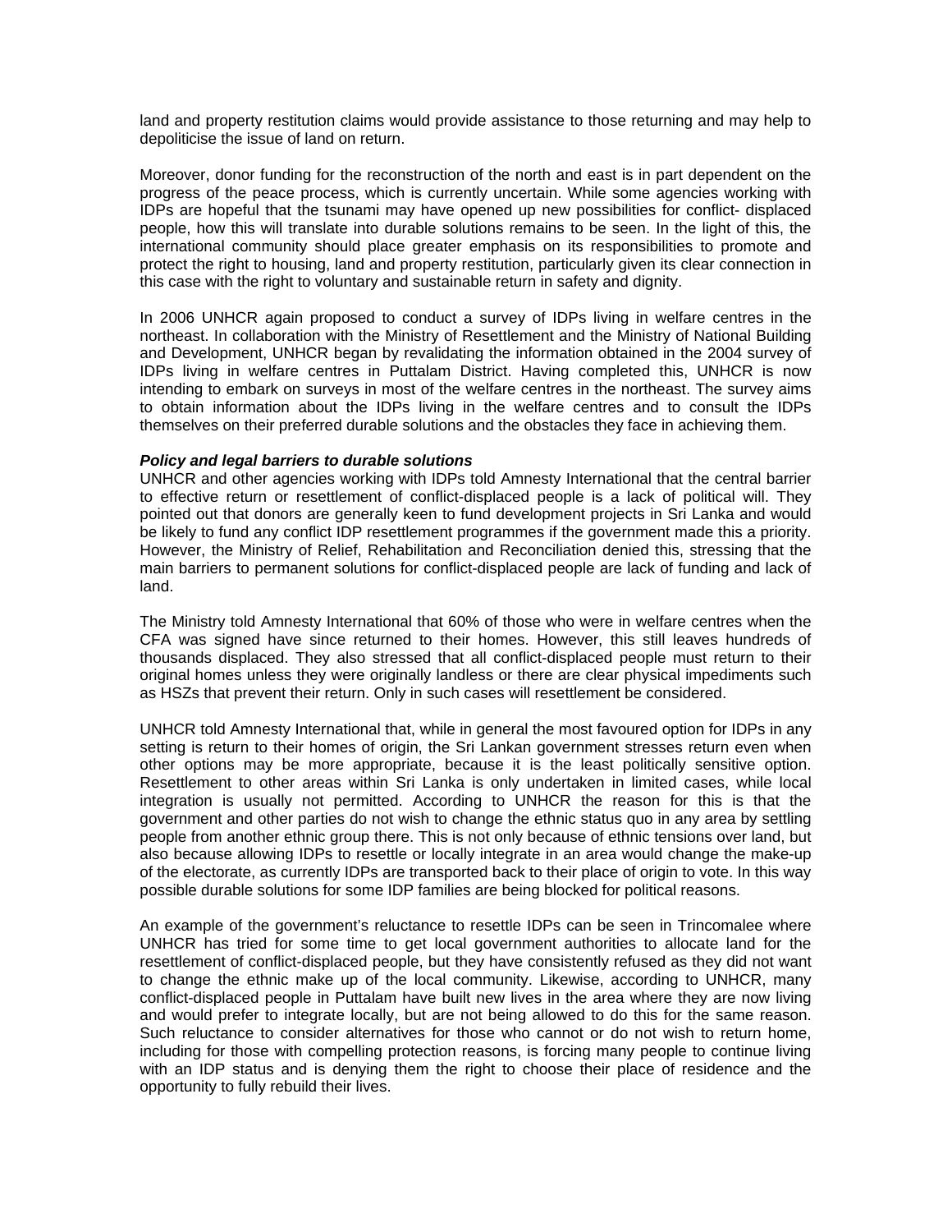land and property restitution claims would provide assistance to those returning and may help to depoliticise the issue of land on return.

Moreover, donor funding for the reconstruction of the north and east is in part dependent on the progress of the peace process, which is currently uncertain. While some agencies working with IDPs are hopeful that the tsunami may have opened up new possibilities for conflict- displaced people, how this will translate into durable solutions remains to be seen. In the light of this, the international community should place greater emphasis on its responsibilities to promote and protect the right to housing, land and property restitution, particularly given its clear connection in this case with the right to voluntary and sustainable return in safety and dignity.

In 2006 UNHCR again proposed to conduct a survey of IDPs living in welfare centres in the northeast. In collaboration with the Ministry of Resettlement and the Ministry of National Building and Development, UNHCR began by revalidating the information obtained in the 2004 survey of IDPs living in welfare centres in Puttalam District. Having completed this, UNHCR is now intending to embark on surveys in most of the welfare centres in the northeast. The survey aims to obtain information about the IDPs living in the welfare centres and to consult the IDPs themselves on their preferred durable solutions and the obstacles they face in achieving them.

***Policy and legal barriers to durable solutions***

UNHCR and other agencies working with IDPs told Amnesty International that the central barrier to effective return or resettlement of conflict-displaced people is a lack of political will. They pointed out that donors are generally keen to fund development projects in Sri Lanka and would be likely to fund any conflict IDP resettlement programmes if the government made this a priority. However, the Ministry of Relief, Rehabilitation and Reconciliation denied this, stressing that the main barriers to permanent solutions for conflict-displaced people are lack of funding and lack of land.

The Ministry told Amnesty International that 60% of those who were in welfare centres when the CFA was signed have since returned to their homes. However, this still leaves hundreds of thousands displaced. They also stressed that all conflict-displaced people must return to their original homes unless they were originally landless or there are clear physical impediments such as HSZs that prevent their return. Only in such cases will resettlement be considered.

UNHCR told Amnesty International that, while in general the most favoured option for IDPs in any setting is return to their homes of origin, the Sri Lankan government stresses return even when other options may be more appropriate, because it is the least politically sensitive option. Resettlement to other areas within Sri Lanka is only undertaken in limited cases, while local integration is usually not permitted. According to UNHCR the reason for this is that the government and other parties do not wish to change the ethnic status quo in any area by settling people from another ethnic group there. This is not only because of ethnic tensions over land, but also because allowing IDPs to resettle or locally integrate in an area would change the make-up of the electorate, as currently IDPs are transported back to their place of origin to vote. In this way possible durable solutions for some IDP families are being blocked for political reasons.

An example of the government's reluctance to resettle IDPs can be seen in Trincomalee where UNHCR has tried for some time to get local government authorities to allocate land for the resettlement of conflict-displaced people, but they have consistently refused as they did not want to change the ethnic make up of the local community. Likewise, according to UNHCR, many conflict-displaced people in Puttalam have built new lives in the area where they are now living and would prefer to integrate locally, but are not being allowed to do this for the same reason. Such reluctance to consider alternatives for those who cannot or do not wish to return home, including for those with compelling protection reasons, is forcing many people to continue living with an IDP status and is denying them the right to choose their place of residence and the opportunity to fully rebuild their lives.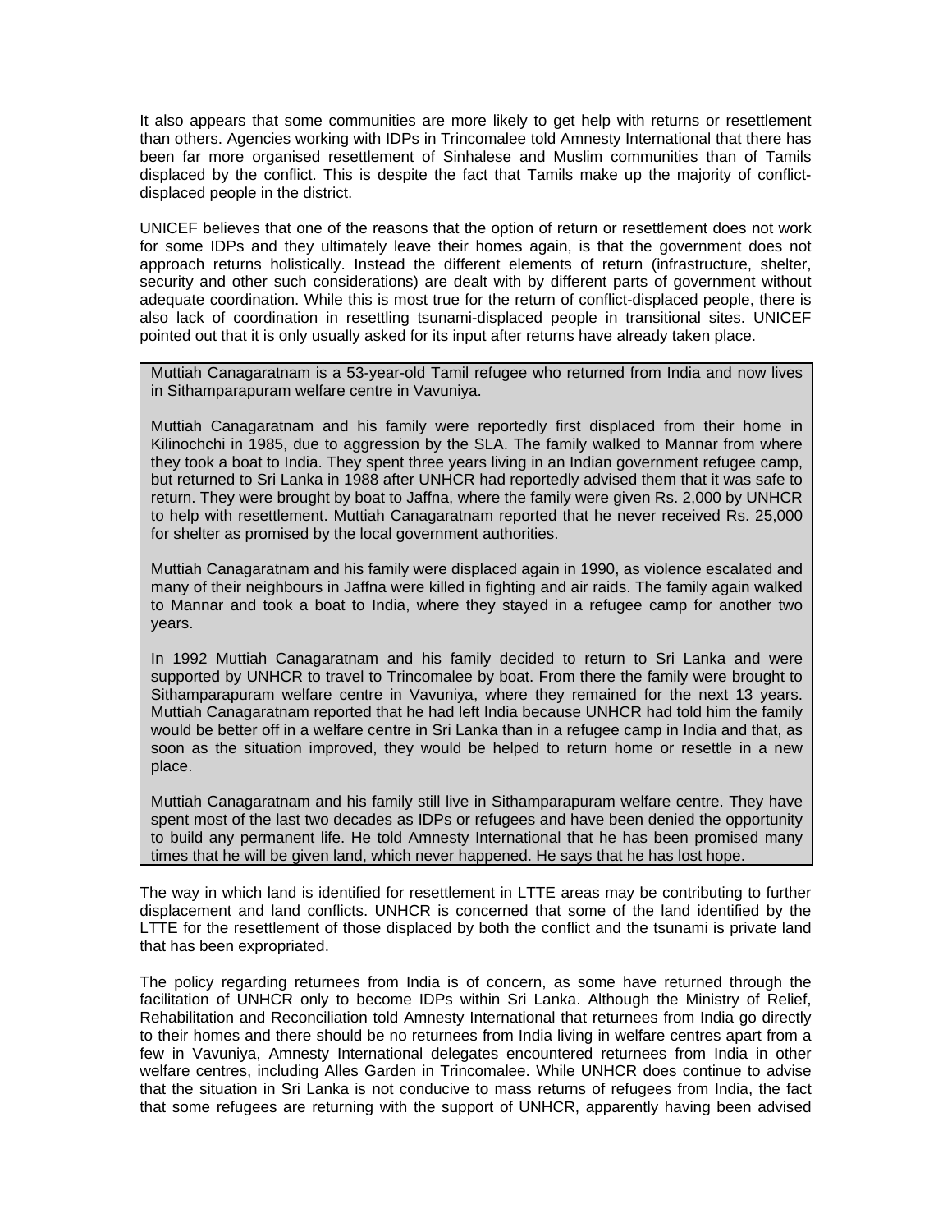It also appears that some communities are more likely to get help with returns or resettlement than others. Agencies working with IDPs in Trincomalee told Amnesty International that there has been far more organised resettlement of Sinhalese and Muslim communities than of Tamils displaced by the conflict. This is despite the fact that Tamils make up the majority of conflict-displaced people in the district.

UNICEF believes that one of the reasons that the option of return or resettlement does not work for some IDPs and they ultimately leave their homes again, is that the government does not approach returns holistically. Instead the different elements of return (infrastructure, shelter, security and other such considerations) are dealt with by different parts of government without adequate coordination. While this is most true for the return of conflict-displaced people, there is also lack of coordination in resettling tsunami-displaced people in transitional sites. UNICEF pointed out that it is only usually asked for its input after returns have already taken place.

> Muttiah Canagaratnam is a 53-year-old Tamil refugee who returned from India and now lives in Sithamparapuram welfare centre in Vavuniya.
>
> Muttiah Canagaratnam and his family were reportedly first displaced from their home in Kilinochchi in 1985, due to aggression by the SLA. The family walked to Mannar from where they took a boat to India. They spent three years living in an Indian government refugee camp, but returned to Sri Lanka in 1988 after UNHCR had reportedly advised them that it was safe to return. They were brought by boat to Jaffna, where the family were given Rs. 2,000 by UNHCR to help with resettlement. Muttiah Canagaratnam reported that he never received Rs. 25,000 for shelter as promised by the local government authorities.
>
> Muttiah Canagaratnam and his family were displaced again in 1990, as violence escalated and many of their neighbours in Jaffna were killed in fighting and air raids. The family again walked to Mannar and took a boat to India, where they stayed in a refugee camp for another two years.
>
> In 1992 Muttiah Canagaratnam and his family decided to return to Sri Lanka and were supported by UNHCR to travel to Trincomalee by boat. From there the family were brought to Sithamparapuram welfare centre in Vavuniya, where they remained for the next 13 years. Muttiah Canagaratnam reported that he had left India because UNHCR had told him the family would be better off in a welfare centre in Sri Lanka than in a refugee camp in India and that, as soon as the situation improved, they would be helped to return home or resettle in a new place.
>
> Muttiah Canagaratnam and his family still live in Sithamparapuram welfare centre. They have spent most of the last two decades as IDPs or refugees and have been denied the opportunity to build any permanent life. He told Amnesty International that he has been promised many times that he will be given land, which never happened. He says that he has lost hope.

The way in which land is identified for resettlement in LTTE areas may be contributing to further displacement and land conflicts. UNHCR is concerned that some of the land identified by the LTTE for the resettlement of those displaced by both the conflict and the tsunami is private land that has been expropriated.

The policy regarding returnees from India is of concern, as some have returned through the facilitation of UNHCR only to become IDPs within Sri Lanka. Although the Ministry of Relief, Rehabilitation and Reconciliation told Amnesty International that returnees from India go directly to their homes and there should be no returnees from India living in welfare centres apart from a few in Vavuniya, Amnesty International delegates encountered returnees from India in other welfare centres, including Alles Garden in Trincomalee. While UNHCR does continue to advise that the situation in Sri Lanka is not conducive to mass returns of refugees from India, the fact that some refugees are returning with the support of UNHCR, apparently having been advised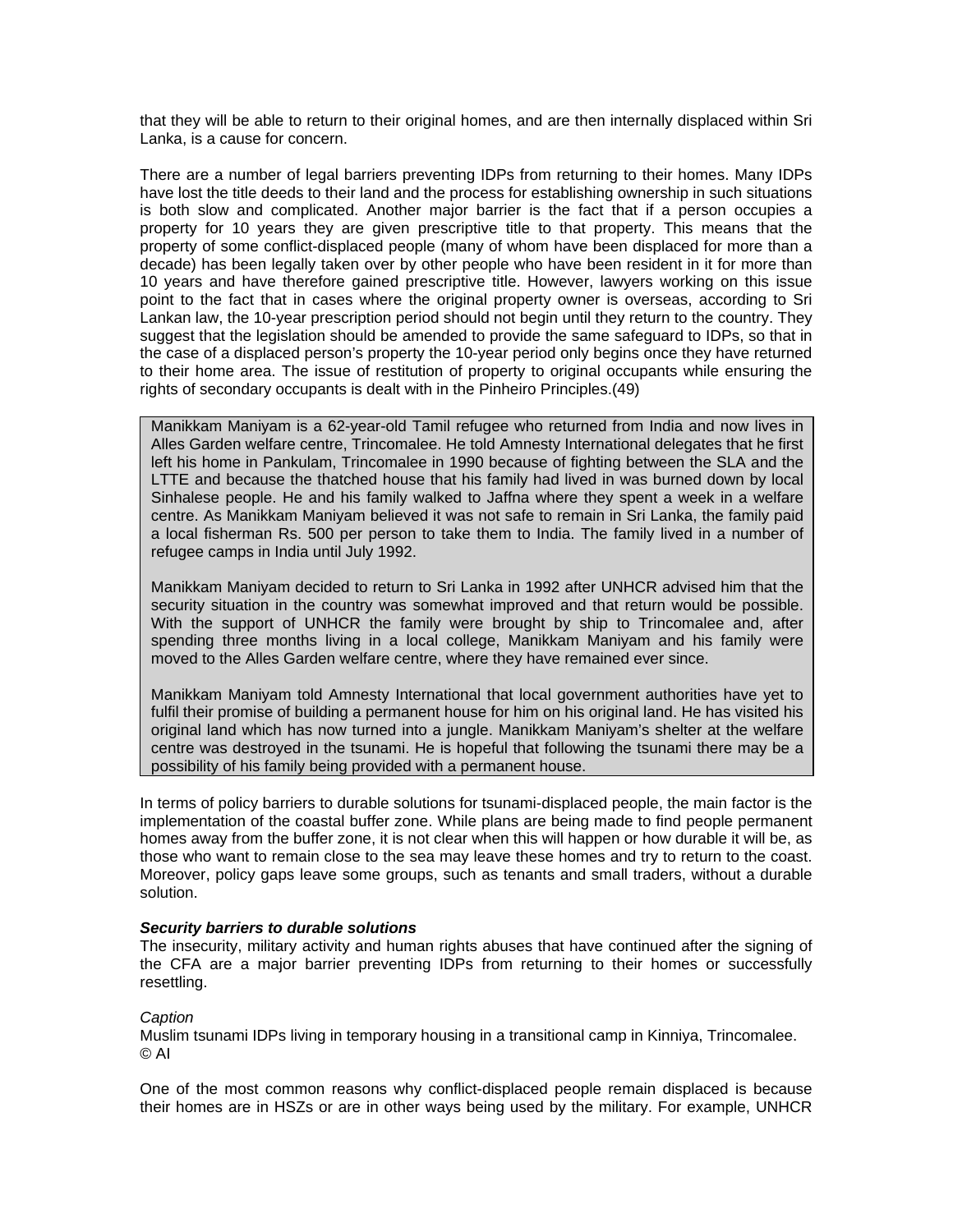that they will be able to return to their original homes, and are then internally displaced within Sri Lanka, is a cause for concern.

There are a number of legal barriers preventing IDPs from returning to their homes. Many IDPs have lost the title deeds to their land and the process for establishing ownership in such situations is both slow and complicated. Another major barrier is the fact that if a person occupies a property for 10 years they are given prescriptive title to that property. This means that the property of some conflict-displaced people (many of whom have been displaced for more than a decade) has been legally taken over by other people who have been resident in it for more than 10 years and have therefore gained prescriptive title. However, lawyers working on this issue point to the fact that in cases where the original property owner is overseas, according to Sri Lankan law, the 10-year prescription period should not begin until they return to the country. They suggest that the legislation should be amended to provide the same safeguard to IDPs, so that in the case of a displaced person's property the 10-year period only begins once they have returned to their home area. The issue of restitution of property to original occupants while ensuring the rights of secondary occupants is dealt with in the Pinheiro Principles.(49)

> Manikkam Maniyam is a 62-year-old Tamil refugee who returned from India and now lives in Alles Garden welfare centre, Trincomalee. He told Amnesty International delegates that he first left his home in Pankulam, Trincomalee in 1990 because of fighting between the SLA and the LTTE and because the thatched house that his family had lived in was burned down by local Sinhalese people. He and his family walked to Jaffna where they spent a week in a welfare centre. As Manikkam Maniyam believed it was not safe to remain in Sri Lanka, the family paid a local fisherman Rs. 500 per person to take them to India. The family lived in a number of refugee camps in India until July 1992.
>
> Manikkam Maniyam decided to return to Sri Lanka in 1992 after UNHCR advised him that the security situation in the country was somewhat improved and that return would be possible. With the support of UNHCR the family were brought by ship to Trincomalee and, after spending three months living in a local college, Manikkam Maniyam and his family were moved to the Alles Garden welfare centre, where they have remained ever since.
>
> Manikkam Maniyam told Amnesty International that local government authorities have yet to fulfil their promise of building a permanent house for him on his original land. He has visited his original land which has now turned into a jungle. Manikkam Maniyam's shelter at the welfare centre was destroyed in the tsunami. He is hopeful that following the tsunami there may be a possibility of his family being provided with a permanent house.

In terms of policy barriers to durable solutions for tsunami-displaced people, the main factor is the implementation of the coastal buffer zone. While plans are being made to find people permanent homes away from the buffer zone, it is not clear when this will happen or how durable it will be, as those who want to remain close to the sea may leave these homes and try to return to the coast. Moreover, policy gaps leave some groups, such as tenants and small traders, without a durable solution.

***Security barriers to durable solutions***

The insecurity, military activity and human rights abuses that have continued after the signing of the CFA are a major barrier preventing IDPs from returning to their homes or successfully resettling.

*Caption*

Muslim tsunami IDPs living in temporary housing in a transitional camp in Kinniya, Trincomalee.
© AI

One of the most common reasons why conflict-displaced people remain displaced is because their homes are in HSZs or are in other ways being used by the military. For example, UNHCR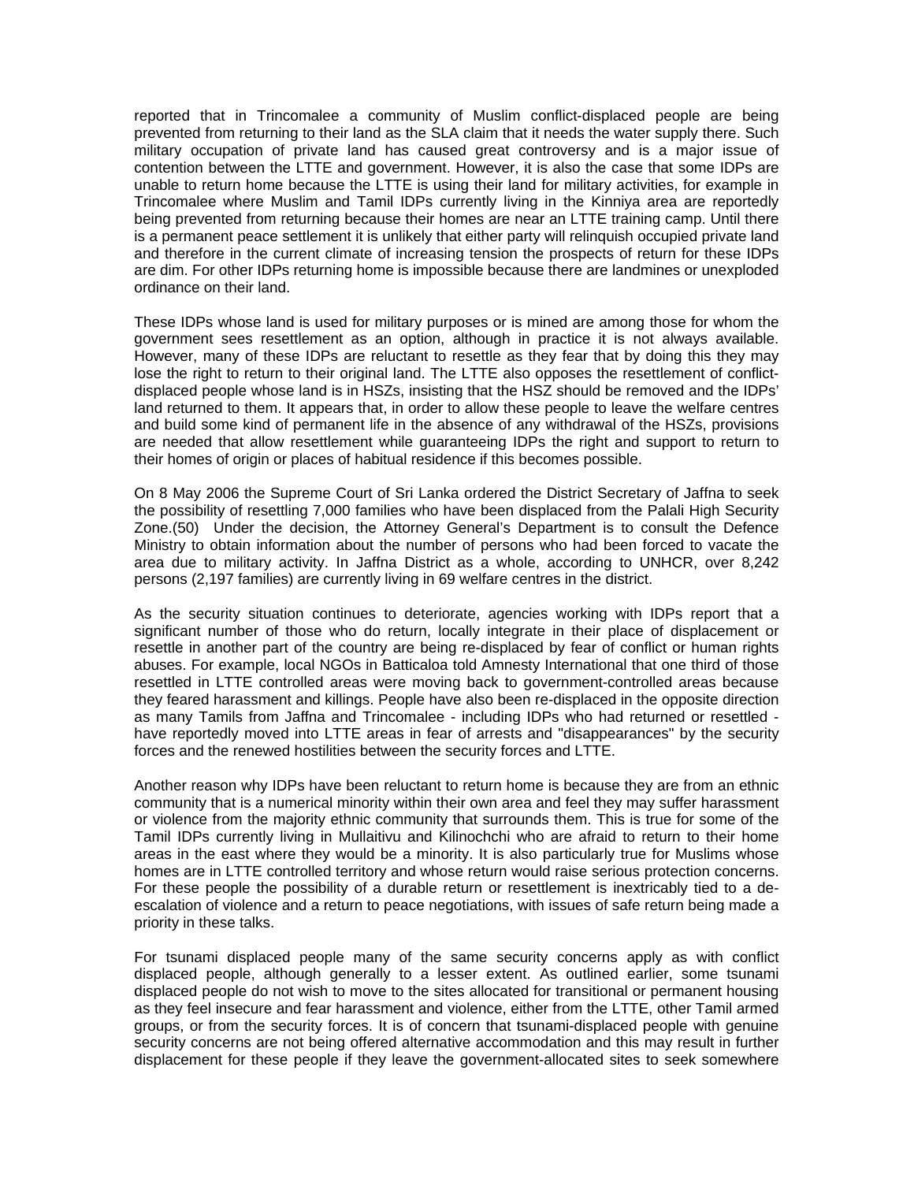reported that in Trincomalee a community of Muslim conflict-displaced people are being prevented from returning to their land as the SLA claim that it needs the water supply there. Such military occupation of private land has caused great controversy and is a major issue of contention between the LTTE and government. However, it is also the case that some IDPs are unable to return home because the LTTE is using their land for military activities, for example in Trincomalee where Muslim and Tamil IDPs currently living in the Kinniya area are reportedly being prevented from returning because their homes are near an LTTE training camp. Until there is a permanent peace settlement it is unlikely that either party will relinquish occupied private land and therefore in the current climate of increasing tension the prospects of return for these IDPs are dim. For other IDPs returning home is impossible because there are landmines or unexploded ordinance on their land.

These IDPs whose land is used for military purposes or is mined are among those for whom the government sees resettlement as an option, although in practice it is not always available. However, many of these IDPs are reluctant to resettle as they fear that by doing this they may lose the right to return to their original land. The LTTE also opposes the resettlement of conflict-displaced people whose land is in HSZs, insisting that the HSZ should be removed and the IDPs' land returned to them. It appears that, in order to allow these people to leave the welfare centres and build some kind of permanent life in the absence of any withdrawal of the HSZs, provisions are needed that allow resettlement while guaranteeing IDPs the right and support to return to their homes of origin or places of habitual residence if this becomes possible.

On 8 May 2006 the Supreme Court of Sri Lanka ordered the District Secretary of Jaffna to seek the possibility of resettling 7,000 families who have been displaced from the Palali High Security Zone.(50) Under the decision, the Attorney General's Department is to consult the Defence Ministry to obtain information about the number of persons who had been forced to vacate the area due to military activity. In Jaffna District as a whole, according to UNHCR, over 8,242 persons (2,197 families) are currently living in 69 welfare centres in the district.

As the security situation continues to deteriorate, agencies working with IDPs report that a significant number of those who do return, locally integrate in their place of displacement or resettle in another part of the country are being re-displaced by fear of conflict or human rights abuses. For example, local NGOs in Batticaloa told Amnesty International that one third of those resettled in LTTE controlled areas were moving back to government-controlled areas because they feared harassment and killings. People have also been re-displaced in the opposite direction as many Tamils from Jaffna and Trincomalee - including IDPs who had returned or resettled - have reportedly moved into LTTE areas in fear of arrests and "disappearances" by the security forces and the renewed hostilities between the security forces and LTTE.

Another reason why IDPs have been reluctant to return home is because they are from an ethnic community that is a numerical minority within their own area and feel they may suffer harassment or violence from the majority ethnic community that surrounds them. This is true for some of the Tamil IDPs currently living in Mullaitivu and Kilinochchi who are afraid to return to their home areas in the east where they would be a minority. It is also particularly true for Muslims whose homes are in LTTE controlled territory and whose return would raise serious protection concerns. For these people the possibility of a durable return or resettlement is inextricably tied to a de-escalation of violence and a return to peace negotiations, with issues of safe return being made a priority in these talks.

For tsunami displaced people many of the same security concerns apply as with conflict displaced people, although generally to a lesser extent. As outlined earlier, some tsunami displaced people do not wish to move to the sites allocated for transitional or permanent housing as they feel insecure and fear harassment and violence, either from the LTTE, other Tamil armed groups, or from the security forces. It is of concern that tsunami-displaced people with genuine security concerns are not being offered alternative accommodation and this may result in further displacement for these people if they leave the government-allocated sites to seek somewhere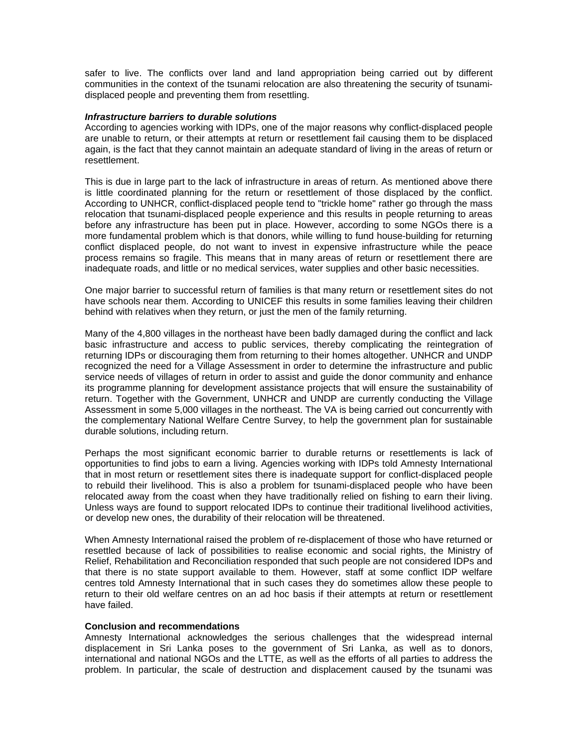safer to live. The conflicts over land and land appropriation being carried out by different communities in the context of the tsunami relocation are also threatening the security of tsunami-displaced people and preventing them from resettling.

***Infrastructure barriers to durable solutions***

According to agencies working with IDPs, one of the major reasons why conflict-displaced people are unable to return, or their attempts at return or resettlement fail causing them to be displaced again, is the fact that they cannot maintain an adequate standard of living in the areas of return or resettlement.

This is due in large part to the lack of infrastructure in areas of return. As mentioned above there is little coordinated planning for the return or resettlement of those displaced by the conflict. According to UNHCR, conflict-displaced people tend to "trickle home" rather go through the mass relocation that tsunami-displaced people experience and this results in people returning to areas before any infrastructure has been put in place. However, according to some NGOs there is a more fundamental problem which is that donors, while willing to fund house-building for returning conflict displaced people, do not want to invest in expensive infrastructure while the peace process remains so fragile. This means that in many areas of return or resettlement there are inadequate roads, and little or no medical services, water supplies and other basic necessities.

One major barrier to successful return of families is that many return or resettlement sites do not have schools near them. According to UNICEF this results in some families leaving their children behind with relatives when they return, or just the men of the family returning.

Many of the 4,800 villages in the northeast have been badly damaged during the conflict and lack basic infrastructure and access to public services, thereby complicating the reintegration of returning IDPs or discouraging them from returning to their homes altogether. UNHCR and UNDP recognized the need for a Village Assessment in order to determine the infrastructure and public service needs of villages of return in order to assist and guide the donor community and enhance its programme planning for development assistance projects that will ensure the sustainability of return. Together with the Government, UNHCR and UNDP are currently conducting the Village Assessment in some 5,000 villages in the northeast. The VA is being carried out concurrently with the complementary National Welfare Centre Survey, to help the government plan for sustainable durable solutions, including return.

Perhaps the most significant economic barrier to durable returns or resettlements is lack of opportunities to find jobs to earn a living. Agencies working with IDPs told Amnesty International that in most return or resettlement sites there is inadequate support for conflict-displaced people to rebuild their livelihood. This is also a problem for tsunami-displaced people who have been relocated away from the coast when they have traditionally relied on fishing to earn their living. Unless ways are found to support relocated IDPs to continue their traditional livelihood activities, or develop new ones, the durability of their relocation will be threatened.

When Amnesty International raised the problem of re-displacement of those who have returned or resettled because of lack of possibilities to realise economic and social rights, the Ministry of Relief, Rehabilitation and Reconciliation responded that such people are not considered IDPs and that there is no state support available to them. However, staff at some conflict IDP welfare centres told Amnesty International that in such cases they do sometimes allow these people to return to their old welfare centres on an ad hoc basis if their attempts at return or resettlement have failed.

**Conclusion and recommendations**

Amnesty International acknowledges the serious challenges that the widespread internal displacement in Sri Lanka poses to the government of Sri Lanka, as well as to donors, international and national NGOs and the LTTE, as well as the efforts of all parties to address the problem. In particular, the scale of destruction and displacement caused by the tsunami was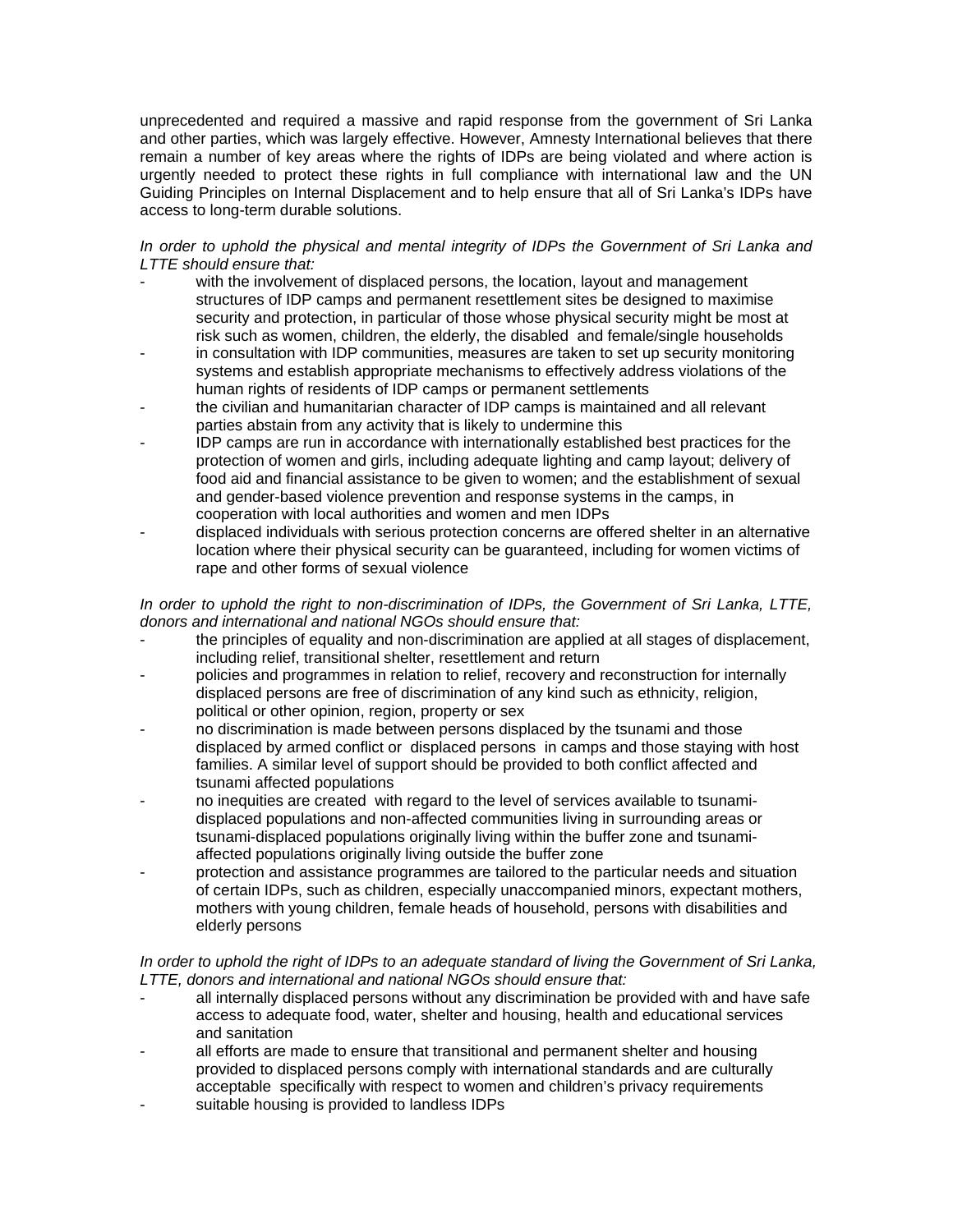unprecedented and required a massive and rapid response from the government of Sri Lanka and other parties, which was largely effective. However, Amnesty International believes that there remain a number of key areas where the rights of IDPs are being violated and where action is urgently needed to protect these rights in full compliance with international law and the UN Guiding Principles on Internal Displacement and to help ensure that all of Sri Lanka's IDPs have access to long-term durable solutions.

*In order to uphold the physical and mental integrity of IDPs the Government of Sri Lanka and LTTE should ensure that:*

- with the involvement of displaced persons, the location, layout and management structures of IDP camps and permanent resettlement sites be designed to maximise security and protection, in particular of those whose physical security might be most at risk such as women, children, the elderly, the disabled and female/single households
- in consultation with IDP communities, measures are taken to set up security monitoring systems and establish appropriate mechanisms to effectively address violations of the human rights of residents of IDP camps or permanent settlements
- the civilian and humanitarian character of IDP camps is maintained and all relevant parties abstain from any activity that is likely to undermine this
- IDP camps are run in accordance with internationally established best practices for the protection of women and girls, including adequate lighting and camp layout; delivery of food aid and financial assistance to be given to women; and the establishment of sexual and gender-based violence prevention and response systems in the camps, in cooperation with local authorities and women and men IDPs
- displaced individuals with serious protection concerns are offered shelter in an alternative location where their physical security can be guaranteed, including for women victims of rape and other forms of sexual violence

*In order to uphold the right to non-discrimination of IDPs, the Government of Sri Lanka, LTTE, donors and international and national NGOs should ensure that:*

- the principles of equality and non-discrimination are applied at all stages of displacement, including relief, transitional shelter, resettlement and return
- policies and programmes in relation to relief, recovery and reconstruction for internally displaced persons are free of discrimination of any kind such as ethnicity, religion, political or other opinion, region, property or sex
- no discrimination is made between persons displaced by the tsunami and those displaced by armed conflict or displaced persons in camps and those staying with host families. A similar level of support should be provided to both conflict affected and tsunami affected populations
- no inequities are created with regard to the level of services available to tsunami-displaced populations and non-affected communities living in surrounding areas or tsunami-displaced populations originally living within the buffer zone and tsunami-affected populations originally living outside the buffer zone
- protection and assistance programmes are tailored to the particular needs and situation of certain IDPs, such as children, especially unaccompanied minors, expectant mothers, mothers with young children, female heads of household, persons with disabilities and elderly persons

*In order to uphold the right of IDPs to an adequate standard of living the Government of Sri Lanka, LTTE, donors and international and national NGOs should ensure that:*

- all internally displaced persons without any discrimination be provided with and have safe access to adequate food, water, shelter and housing, health and educational services and sanitation
- all efforts are made to ensure that transitional and permanent shelter and housing provided to displaced persons comply with international standards and are culturally acceptable specifically with respect to women and children's privacy requirements
- suitable housing is provided to landless IDPs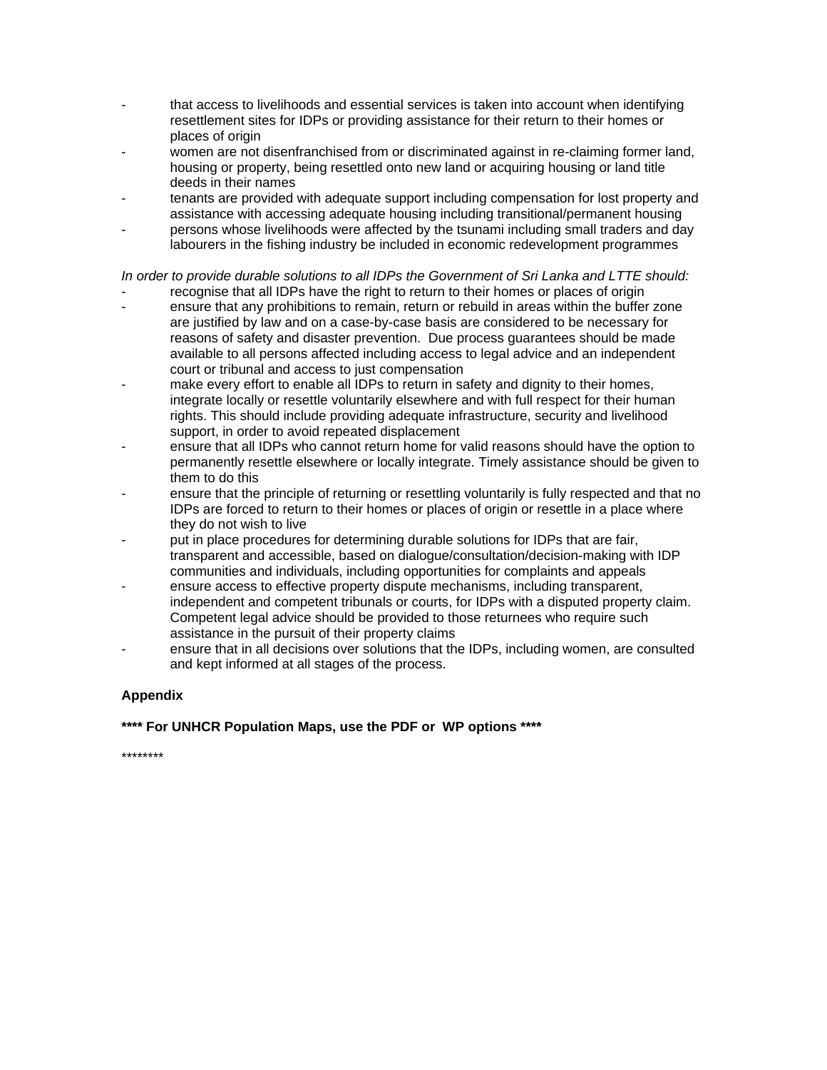- that access to livelihoods and essential services is taken into account when identifying resettlement sites for IDPs or providing assistance for their return to their homes or places of origin
- women are not disenfranchised from or discriminated against in re-claiming former land, housing or property, being resettled onto new land or acquiring housing or land title deeds in their names
- tenants are provided with adequate support including compensation for lost property and assistance with accessing adequate housing including transitional/permanent housing
- persons whose livelihoods were affected by the tsunami including small traders and day labourers in the fishing industry be included in economic redevelopment programmes

*In order to provide durable solutions to all IDPs the Government of Sri Lanka and LTTE should:*

- recognise that all IDPs have the right to return to their homes or places of origin
- ensure that any prohibitions to remain, return or rebuild in areas within the buffer zone are justified by law and on a case-by-case basis are considered to be necessary for reasons of safety and disaster prevention. Due process guarantees should be made available to all persons affected including access to legal advice and an independent court or tribunal and access to just compensation
- make every effort to enable all IDPs to return in safety and dignity to their homes, integrate locally or resettle voluntarily elsewhere and with full respect for their human rights. This should include providing adequate infrastructure, security and livelihood support, in order to avoid repeated displacement
- ensure that all IDPs who cannot return home for valid reasons should have the option to permanently resettle elsewhere or locally integrate. Timely assistance should be given to them to do this
- ensure that the principle of returning or resettling voluntarily is fully respected and that no IDPs are forced to return to their homes or places of origin or resettle in a place where they do not wish to live
- put in place procedures for determining durable solutions for IDPs that are fair, transparent and accessible, based on dialogue/consultation/decision-making with IDP communities and individuals, including opportunities for complaints and appeals
- ensure access to effective property dispute mechanisms, including transparent, independent and competent tribunals or courts, for IDPs with a disputed property claim. Competent legal advice should be provided to those returnees who require such assistance in the pursuit of their property claims
- ensure that in all decisions over solutions that the IDPs, including women, are consulted and kept informed at all stages of the process.

**Appendix**

**\*\*\*\* For UNHCR Population Maps, use the PDF or WP options \*\*\*\***

\*\*\*\*\*\*\*\*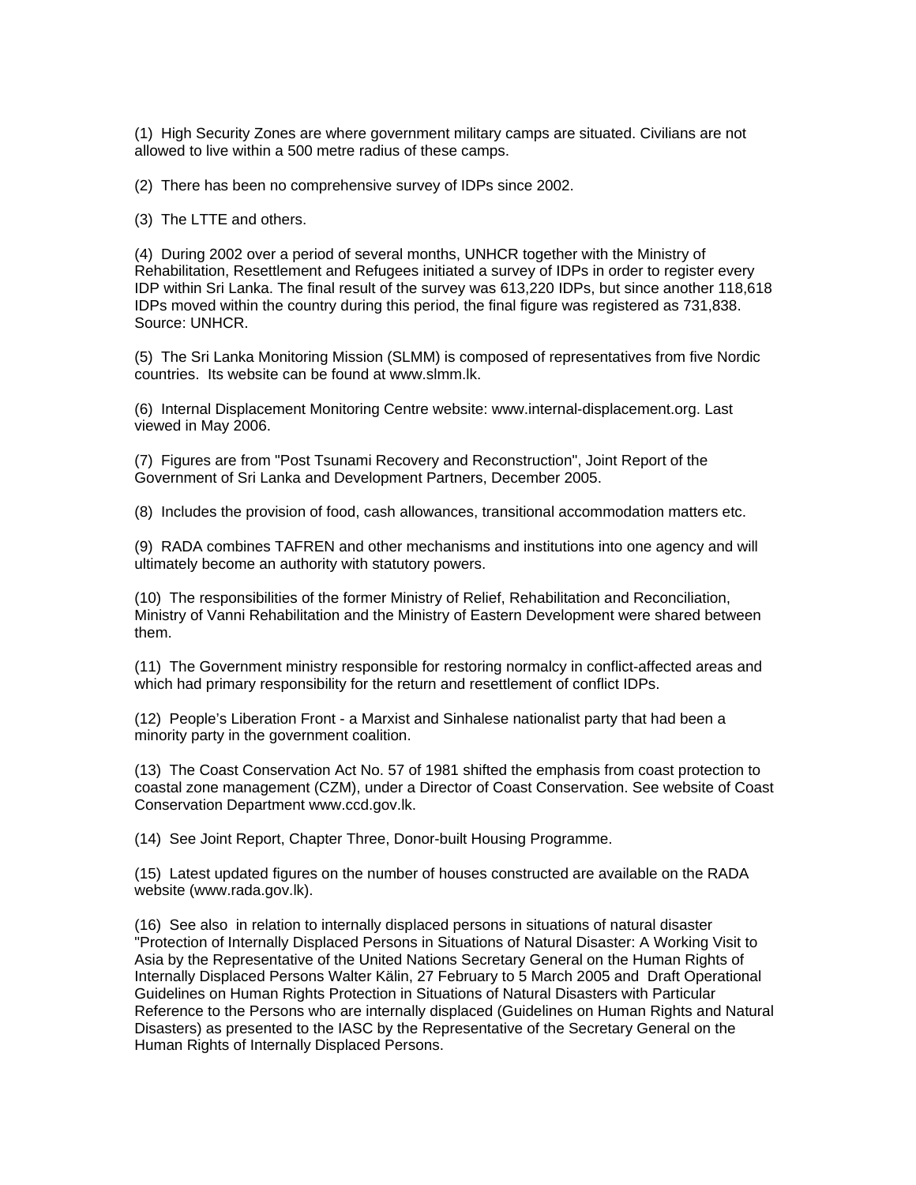(1) High Security Zones are where government military camps are situated. Civilians are not allowed to live within a 500 metre radius of these camps.

(2) There has been no comprehensive survey of IDPs since 2002.

(3) The LTTE and others.

(4) During 2002 over a period of several months, UNHCR together with the Ministry of Rehabilitation, Resettlement and Refugees initiated a survey of IDPs in order to register every IDP within Sri Lanka. The final result of the survey was 613,220 IDPs, but since another 118,618 IDPs moved within the country during this period, the final figure was registered as 731,838. Source: UNHCR.

(5) The Sri Lanka Monitoring Mission (SLMM) is composed of representatives from five Nordic countries. Its website can be found at www.slmm.lk.

(6) Internal Displacement Monitoring Centre website: www.internal-displacement.org. Last viewed in May 2006.

(7) Figures are from "Post Tsunami Recovery and Reconstruction", Joint Report of the Government of Sri Lanka and Development Partners, December 2005.

(8) Includes the provision of food, cash allowances, transitional accommodation matters etc.

(9) RADA combines TAFREN and other mechanisms and institutions into one agency and will ultimately become an authority with statutory powers.

(10) The responsibilities of the former Ministry of Relief, Rehabilitation and Reconciliation, Ministry of Vanni Rehabilitation and the Ministry of Eastern Development were shared between them.

(11) The Government ministry responsible for restoring normalcy in conflict-affected areas and which had primary responsibility for the return and resettlement of conflict IDPs.

(12) People's Liberation Front - a Marxist and Sinhalese nationalist party that had been a minority party in the government coalition.

(13) The Coast Conservation Act No. 57 of 1981 shifted the emphasis from coast protection to coastal zone management (CZM), under a Director of Coast Conservation. See website of Coast Conservation Department www.ccd.gov.lk.

(14) See Joint Report, Chapter Three, Donor-built Housing Programme.

(15) Latest updated figures on the number of houses constructed are available on the RADA website (www.rada.gov.lk).

(16) See also in relation to internally displaced persons in situations of natural disaster "Protection of Internally Displaced Persons in Situations of Natural Disaster: A Working Visit to Asia by the Representative of the United Nations Secretary General on the Human Rights of Internally Displaced Persons Walter Kälin, 27 February to 5 March 2005 and Draft Operational Guidelines on Human Rights Protection in Situations of Natural Disasters with Particular Reference to the Persons who are internally displaced (Guidelines on Human Rights and Natural Disasters) as presented to the IASC by the Representative of the Secretary General on the Human Rights of Internally Displaced Persons.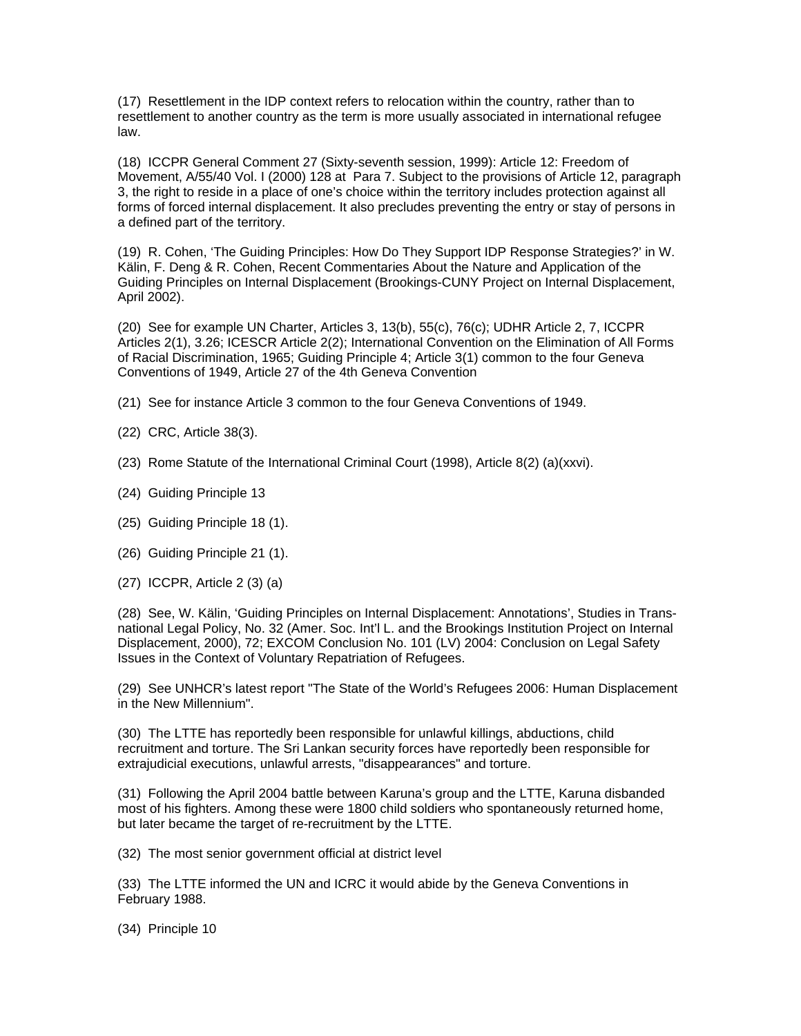(17) Resettlement in the IDP context refers to relocation within the country, rather than to resettlement to another country as the term is more usually associated in international refugee law.

(18) ICCPR General Comment 27 (Sixty-seventh session, 1999): Article 12: Freedom of Movement, A/55/40 Vol. I (2000) 128 at Para 7. Subject to the provisions of Article 12, paragraph 3, the right to reside in a place of one's choice within the territory includes protection against all forms of forced internal displacement. It also precludes preventing the entry or stay of persons in a defined part of the territory.

(19) R. Cohen, 'The Guiding Principles: How Do They Support IDP Response Strategies?' in W. Kälin, F. Deng & R. Cohen, Recent Commentaries About the Nature and Application of the Guiding Principles on Internal Displacement (Brookings-CUNY Project on Internal Displacement, April 2002).

(20) See for example UN Charter, Articles 3, 13(b), 55(c), 76(c); UDHR Article 2, 7, ICCPR Articles 2(1), 3.26; ICESCR Article 2(2); International Convention on the Elimination of All Forms of Racial Discrimination, 1965; Guiding Principle 4; Article 3(1) common to the four Geneva Conventions of 1949, Article 27 of the 4th Geneva Convention

(21) See for instance Article 3 common to the four Geneva Conventions of 1949.

(22) CRC, Article 38(3).

(23) Rome Statute of the International Criminal Court (1998), Article 8(2) (a)(xxvi).

(24) Guiding Principle 13

(25) Guiding Principle 18 (1).

(26) Guiding Principle 21 (1).

(27) ICCPR, Article 2 (3) (a)

(28) See, W. Kälin, 'Guiding Principles on Internal Displacement: Annotations', Studies in Trans-national Legal Policy, No. 32 (Amer. Soc. Int'l L. and the Brookings Institution Project on Internal Displacement, 2000), 72; EXCOM Conclusion No. 101 (LV) 2004: Conclusion on Legal Safety Issues in the Context of Voluntary Repatriation of Refugees.

(29) See UNHCR's latest report "The State of the World's Refugees 2006: Human Displacement in the New Millennium".

(30) The LTTE has reportedly been responsible for unlawful killings, abductions, child recruitment and torture. The Sri Lankan security forces have reportedly been responsible for extrajudicial executions, unlawful arrests, "disappearances" and torture.

(31) Following the April 2004 battle between Karuna's group and the LTTE, Karuna disbanded most of his fighters. Among these were 1800 child soldiers who spontaneously returned home, but later became the target of re-recruitment by the LTTE.

(32) The most senior government official at district level

(33) The LTTE informed the UN and ICRC it would abide by the Geneva Conventions in February 1988.

(34) Principle 10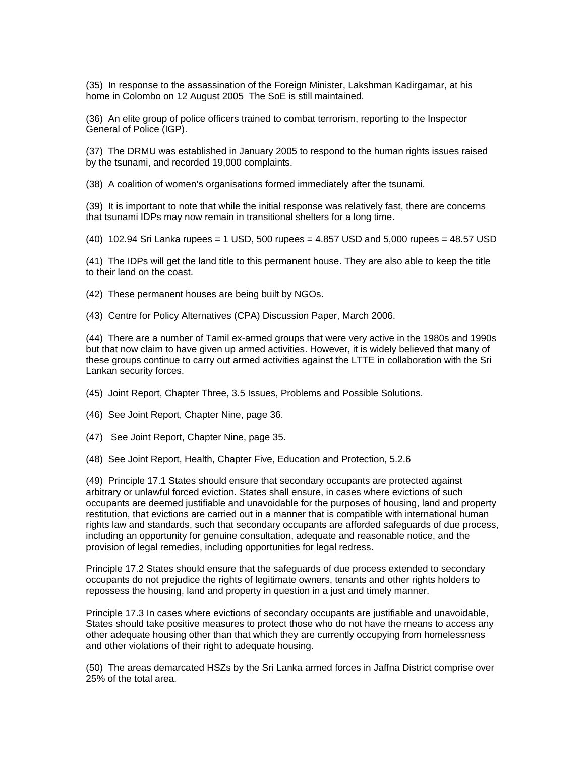(35) In response to the assassination of the Foreign Minister, Lakshman Kadirgamar, at his home in Colombo on 12 August 2005 The SoE is still maintained.

(36) An elite group of police officers trained to combat terrorism, reporting to the Inspector General of Police (IGP).

(37) The DRMU was established in January 2005 to respond to the human rights issues raised by the tsunami, and recorded 19,000 complaints.

(38) A coalition of women's organisations formed immediately after the tsunami.

(39) It is important to note that while the initial response was relatively fast, there are concerns that tsunami IDPs may now remain in transitional shelters for a long time.

(40) 102.94 Sri Lanka rupees = 1 USD, 500 rupees = 4.857 USD and 5,000 rupees = 48.57 USD

(41) The IDPs will get the land title to this permanent house. They are also able to keep the title to their land on the coast.

(42) These permanent houses are being built by NGOs.

(43) Centre for Policy Alternatives (CPA) Discussion Paper, March 2006.

(44) There are a number of Tamil ex-armed groups that were very active in the 1980s and 1990s but that now claim to have given up armed activities. However, it is widely believed that many of these groups continue to carry out armed activities against the LTTE in collaboration with the Sri Lankan security forces.

(45) Joint Report, Chapter Three, 3.5 Issues, Problems and Possible Solutions.

(46) See Joint Report, Chapter Nine, page 36.

(47) See Joint Report, Chapter Nine, page 35.

(48) See Joint Report, Health, Chapter Five, Education and Protection, 5.2.6

(49) Principle 17.1 States should ensure that secondary occupants are protected against arbitrary or unlawful forced eviction. States shall ensure, in cases where evictions of such occupants are deemed justifiable and unavoidable for the purposes of housing, land and property restitution, that evictions are carried out in a manner that is compatible with international human rights law and standards, such that secondary occupants are afforded safeguards of due process, including an opportunity for genuine consultation, adequate and reasonable notice, and the provision of legal remedies, including opportunities for legal redress.

Principle 17.2 States should ensure that the safeguards of due process extended to secondary occupants do not prejudice the rights of legitimate owners, tenants and other rights holders to repossess the housing, land and property in question in a just and timely manner.

Principle 17.3 In cases where evictions of secondary occupants are justifiable and unavoidable, States should take positive measures to protect those who do not have the means to access any other adequate housing other than that which they are currently occupying from homelessness and other violations of their right to adequate housing.

(50) The areas demarcated HSZs by the Sri Lanka armed forces in Jaffna District comprise over 25% of the total area.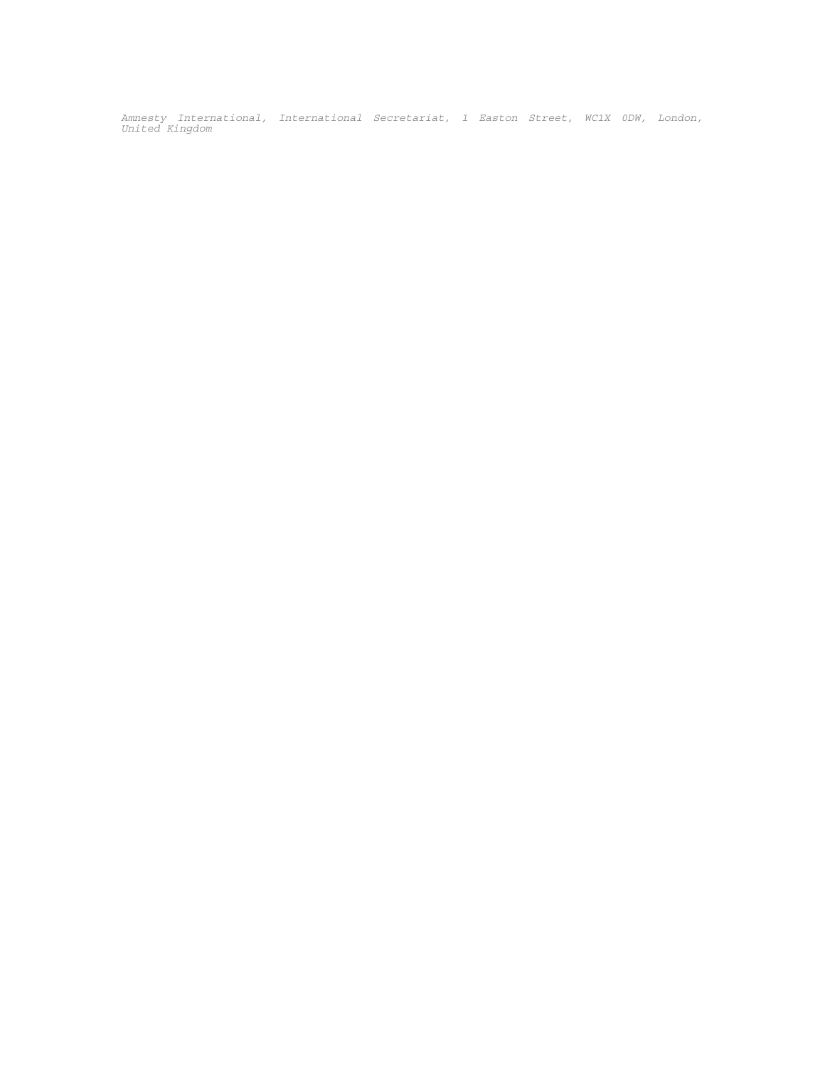*Amnesty International, International Secretariat, 1 Easton Street, WC1X 0DW, London, United Kingdom*